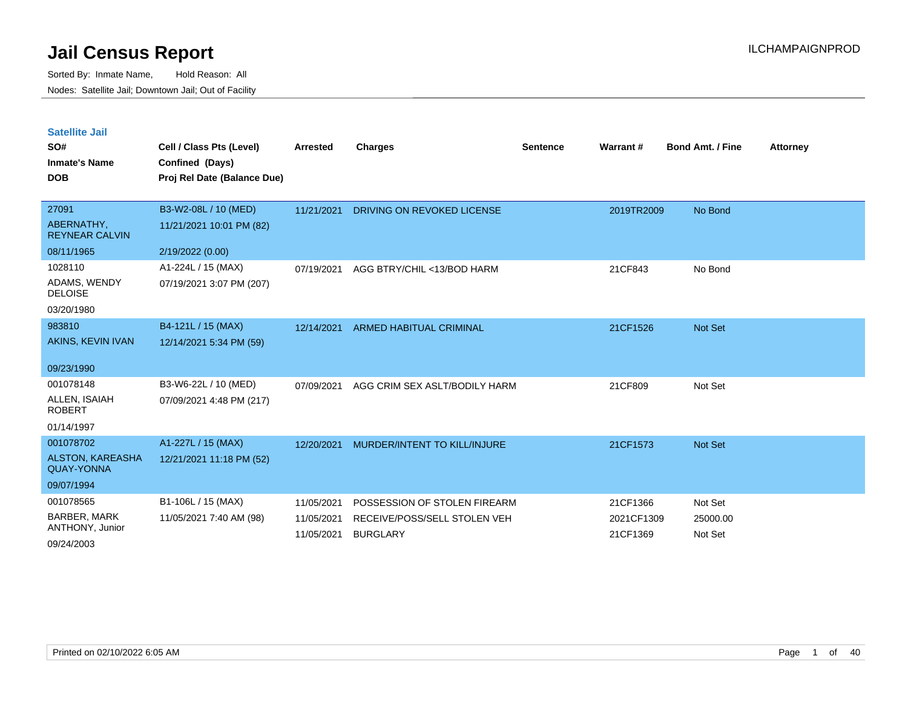# Jail Census Report

ILCHAMPAIGNPROD

Sorted By: Inmate Name, Hold Reason: All

Nodes: Satellite Jail; Downtown Jail; Out of Facility

## Satellite Jail

| SO# / Inmate's Name / DOB | Cell / Class Pts (Level) / Confined (Days) / Proj Rel Date (Balance Due) | Arrested | Charges | Sentence | Warrant # | Bond Amt. / Fine | Attorney |
|---|---|---|---|---|---|---|---|
| 27091<br>ABERNATHY, REYNEAR CALVIN<br>08/11/1965 | B3-W2-08L / 10 (MED)<br>11/21/2021 10:01 PM (82)<br>2/19/2022 (0.00) | 11/21/2021 | DRIVING ON REVOKED LICENSE | | 2019TR2009 | No Bond | |
| 1028110<br>ADAMS, WENDY DELOISE<br>03/20/1980 | A1-224L / 15 (MAX)<br>07/19/2021 3:07 PM (207) | 07/19/2021 | AGG BTRY/CHIL <13/BOD HARM | | 21CF843 | No Bond | |
| 983810<br>AKINS, KEVIN IVAN<br>09/23/1990 | B4-121L / 15 (MAX)<br>12/14/2021 5:34 PM (59) | 12/14/2021 | ARMED HABITUAL CRIMINAL | | 21CF1526 | Not Set | |
| 001078148<br>ALLEN, ISAIAH ROBERT<br>01/14/1997 | B3-W6-22L / 10 (MED)<br>07/09/2021 4:48 PM (217) | 07/09/2021 | AGG CRIM SEX ASLT/BODILY HARM | | 21CF809 | Not Set | |
| 001078702<br>ALSTON, KAREASHA QUAY-YONNA<br>09/07/1994 | A1-227L / 15 (MAX)<br>12/21/2021 11:18 PM (52) | 12/20/2021 | MURDER/INTENT TO KILL/INJURE | | 21CF1573 | Not Set | |
| 001078565<br>BARBER, MARK ANTHONY, Junior<br>09/24/2003 | B1-106L / 15 (MAX)<br>11/05/2021 7:40 AM (98) | 11/05/2021 | POSSESSION OF STOLEN FIREARM | | 21CF1366 | Not Set | |
| | | 11/05/2021 | RECEIVE/POSS/SELL STOLEN VEH | | 2021CF1309 | 25000.00 | |
| | | 11/05/2021 | BURGLARY | | 21CF1369 | Not Set | |

Printed on 02/10/2022 6:05 AM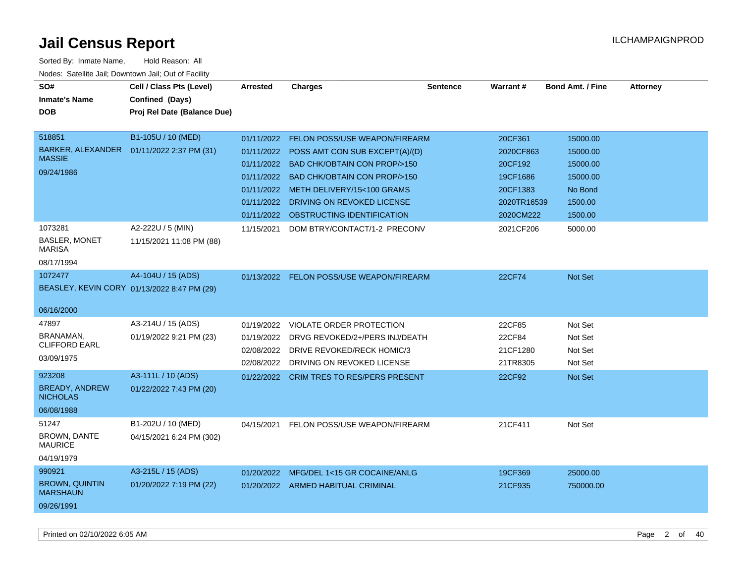# Jail Census Report

ILCHAMPAIGNPROD

Sorted By: Inmate Name, Hold Reason: All

Nodes: Satellite Jail; Downtown Jail; Out of Facility

| SO# / Inmate's Name / DOB | Cell / Class Pts (Level) / Confined (Days) / Proj Rel Date (Balance Due) | Arrested | Charges | Sentence | Warrant # | Bond Amt. / Fine | Attorney |
|---|---|---|---|---|---|---|---|
| 518851<br>BARKER, ALEXANDER MASSIE<br>09/24/1986 | B1-105U / 10 (MED)<br>01/11/2022 2:37 PM (31) | 01/11/2022 | FELON POSS/USE WEAPON/FIREARM | | 20CF361 | 15000.00 | |
| | | 01/11/2022 | POSS AMT CON SUB EXCEPT(A)/(D) | | 2020CF863 | 15000.00 | |
| | | 01/11/2022 | BAD CHK/OBTAIN CON PROP/>150 | | 20CF192 | 15000.00 | |
| | | 01/11/2022 | BAD CHK/OBTAIN CON PROP/>150 | | 19CF1686 | 15000.00 | |
| | | 01/11/2022 | METH DELIVERY/15<100 GRAMS | | 20CF1383 | No Bond | |
| | | 01/11/2022 | DRIVING ON REVOKED LICENSE | | 2020TR16539 | 1500.00 | |
| | | 01/11/2022 | OBSTRUCTING IDENTIFICATION | | 2020CM222 | 1500.00 | |
| 1073281<br>BASLER, MONET MARISA<br>08/17/1994 | A2-222U / 5 (MIN)<br>11/15/2021 11:08 PM (88) | 11/15/2021 | DOM BTRY/CONTACT/1-2 PRECONV | | 2021CF206 | 5000.00 | |
| 1072477<br>BEASLEY, KEVIN CORY<br>06/16/2000 | A4-104U / 15 (ADS)<br>01/13/2022 8:47 PM (29) | 01/13/2022 | FELON POSS/USE WEAPON/FIREARM | | 22CF74 | Not Set | |
| 47897<br>BRANAMAN, CLIFFORD EARL<br>03/09/1975 | A3-214U / 15 (ADS)<br>01/19/2022 9:21 PM (23) | 01/19/2022 | VIOLATE ORDER PROTECTION | | 22CF85 | Not Set | |
| | | 01/19/2022 | DRVG REVOKED/2+/PERS INJ/DEATH | | 22CF84 | Not Set | |
| | | 02/08/2022 | DRIVE REVOKED/RECK HOMIC/3 | | 21CF1280 | Not Set | |
| | | 02/08/2022 | DRIVING ON REVOKED LICENSE | | 21TR8305 | Not Set | |
| 923208<br>BREADY, ANDREW NICHOLAS<br>06/08/1988 | A3-111L / 10 (ADS)<br>01/22/2022 7:43 PM (20) | 01/22/2022 | CRIM TRES TO RES/PERS PRESENT | | 22CF92 | Not Set | |
| 51247<br>BROWN, DANTE MAURICE<br>04/19/1979 | B1-202U / 10 (MED)<br>04/15/2021 6:24 PM (302) | 04/15/2021 | FELON POSS/USE WEAPON/FIREARM | | 21CF411 | Not Set | |
| 990921<br>BROWN, QUINTIN MARSHAUN<br>09/26/1991 | A3-215L / 15 (ADS)<br>01/20/2022 7:19 PM (22) | 01/20/2022 | MFG/DEL 1<15 GR COCAINE/ANLG | | 19CF369 | 25000.00 | |
| | | 01/20/2022 | ARMED HABITUAL CRIMINAL | | 21CF935 | 750000.00 | |

Printed on 02/10/2022 6:05 AM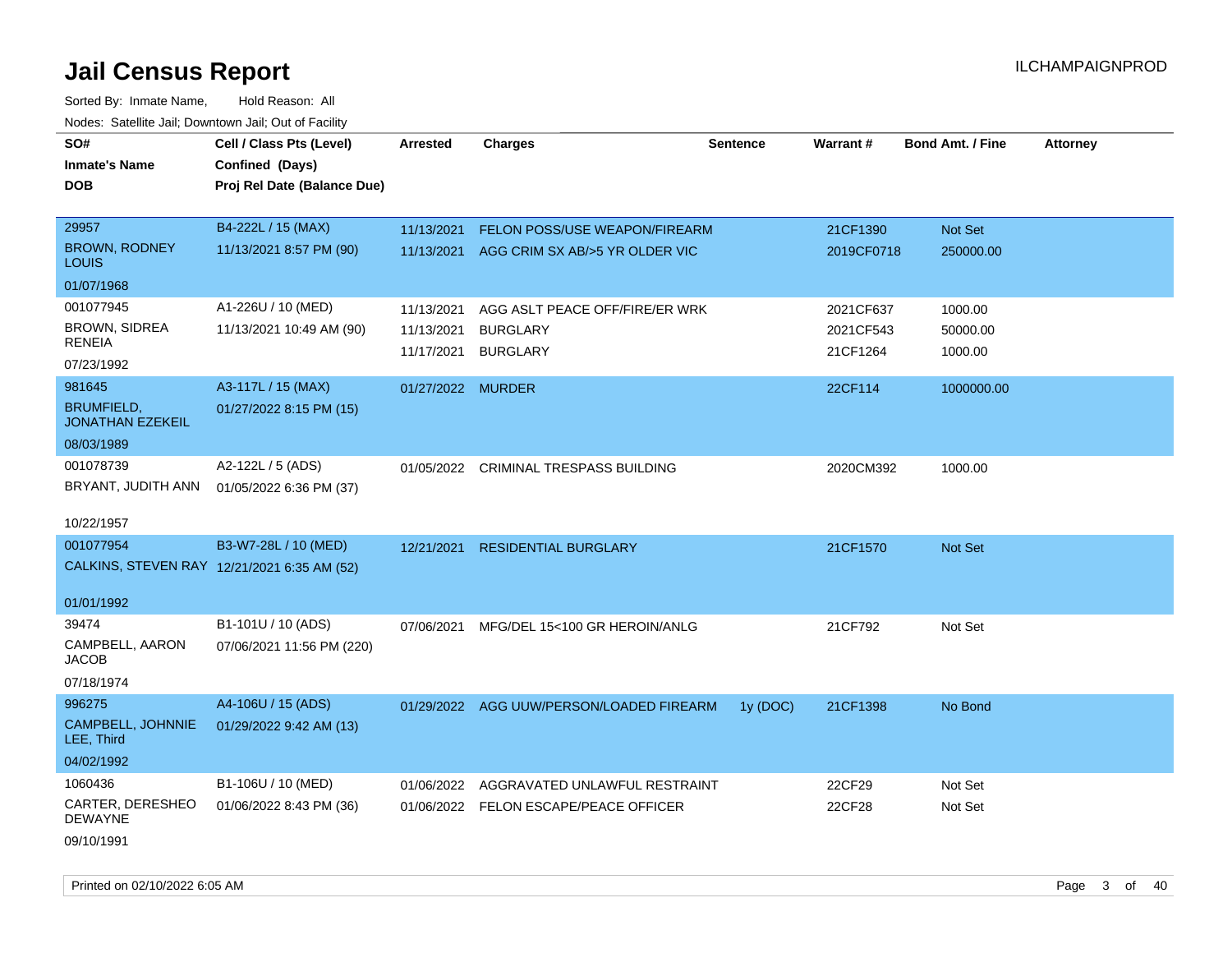# Jail Census Report

ILCHAMPAIGNPROD

Sorted By: Inmate Name, Hold Reason: All

Nodes: Satellite Jail; Downtown Jail; Out of Facility

| SO#<br>Inmate's Name<br>DOB | Cell / Class Pts (Level)<br>Confined (Days)<br>Proj Rel Date (Balance Due) | Arrested | Charges | Sentence | Warrant # | Bond Amt. / Fine | Attorney |
|---|---|---|---|---|---|---|---|
| 29957<br>BROWN, RODNEY LOUIS<br>01/07/1968 | B4-222L / 15 (MAX)<br>11/13/2021 8:57 PM (90) | 11/13/2021<br>11/13/2021 | FELON POSS/USE WEAPON/FIREARM<br>AGG CRIM SX AB/>5 YR OLDER VIC | | 21CF1390<br>2019CF0718 | Not Set<br>250000.00 | |
| 001077945<br>BROWN, SIDREA RENEIA<br>07/23/1992 | A1-226U / 10 (MED)<br>11/13/2021 10:49 AM (90) | 11/13/2021<br>11/13/2021<br>11/17/2021 | AGG ASLT PEACE OFF/FIRE/ER WRK<br>BURGLARY<br>BURGLARY | | 2021CF637<br>2021CF543<br>21CF1264 | 1000.00<br>50000.00<br>1000.00 | |
| 981645<br>BRUMFIELD, JONATHAN EZEKEIL<br>08/03/1989 | A3-117L / 15 (MAX)<br>01/27/2022 8:15 PM (15) | 01/27/2022 | MURDER | | 22CF114 | 1000000.00 | |
| 001078739<br>BRYANT, JUDITH ANN<br>10/22/1957 | A2-122L / 5 (ADS)<br>01/05/2022 6:36 PM (37) | 01/05/2022 | CRIMINAL TRESPASS BUILDING | | 2020CM392 | 1000.00 | |
| 001077954<br>CALKINS, STEVEN RAY<br>01/01/1992 | B3-W7-28L / 10 (MED)<br>12/21/2021 6:35 AM (52) | 12/21/2021 | RESIDENTIAL BURGLARY | | 21CF1570 | Not Set | |
| 39474<br>CAMPBELL, AARON JACOB<br>07/18/1974 | B1-101U / 10 (ADS)<br>07/06/2021 11:56 PM (220) | 07/06/2021 | MFG/DEL 15<100 GR HEROIN/ANLG | | 21CF792 | Not Set | |
| 996275<br>CAMPBELL, JOHNNIE LEE, Third<br>04/02/1992 | A4-106U / 15 (ADS)<br>01/29/2022 9:42 AM (13) | 01/29/2022 | AGG UUW/PERSON/LOADED FIREARM | 1y (DOC) | 21CF1398 | No Bond | |
| 1060436<br>CARTER, DERESHEO DEWAYNE<br>09/10/1991 | B1-106U / 10 (MED)<br>01/06/2022 8:43 PM (36) | 01/06/2022<br>01/06/2022 | AGGRAVATED UNLAWFUL RESTRAINT<br>FELON ESCAPE/PEACE OFFICER | | 22CF29<br>22CF28 | Not Set<br>Not Set | |

Printed on 02/10/2022 6:05 AM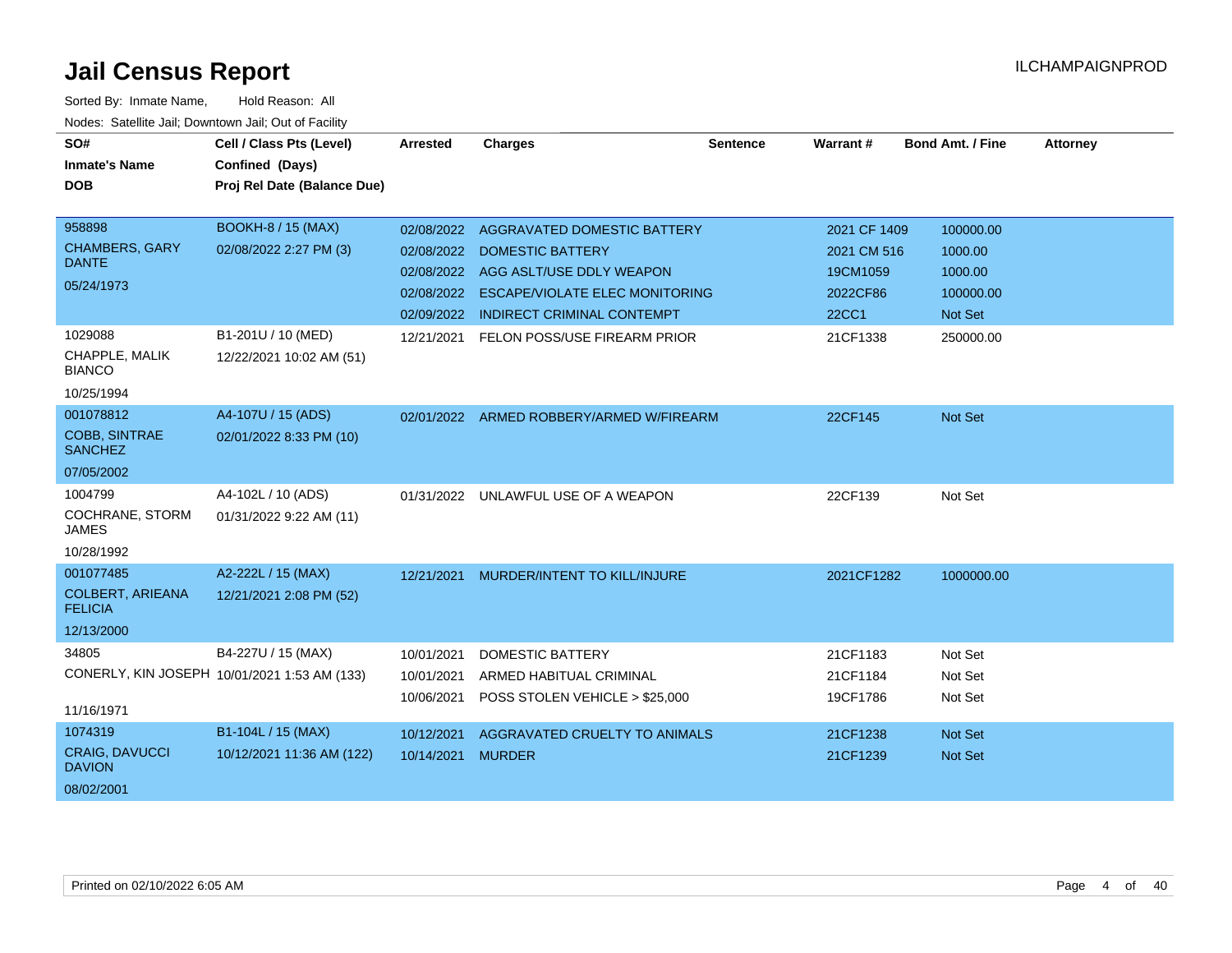# Jail Census Report

ILCHAMPAIGNPROD

Sorted By: Inmate Name, Hold Reason: All

Nodes: Satellite Jail; Downtown Jail; Out of Facility

| SO# / Inmate's Name / DOB | Cell / Class Pts (Level) / Confined (Days) / Proj Rel Date (Balance Due) | Arrested | Charges | Sentence | Warrant # | Bond Amt. / Fine | Attorney |
|---|---|---|---|---|---|---|---|
| 958898<br>CHAMBERS, GARY DANTE<br>05/24/1973 | BOOKH-8 / 15 (MAX)<br>02/08/2022 2:27 PM (3) | 02/08/2022 | AGGRAVATED DOMESTIC BATTERY | | 2021 CF 1409 | 100000.00 | |
| | | 02/08/2022 | DOMESTIC BATTERY | | 2021 CM 516 | 1000.00 | |
| | | 02/08/2022 | AGG ASLT/USE DDLY WEAPON | | 19CM1059 | 1000.00 | |
| | | 02/08/2022 | ESCAPE/VIOLATE ELEC MONITORING | | 2022CF86 | 100000.00 | |
| | | 02/09/2022 | INDIRECT CRIMINAL CONTEMPT | | 22CC1 | Not Set | |
| 1029088<br>CHAPPLE, MALIK BIANCO<br>10/25/1994 | B1-201U / 10 (MED)<br>12/22/2021 10:02 AM (51) | 12/21/2021 | FELON POSS/USE FIREARM PRIOR | | 21CF1338 | 250000.00 | |
| 001078812<br>COBB, SINTRAE SANCHEZ<br>07/05/2002 | A4-107U / 15 (ADS)<br>02/01/2022 8:33 PM (10) | 02/01/2022 | ARMED ROBBERY/ARMED W/FIREARM | | 22CF145 | Not Set | |
| 1004799<br>COCHRANE, STORM JAMES<br>10/28/1992 | A4-102L / 10 (ADS)<br>01/31/2022 9:22 AM (11) | 01/31/2022 | UNLAWFUL USE OF A WEAPON | | 22CF139 | Not Set | |
| 001077485<br>COLBERT, ARIEANA FELICIA<br>12/13/2000 | A2-222L / 15 (MAX)<br>12/21/2021 2:08 PM (52) | 12/21/2021 | MURDER/INTENT TO KILL/INJURE | | 2021CF1282 | 1000000.00 | |
| 34805<br>CONERLY, KIN JOSEPH<br>11/16/1971 | B4-227U / 15 (MAX)<br>10/01/2021 1:53 AM (133) | 10/01/2021 | DOMESTIC BATTERY | | 21CF1183 | Not Set | |
| | | 10/01/2021 | ARMED HABITUAL CRIMINAL | | 21CF1184 | Not Set | |
| | | 10/06/2021 | POSS STOLEN VEHICLE > $25,000 | | 19CF1786 | Not Set | |
| 1074319<br>CRAIG, DAVUCCI DAVION<br>08/02/2001 | B1-104L / 15 (MAX)<br>10/12/2021 11:36 AM (122) | 10/12/2021 | AGGRAVATED CRUELTY TO ANIMALS | | 21CF1238 | Not Set | |
| | | 10/14/2021 | MURDER | | 21CF1239 | Not Set | |

Printed on 02/10/2022 6:05 AM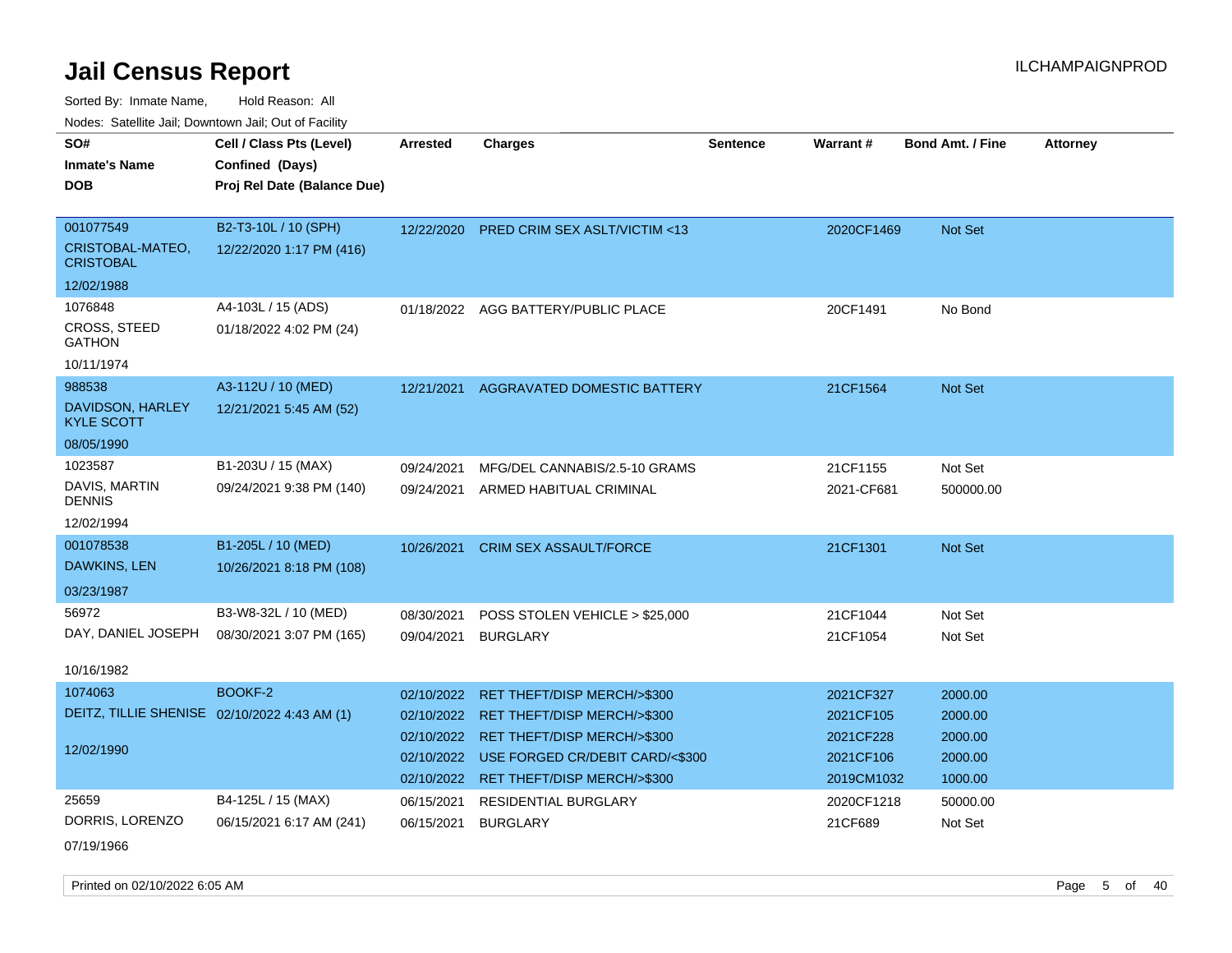# Jail Census Report

ILCHAMPAIGNPROD

Sorted By: Inmate Name, Hold Reason: All

Nodes: Satellite Jail; Downtown Jail; Out of Facility

| SO# / Inmate's Name / DOB | Cell / Class Pts (Level) / Confined (Days) / Proj Rel Date (Balance Due) | Arrested | Charges | Sentence | Warrant # | Bond Amt. / Fine | Attorney |
|---|---|---|---|---|---|---|---|
| 001077549<br>CRISTOBAL-MATEO, CRISTOBAL<br>12/02/1988 | B2-T3-10L / 10 (SPH)<br>12/22/2020 1:17 PM (416) | 12/22/2020 | PRED CRIM SEX ASLT/VICTIM <13 | | 2020CF1469 | Not Set | |
| 1076848<br>CROSS, STEED GATHON<br>10/11/1974 | A4-103L / 15 (ADS)<br>01/18/2022 4:02 PM (24) | 01/18/2022 | AGG BATTERY/PUBLIC PLACE | | 20CF1491 | No Bond | |
| 988538<br>DAVIDSON, HARLEY KYLE SCOTT<br>08/05/1990 | A3-112U / 10 (MED)<br>12/21/2021 5:45 AM (52) | 12/21/2021 | AGGRAVATED DOMESTIC BATTERY | | 21CF1564 | Not Set | |
| 1023587<br>DAVIS, MARTIN DENNIS<br>12/02/1994 | B1-203U / 15 (MAX)<br>09/24/2021 9:38 PM (140) | 09/24/2021 | MFG/DEL CANNABIS/2.5-10 GRAMS | | 21CF1155 | Not Set | |
| | | 09/24/2021 | ARMED HABITUAL CRIMINAL | | 2021-CF681 | 500000.00 | |
| 001078538<br>DAWKINS, LEN<br>03/23/1987 | B1-205L / 10 (MED)<br>10/26/2021 8:18 PM (108) | 10/26/2021 | CRIM SEX ASSAULT/FORCE | | 21CF1301 | Not Set | |
| 56972<br>DAY, DANIEL JOSEPH<br>10/16/1982 | B3-W8-32L / 10 (MED)<br>08/30/2021 3:07 PM (165) | 08/30/2021 | POSS STOLEN VEHICLE > $25,000 | | 21CF1044 | Not Set | |
| | | 09/04/2021 | BURGLARY | | 21CF1054 | Not Set | |
| 1074063<br>DEITZ, TILLIE SHENISE<br>12/02/1990 | BOOKF-2<br>02/10/2022 4:43 AM (1) | 02/10/2022 | RET THEFT/DISP MERCH/>$300 | | 2021CF327 | 2000.00 | |
| | | 02/10/2022 | RET THEFT/DISP MERCH/>$300 | | 2021CF105 | 2000.00 | |
| | | 02/10/2022 | RET THEFT/DISP MERCH/>$300 | | 2021CF228 | 2000.00 | |
| | | 02/10/2022 | USE FORGED CR/DEBIT CARD/<$300 | | 2021CF106 | 2000.00 | |
| | | 02/10/2022 | RET THEFT/DISP MERCH/>$300 | | 2019CM1032 | 1000.00 | |
| 25659<br>DORRIS, LORENZO<br>07/19/1966 | B4-125L / 15 (MAX)<br>06/15/2021 6:17 AM (241) | 06/15/2021 | RESIDENTIAL BURGLARY | | 2020CF1218 | 50000.00 | |
| | | 06/15/2021 | BURGLARY | | 21CF689 | Not Set | |

Printed on 02/10/2022 6:05 AM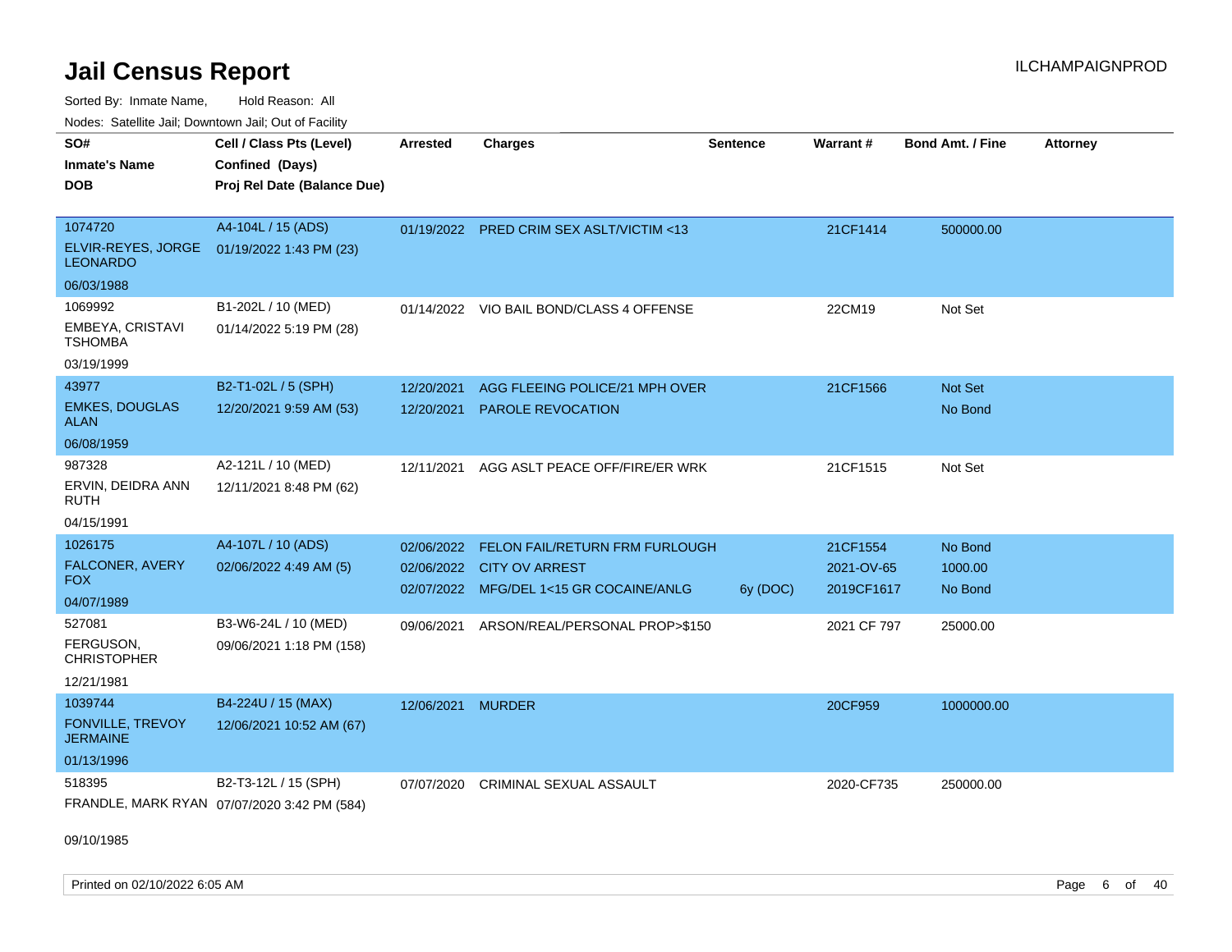# Jail Census Report

ILCHAMPAIGNPROD

Sorted By: Inmate Name, Hold Reason: All

Nodes: Satellite Jail; Downtown Jail; Out of Facility

| SO# / Inmate's Name / DOB | Cell / Class Pts (Level) / Confined (Days) / Proj Rel Date (Balance Due) | Arrested | Charges | Sentence | Warrant # | Bond Amt. / Fine | Attorney |
|---|---|---|---|---|---|---|---|
| 1074720<br>ELVIR-REYES, JORGE LEONARDO<br>06/03/1988 | A4-104L / 15 (ADS)<br>01/19/2022 1:43 PM (23) | 01/19/2022 | PRED CRIM SEX ASLT/VICTIM <13 | | 21CF1414 | 500000.00 | |
| 1069992<br>EMBEYA, CRISTAVI TSHOMBA<br>03/19/1999 | B1-202L / 10 (MED)<br>01/14/2022 5:19 PM (28) | 01/14/2022 | VIO BAIL BOND/CLASS 4 OFFENSE | | 22CM19 | Not Set | |
| 43977<br>EMKES, DOUGLAS ALAN<br>06/08/1959 | B2-T1-02L / 5 (SPH)<br>12/20/2021 9:59 AM (53) | 12/20/2021<br>12/20/2021 | AGG FLEEING POLICE/21 MPH OVER<br>PAROLE REVOCATION | | 21CF1566 | Not Set<br>No Bond | |
| 987328<br>ERVIN, DEIDRA ANN RUTH<br>04/15/1991 | A2-121L / 10 (MED)<br>12/11/2021 8:48 PM (62) | 12/11/2021 | AGG ASLT PEACE OFF/FIRE/ER WRK | | 21CF1515 | Not Set | |
| 1026175<br>FALCONER, AVERY FOX<br>04/07/1989 | A4-107L / 10 (ADS)<br>02/06/2022 4:49 AM (5) | 02/06/2022<br>02/06/2022<br>02/07/2022 | FELON FAIL/RETURN FRM FURLOUGH<br>CITY OV ARREST<br>MFG/DEL 1<15 GR COCAINE/ANLG | <br><br>6y (DOC) | 21CF1554<br>2021-OV-65<br>2019CF1617 | No Bond<br>1000.00<br>No Bond | |
| 527081<br>FERGUSON, CHRISTOPHER<br>12/21/1981 | B3-W6-24L / 10 (MED)<br>09/06/2021 1:18 PM (158) | 09/06/2021 | ARSON/REAL/PERSONAL PROP>$150 | | 2021 CF 797 | 25000.00 | |
| 1039744<br>FONVILLE, TREVOY JERMAINE<br>01/13/1996 | B4-224U / 15 (MAX)<br>12/06/2021 10:52 AM (67) | 12/06/2021 | MURDER | | 20CF959 | 1000000.00 | |
| 518395<br>FRANDLE, MARK RYAN<br>09/10/1985 | B2-T3-12L / 15 (SPH)<br>07/07/2020 3:42 PM (584) | 07/07/2020 | CRIMINAL SEXUAL ASSAULT | | 2020-CF735 | 250000.00 | |

Printed on 02/10/2022 6:05 AM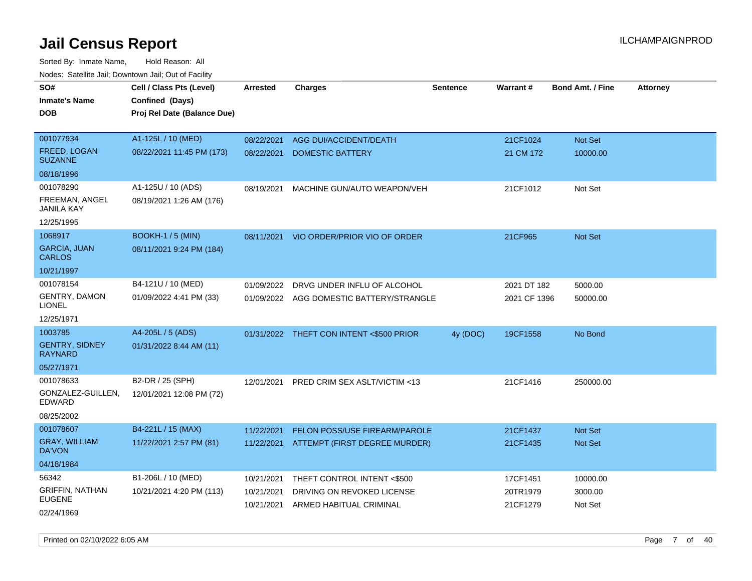# Jail Census Report

ILCHAMPAIGNPROD

Sorted By: Inmate Name, Hold Reason: All

Nodes: Satellite Jail; Downtown Jail; Out of Facility

| SO# / Inmate's Name / DOB | Cell / Class Pts (Level) / Confined (Days) / Proj Rel Date (Balance Due) | Arrested | Charges | Sentence | Warrant # | Bond Amt. / Fine | Attorney |
|---|---|---|---|---|---|---|---|
| 001077934<br>FREED, LOGAN SUZANNE<br>08/18/1996 | A1-125L / 10 (MED)<br>08/22/2021 11:45 PM (173) | 08/22/2021<br>08/22/2021 | AGG DUI/ACCIDENT/DEATH<br>DOMESTIC BATTERY | | 21CF1024<br>21 CM 172 | Not Set<br>10000.00 | |
| 001078290<br>FREEMAN, ANGEL JANILA KAY<br>12/25/1995 | A1-125U / 10 (ADS)<br>08/19/2021 1:26 AM (176) | 08/19/2021 | MACHINE GUN/AUTO WEAPON/VEH | | 21CF1012 | Not Set | |
| 1068917<br>GARCIA, JUAN CARLOS<br>10/21/1997 | BOOKH-1 / 5 (MIN)<br>08/11/2021 9:24 PM (184) | 08/11/2021 | VIO ORDER/PRIOR VIO OF ORDER | | 21CF965 | Not Set | |
| 001078154<br>GENTRY, DAMON LIONEL<br>12/25/1971 | B4-121U / 10 (MED)<br>01/09/2022 4:41 PM (33) | 01/09/2022<br>01/09/2022 | DRVG UNDER INFLU OF ALCOHOL<br>AGG DOMESTIC BATTERY/STRANGLE | | 2021 DT 182<br>2021 CF 1396 | 5000.00<br>50000.00 | |
| 1003785<br>GENTRY, SIDNEY RAYNARD<br>05/27/1971 | A4-205L / 5 (ADS)<br>01/31/2022 8:44 AM (11) | 01/31/2022 | THEFT CON INTENT <$500 PRIOR | 4y (DOC) | 19CF1558 | No Bond | |
| 001078633<br>GONZALEZ-GUILLEN, EDWARD<br>08/25/2002 | B2-DR / 25 (SPH)<br>12/01/2021 12:08 PM (72) | 12/01/2021 | PRED CRIM SEX ASLT/VICTIM <13 | | 21CF1416 | 250000.00 | |
| 001078607<br>GRAY, WILLIAM DA'VON<br>04/18/1984 | B4-221L / 15 (MAX)<br>11/22/2021 2:57 PM (81) | 11/22/2021<br>11/22/2021 | FELON POSS/USE FIREARM/PAROLE<br>ATTEMPT (FIRST DEGREE MURDER) | | 21CF1437<br>21CF1435 | Not Set<br>Not Set | |
| 56342<br>GRIFFIN, NATHAN EUGENE<br>02/24/1969 | B1-206L / 10 (MED)<br>10/21/2021 4:20 PM (113) | 10/21/2021<br>10/21/2021<br>10/21/2021 | THEFT CONTROL INTENT <$500<br>DRIVING ON REVOKED LICENSE<br>ARMED HABITUAL CRIMINAL | | 17CF1451<br>20TR1979<br>21CF1279 | 10000.00<br>3000.00<br>Not Set | |

Printed on 02/10/2022 6:05 AM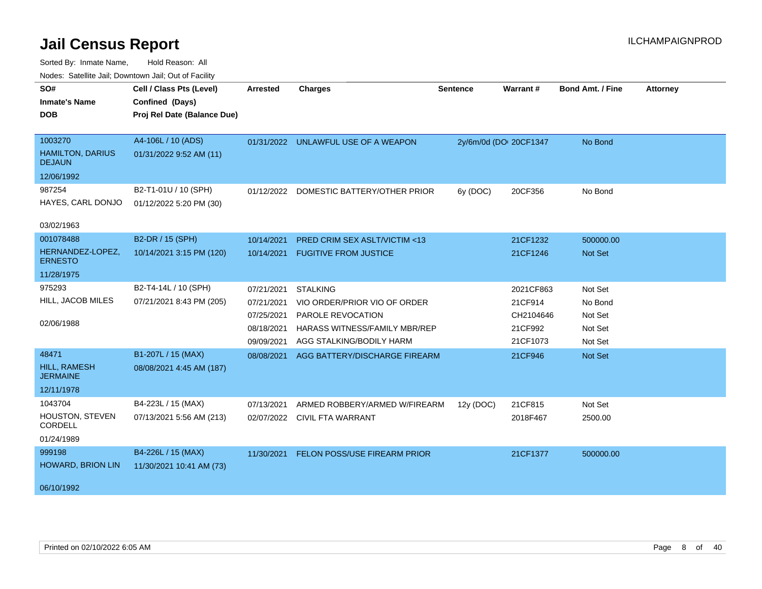# Jail Census Report

ILCHAMPAIGNPROD

Sorted By: Inmate Name, Hold Reason: All

Nodes: Satellite Jail; Downtown Jail; Out of Facility

| SO# / Inmate's Name / DOB | Cell / Class Pts (Level) / Confined (Days) / Proj Rel Date (Balance Due) | Arrested | Charges | Sentence | Warrant # | Bond Amt. / Fine | Attorney |
|---|---|---|---|---|---|---|---|
| 1003270<br>HAMILTON, DARIUS DEJAUN<br>12/06/1992 | A4-106L / 10 (ADS)<br>01/31/2022 9:52 AM (11) | 01/31/2022 | UNLAWFUL USE OF A WEAPON | 2y/6m/0d (DOC | 20CF1347 | No Bond | |
| 987254<br>HAYES, CARL DONJO<br>03/02/1963 | B2-T1-01U / 10 (SPH)<br>01/12/2022 5:20 PM (30) | 01/12/2022 | DOMESTIC BATTERY/OTHER PRIOR | 6y (DOC) | 20CF356 | No Bond | |
| 001078488<br>HERNANDEZ-LOPEZ, ERNESTO<br>11/28/1975 | B2-DR / 15 (SPH)<br>10/14/2021 3:15 PM (120) | 10/14/2021 | PRED CRIM SEX ASLT/VICTIM <13 | | 21CF1232 | 500000.00 | |
| | | 10/14/2021 | FUGITIVE FROM JUSTICE | | 21CF1246 | Not Set | |
| 975293<br>HILL, JACOB MILES<br>02/06/1988 | B2-T4-14L / 10 (SPH)<br>07/21/2021 8:43 PM (205) | 07/21/2021 | STALKING | | 2021CF863 | Not Set | |
| | | 07/21/2021 | VIO ORDER/PRIOR VIO OF ORDER | | 21CF914 | No Bond | |
| | | 07/25/2021 | PAROLE REVOCATION | | CH2104646 | Not Set | |
| | | 08/18/2021 | HARASS WITNESS/FAMILY MBR/REP | | 21CF992 | Not Set | |
| | | 09/09/2021 | AGG STALKING/BODILY HARM | | 21CF1073 | Not Set | |
| 48471<br>HILL, RAMESH JERMAINE<br>12/11/1978 | B1-207L / 15 (MAX)<br>08/08/2021 4:45 AM (187) | 08/08/2021 | AGG BATTERY/DISCHARGE FIREARM | | 21CF946 | Not Set | |
| 1043704<br>HOUSTON, STEVEN CORDELL<br>01/24/1989 | B4-223L / 15 (MAX)<br>07/13/2021 5:56 AM (213) | 07/13/2021 | ARMED ROBBERY/ARMED W/FIREARM | 12y (DOC) | 21CF815 | Not Set | |
| | | 02/07/2022 | CIVIL FTA WARRANT | | 2018F467 | 2500.00 | |
| 999198<br>HOWARD, BRION LIN<br>06/10/1992 | B4-226L / 15 (MAX)<br>11/30/2021 10:41 AM (73) | 11/30/2021 | FELON POSS/USE FIREARM PRIOR | | 21CF1377 | 500000.00 | |

Printed on 02/10/2022 6:05 AM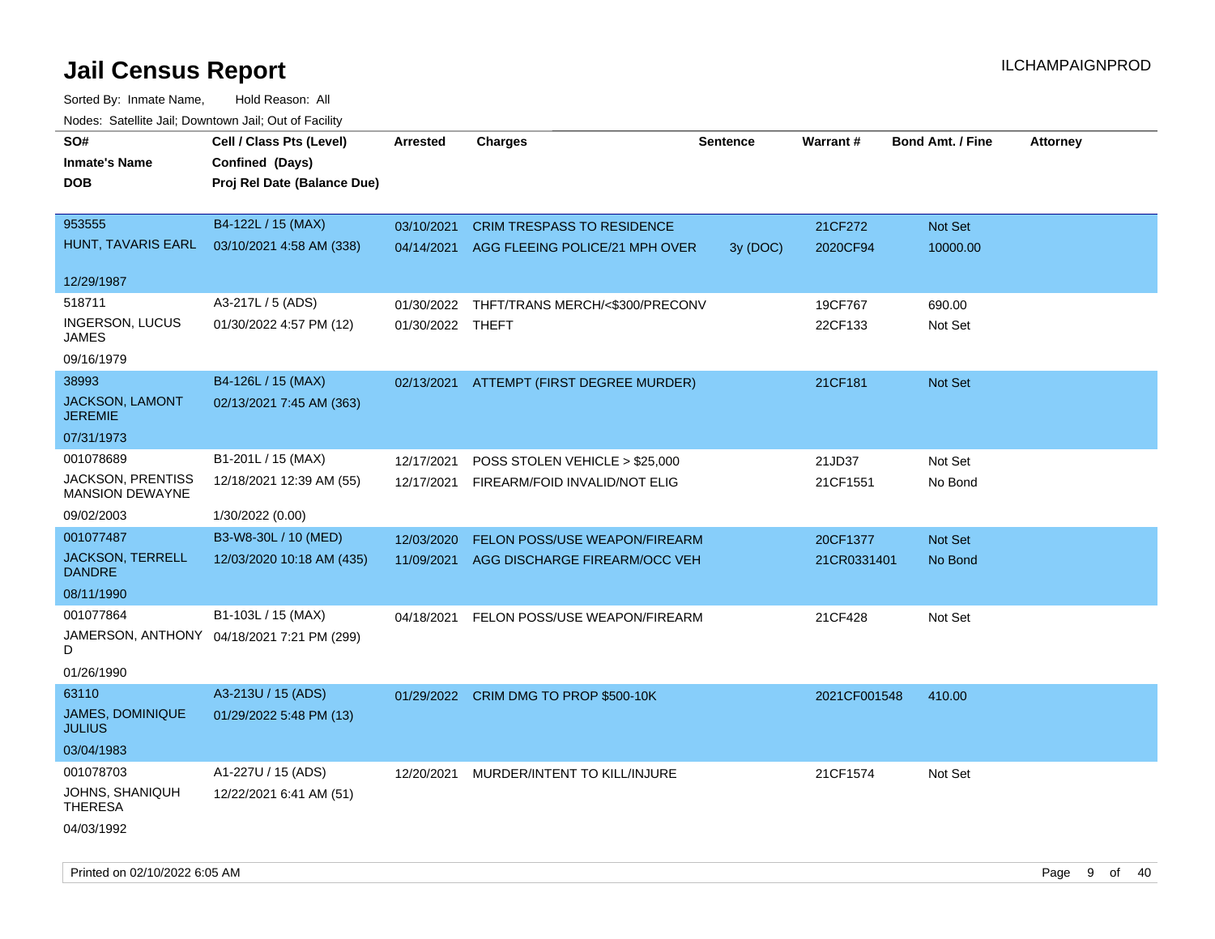# Jail Census Report

ILCHAMPAIGNPROD

Sorted By: Inmate Name, Hold Reason: All

Nodes: Satellite Jail; Downtown Jail; Out of Facility

| SO# / Inmate's Name / DOB | Cell / Class Pts (Level) / Confined (Days) / Proj Rel Date (Balance Due) | Arrested | Charges | Sentence | Warrant # | Bond Amt. / Fine | Attorney |
|---|---|---|---|---|---|---|---|
| 953555 HUNT, TAVARIS EARL 12/29/1987 | B4-122L / 15 (MAX) 03/10/2021 4:58 AM (338) | 03/10/2021 | CRIM TRESPASS TO RESIDENCE | | 21CF272 | Not Set | |
| | | 04/14/2021 | AGG FLEEING POLICE/21 MPH OVER | 3y (DOC) | 2020CF94 | 10000.00 | |
| 518711 INGERSON, LUCUS JAMES 09/16/1979 | A3-217L / 5 (ADS) 01/30/2022 4:57 PM (12) | 01/30/2022 | THFT/TRANS MERCH/<$300/PRECONV | | 19CF767 | 690.00 | |
| | | 01/30/2022 | THEFT | | 22CF133 | Not Set | |
| 38993 JACKSON, LAMONT JEREMIE 07/31/1973 | B4-126L / 15 (MAX) 02/13/2021 7:45 AM (363) | 02/13/2021 | ATTEMPT (FIRST DEGREE MURDER) | | 21CF181 | Not Set | |
| 001078689 JACKSON, PRENTISS MANSION DEWAYNE 09/02/2003 | B1-201L / 15 (MAX) 12/18/2021 12:39 AM (55) 1/30/2022 (0.00) | 12/17/2021 | POSS STOLEN VEHICLE > $25,000 | | 21JD37 | Not Set | |
| | | 12/17/2021 | FIREARM/FOID INVALID/NOT ELIG | | 21CF1551 | No Bond | |
| 001077487 JACKSON, TERRELL DANDRE 08/11/1990 | B3-W8-30L / 10 (MED) 12/03/2020 10:18 AM (435) | 12/03/2020 | FELON POSS/USE WEAPON/FIREARM | | 20CF1377 | Not Set | |
| | | 11/09/2021 | AGG DISCHARGE FIREARM/OCC VEH | | 21CR0331401 | No Bond | |
| 001077864 JAMERSON, ANTHONY D 01/26/1990 | B1-103L / 15 (MAX) 04/18/2021 7:21 PM (299) | 04/18/2021 | FELON POSS/USE WEAPON/FIREARM | | 21CF428 | Not Set | |
| 63110 JAMES, DOMINIQUE JULIUS 03/04/1983 | A3-213U / 15 (ADS) 01/29/2022 5:48 PM (13) | 01/29/2022 | CRIM DMG TO PROP $500-10K | | 2021CF001548 | 410.00 | |
| 001078703 JOHNS, SHANIQUH THERESA 04/03/1992 | A1-227U / 15 (ADS) 12/22/2021 6:41 AM (51) | 12/20/2021 | MURDER/INTENT TO KILL/INJURE | | 21CF1574 | Not Set | |

Printed on 02/10/2022 6:05 AM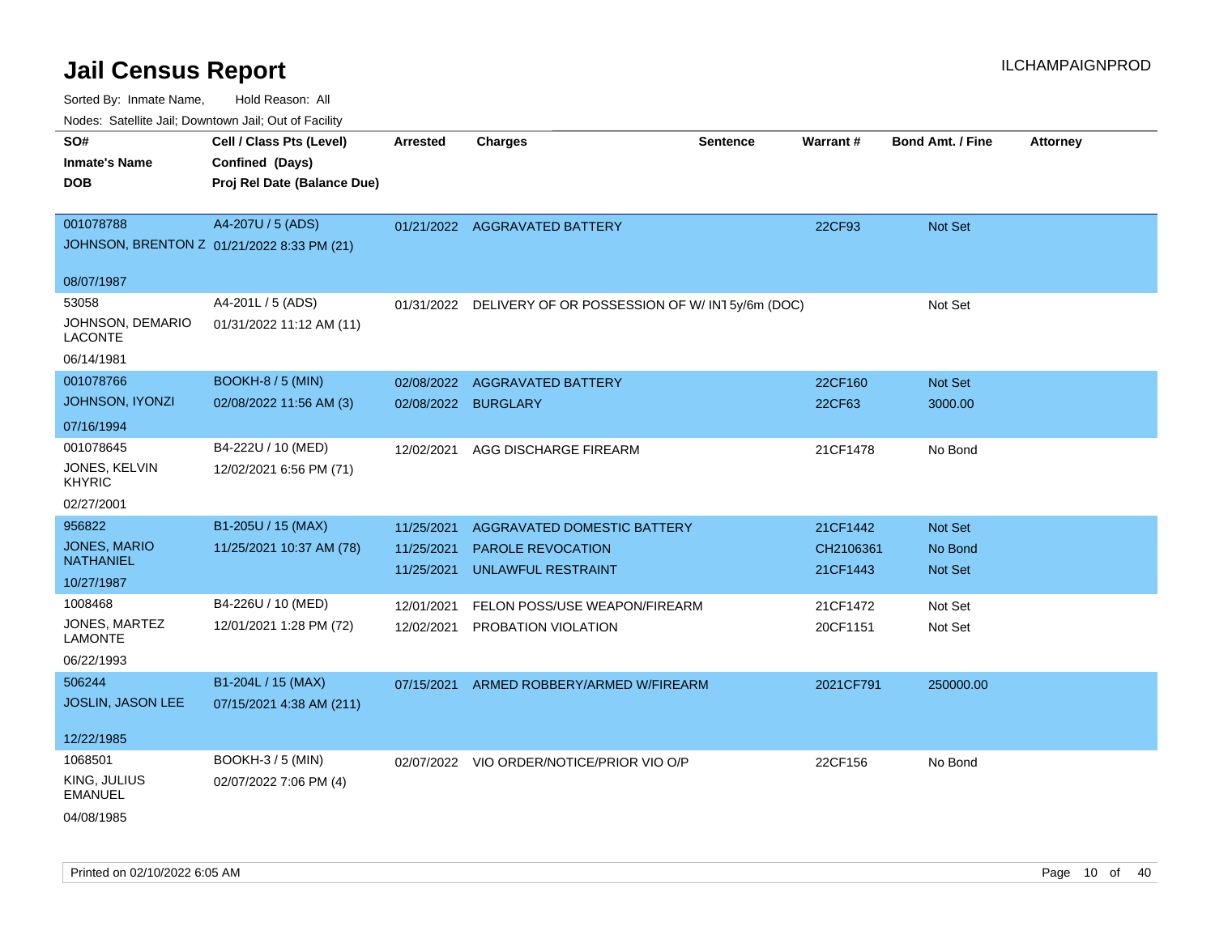# Jail Census Report

ILCHAMPAIGNPROD

Sorted By: Inmate Name, Hold Reason: All

Nodes: Satellite Jail; Downtown Jail; Out of Facility

| SO# / Inmate's Name / DOB | Cell / Class Pts (Level) / Confined (Days) / Proj Rel Date (Balance Due) | Arrested | Charges | Sentence | Warrant # | Bond Amt. / Fine | Attorney |
|---|---|---|---|---|---|---|---|
| 001078788<br>JOHNSON, BRENTON Z<br>08/07/1987 | A4-207U / 5 (ADS)<br>01/21/2022 8:33 PM (21) | 01/21/2022 | AGGRAVATED BATTERY | | 22CF93 | Not Set | |
| 53058<br>JOHNSON, DEMARIO LACONTE<br>06/14/1981 | A4-201L / 5 (ADS)<br>01/31/2022 11:12 AM (11) | 01/31/2022 | DELIVERY OF OR POSSESSION OF W/ INT | 5y/6m (DOC) | | Not Set | |
| 001078766<br>JOHNSON, IYONZI<br>07/16/1994 | BOOKH-8 / 5 (MIN)<br>02/08/2022 11:56 AM (3) | 02/08/2022 | AGGRAVATED BATTERY | | 22CF160 | Not Set | |
| | | 02/08/2022 | BURGLARY | | 22CF63 | 3000.00 | |
| 001078645<br>JONES, KELVIN KHYRIC<br>02/27/2001 | B4-222U / 10 (MED)<br>12/02/2021 6:56 PM (71) | 12/02/2021 | AGG DISCHARGE FIREARM | | 21CF1478 | No Bond | |
| 956822<br>JONES, MARIO NATHANIEL<br>10/27/1987 | B1-205U / 15 (MAX)<br>11/25/2021 10:37 AM (78) | 11/25/2021 | AGGRAVATED DOMESTIC BATTERY | | 21CF1442 | Not Set | |
| | | 11/25/2021 | PAROLE REVOCATION | | CH2106361 | No Bond | |
| | | 11/25/2021 | UNLAWFUL RESTRAINT | | 21CF1443 | Not Set | |
| 1008468<br>JONES, MARTEZ LAMONTE<br>06/22/1993 | B4-226U / 10 (MED)<br>12/01/2021 1:28 PM (72) | 12/01/2021 | FELON POSS/USE WEAPON/FIREARM | | 21CF1472 | Not Set | |
| | | 12/02/2021 | PROBATION VIOLATION | | 20CF1151 | Not Set | |
| 506244<br>JOSLIN, JASON LEE<br>12/22/1985 | B1-204L / 15 (MAX)<br>07/15/2021 4:38 AM (211) | 07/15/2021 | ARMED ROBBERY/ARMED W/FIREARM | | 2021CF791 | 250000.00 | |
| 1068501<br>KING, JULIUS EMANUEL<br>04/08/1985 | BOOKH-3 / 5 (MIN)<br>02/07/2022 7:06 PM (4) | 02/07/2022 | VIO ORDER/NOTICE/PRIOR VIO O/P | | 22CF156 | No Bond | |

Printed on 02/10/2022 6:05 AM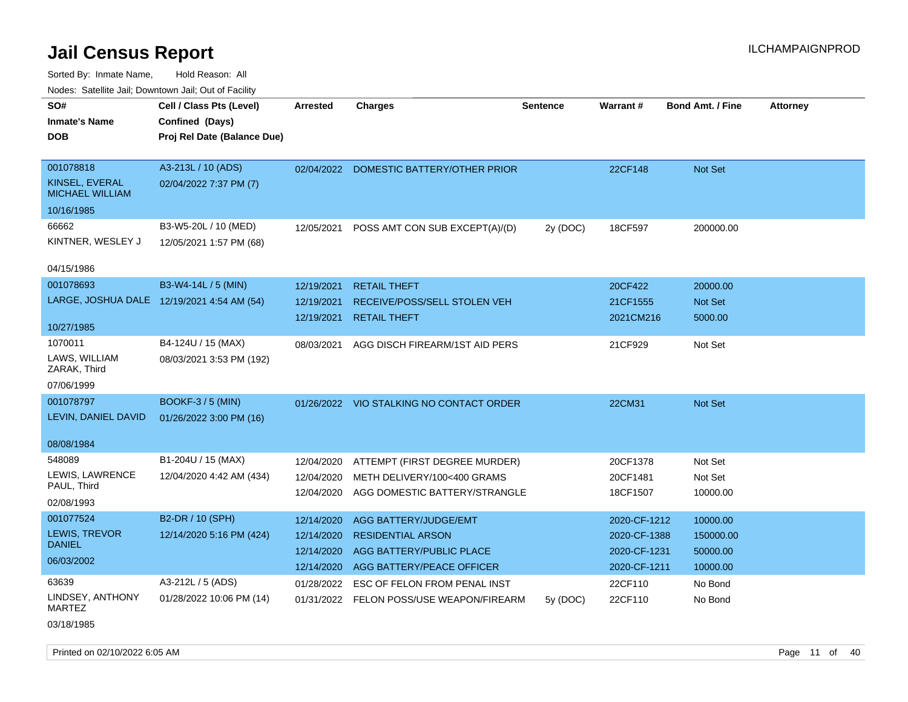# Jail Census Report

ILCHAMPAIGNPROD

Sorted By: Inmate Name, Hold Reason: All

Nodes: Satellite Jail; Downtown Jail; Out of Facility

| SO# / Inmate's Name / DOB | Cell / Class Pts (Level) / Confined (Days) / Proj Rel Date (Balance Due) | Arrested | Charges | Sentence | Warrant # | Bond Amt. / Fine | Attorney |
|---|---|---|---|---|---|---|---|
| 001078818<br>KINSEL, EVERAL MICHAEL WILLIAM<br>10/16/1985 | A3-213L / 10 (ADS)<br>02/04/2022 7:37 PM (7) | 02/04/2022 | DOMESTIC BATTERY/OTHER PRIOR | | 22CF148 | Not Set | |
| 66662<br>KINTNER, WESLEY J<br>04/15/1986 | B3-W5-20L / 10 (MED)<br>12/05/2021 1:57 PM (68) | 12/05/2021 | POSS AMT CON SUB EXCEPT(A)/(D) | 2y (DOC) | 18CF597 | 200000.00 | |
| 001078693<br>LARGE, JOSHUA DALE<br>10/27/1985 | B3-W4-14L / 5 (MIN)<br>12/19/2021 4:54 AM (54) | 12/19/2021 | RETAIL THEFT | | 20CF422 | 20000.00 | |
| | | 12/19/2021 | RECEIVE/POSS/SELL STOLEN VEH | | 21CF1555 | Not Set | |
| | | 12/19/2021 | RETAIL THEFT | | 2021CM216 | 5000.00 | |
| 1070011<br>LAWS, WILLIAM ZARAK, Third<br>07/06/1999 | B4-124U / 15 (MAX)<br>08/03/2021 3:53 PM (192) | 08/03/2021 | AGG DISCH FIREARM/1ST AID PERS | | 21CF929 | Not Set | |
| 001078797<br>LEVIN, DANIEL DAVID<br>08/08/1984 | BOOKF-3 / 5 (MIN)<br>01/26/2022 3:00 PM (16) | 01/26/2022 | VIO STALKING NO CONTACT ORDER | | 22CM31 | Not Set | |
| 548089<br>LEWIS, LAWRENCE PAUL, Third<br>02/08/1993 | B1-204U / 15 (MAX)<br>12/04/2020 4:42 AM (434) | 12/04/2020 | ATTEMPT (FIRST DEGREE MURDER) | | 20CF1378 | Not Set | |
| | | 12/04/2020 | METH DELIVERY/100<400 GRAMS | | 20CF1481 | Not Set | |
| | | 12/04/2020 | AGG DOMESTIC BATTERY/STRANGLE | | 18CF1507 | 10000.00 | |
| 001077524<br>LEWIS, TREVOR DANIEL<br>06/03/2002 | B2-DR / 10 (SPH)<br>12/14/2020 5:16 PM (424) | 12/14/2020 | AGG BATTERY/JUDGE/EMT | | 2020-CF-1212 | 10000.00 | |
| | | 12/14/2020 | RESIDENTIAL ARSON | | 2020-CF-1388 | 150000.00 | |
| | | 12/14/2020 | AGG BATTERY/PUBLIC PLACE | | 2020-CF-1231 | 50000.00 | |
| | | 12/14/2020 | AGG BATTERY/PEACE OFFICER | | 2020-CF-1211 | 10000.00 | |
| 63639<br>LINDSEY, ANTHONY MARTEZ<br>03/18/1985 | A3-212L / 5 (ADS)<br>01/28/2022 10:06 PM (14) | 01/28/2022 | ESC OF FELON FROM PENAL INST | | 22CF110 | No Bond | |
| | | 01/31/2022 | FELON POSS/USE WEAPON/FIREARM | 5y (DOC) | 22CF110 | No Bond | |

Printed on 02/10/2022 6:05 AM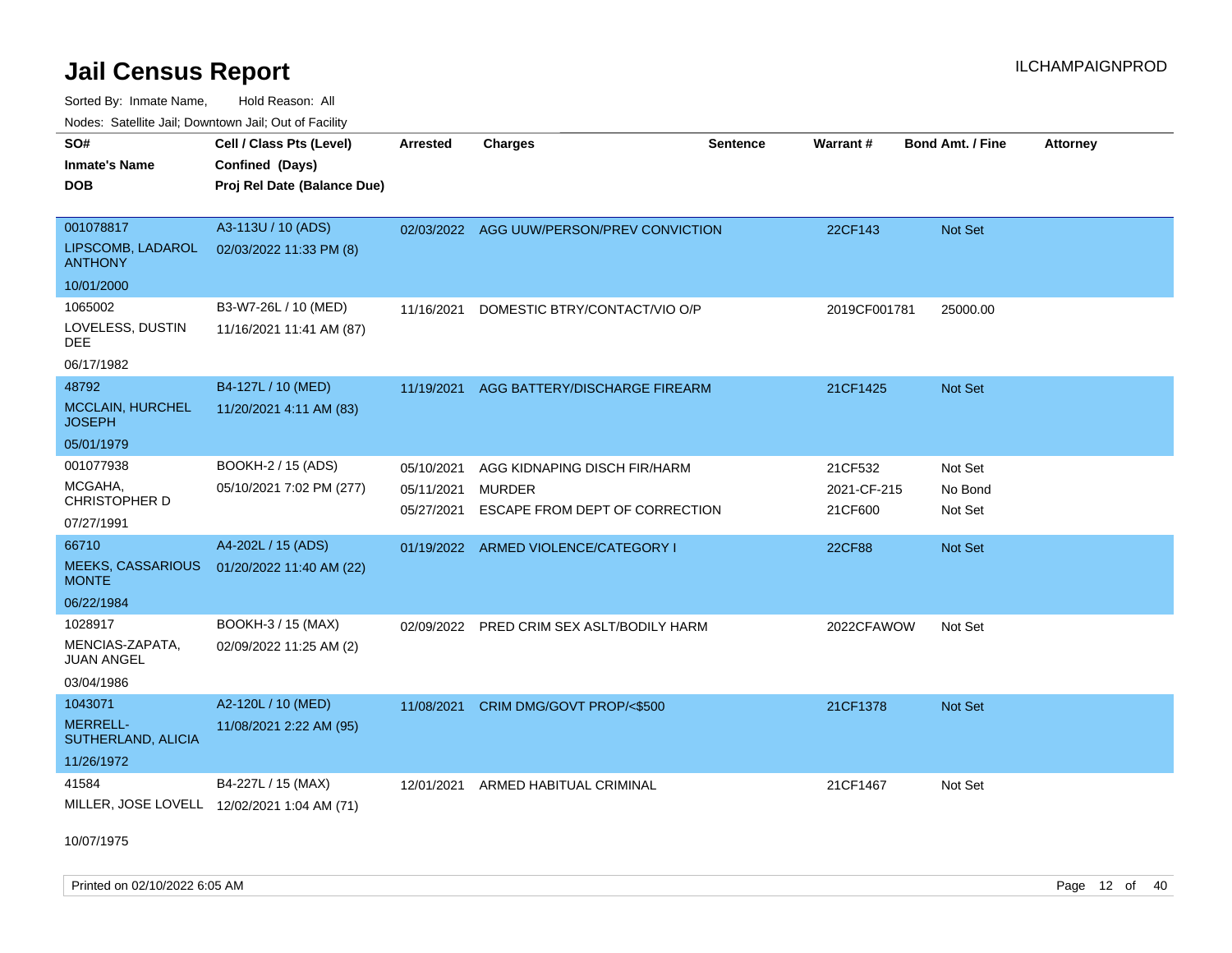# Jail Census Report

Sorted By: Inmate Name, Hold Reason: All

Nodes: Satellite Jail; Downtown Jail; Out of Facility

| SO# / Inmate's Name / DOB | Cell / Class Pts (Level) / Confined (Days) / Proj Rel Date (Balance Due) | Arrested | Charges | Sentence | Warrant # | Bond Amt. / Fine | Attorney |
|---|---|---|---|---|---|---|---|
| 001078817<br>LIPSCOMB, LADAROL ANTHONY<br>10/01/2000 | A3-113U / 10 (ADS)<br>02/03/2022 11:33 PM (8) | 02/03/2022 | AGG UUW/PERSON/PREV CONVICTION | | 22CF143 | Not Set | |
| 1065002<br>LOVELESS, DUSTIN DEE<br>06/17/1982 | B3-W7-26L / 10 (MED)<br>11/16/2021 11:41 AM (87) | 11/16/2021 | DOMESTIC BTRY/CONTACT/VIO O/P | | 2019CF001781 | 25000.00 | |
| 48792<br>MCCLAIN, HURCHEL JOSEPH<br>05/01/1979 | B4-127L / 10 (MED)<br>11/20/2021 4:11 AM (83) | 11/19/2021 | AGG BATTERY/DISCHARGE FIREARM | | 21CF1425 | Not Set | |
| 001077938<br>MCGAHA, CHRISTOPHER D<br>07/27/1991 | BOOKH-2 / 15 (ADS)<br>05/10/2021 7:02 PM (277) | 05/10/2021<br>05/11/2021<br>05/27/2021 | AGG KIDNAPING DISCH FIR/HARM<br>MURDER<br>ESCAPE FROM DEPT OF CORRECTION | | 21CF532<br>2021-CF-215<br>21CF600 | Not Set<br>No Bond<br>Not Set | |
| 66710<br>MEEKS, CASSARIOUS MONTE<br>06/22/1984 | A4-202L / 15 (ADS)<br>01/20/2022 11:40 AM (22) | 01/19/2022 | ARMED VIOLENCE/CATEGORY I | | 22CF88 | Not Set | |
| 1028917<br>MENCIAS-ZAPATA, JUAN ANGEL<br>03/04/1986 | BOOKH-3 / 15 (MAX)<br>02/09/2022 11:25 AM (2) | 02/09/2022 | PRED CRIM SEX ASLT/BODILY HARM | | 2022CFAWOW | Not Set | |
| 1043071<br>MERRELL-SUTHERLAND, ALICIA<br>11/26/1972 | A2-120L / 10 (MED)<br>11/08/2021 2:22 AM (95) | 11/08/2021 | CRIM DMG/GOVT PROP/<$500 | | 21CF1378 | Not Set | |
| 41584<br>MILLER, JOSE LOVELL<br>10/07/1975 | B4-227L / 15 (MAX)<br>12/02/2021 1:04 AM (71) | 12/01/2021 | ARMED HABITUAL CRIMINAL | | 21CF1467 | Not Set | |

Printed on 02/10/2022 6:05 AM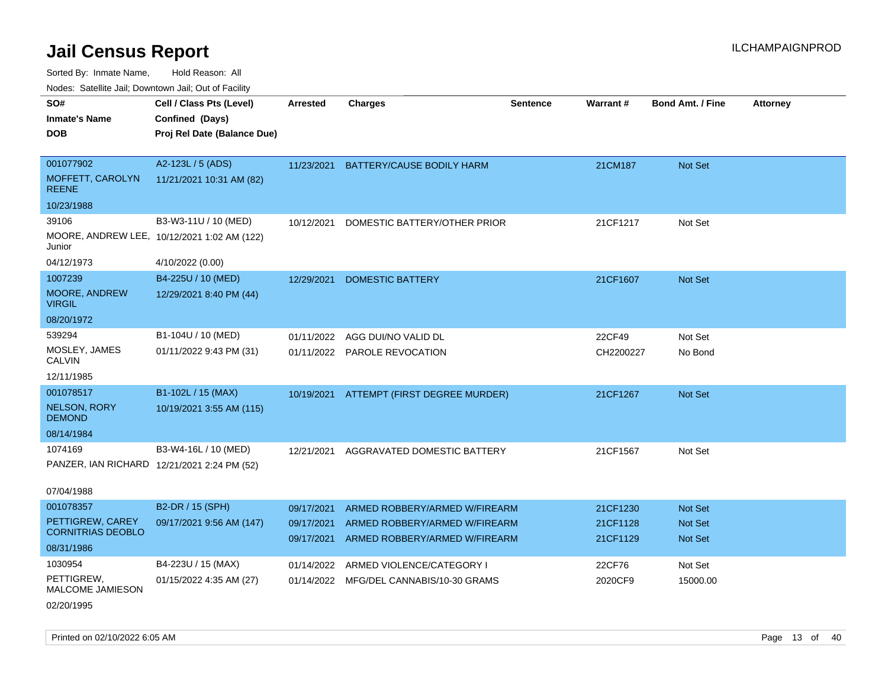# Jail Census Report

ILCHAMPAIGNPROD

Sorted By: Inmate Name, Hold Reason: All

Nodes: Satellite Jail; Downtown Jail; Out of Facility

| SO# / Inmate's Name / DOB | Cell / Class Pts (Level) / Confined (Days) / Proj Rel Date (Balance Due) | Arrested | Charges | Sentence | Warrant # | Bond Amt. / Fine | Attorney |
|---|---|---|---|---|---|---|---|
| 001077902<br>MOFFETT, CAROLYN REENE<br>10/23/1988 | A2-123L / 5 (ADS)<br>11/21/2021 10:31 AM (82) | 11/23/2021 | BATTERY/CAUSE BODILY HARM | | 21CM187 | Not Set | |
| 39106<br>MOORE, ANDREW LEE, Junior<br>04/12/1973 | B3-W3-11U / 10 (MED)<br>10/12/2021 1:02 AM (122)<br>4/10/2022 (0.00) | 10/12/2021 | DOMESTIC BATTERY/OTHER PRIOR | | 21CF1217 | Not Set | |
| 1007239<br>MOORE, ANDREW VIRGIL<br>08/20/1972 | B4-225U / 10 (MED)<br>12/29/2021 8:40 PM (44) | 12/29/2021 | DOMESTIC BATTERY | | 21CF1607 | Not Set | |
| 539294<br>MOSLEY, JAMES CALVIN<br>12/11/1985 | B1-104U / 10 (MED)<br>01/11/2022 9:43 PM (31) | 01/11/2022<br>01/11/2022 | AGG DUI/NO VALID DL<br>PAROLE REVOCATION | | 22CF49<br>CH2200227 | Not Set<br>No Bond | |
| 001078517<br>NELSON, RORY DEMOND<br>08/14/1984 | B1-102L / 15 (MAX)<br>10/19/2021 3:55 AM (115) | 10/19/2021 | ATTEMPT (FIRST DEGREE MURDER) | | 21CF1267 | Not Set | |
| 1074169<br>PANZER, IAN RICHARD<br>07/04/1988 | B3-W4-16L / 10 (MED)<br>12/21/2021 2:24 PM (52) | 12/21/2021 | AGGRAVATED DOMESTIC BATTERY | | 21CF1567 | Not Set | |
| 001078357<br>PETTIGREW, CAREY CORNITRIAS DEOBLO<br>08/31/1986 | B2-DR / 15 (SPH)<br>09/17/2021 9:56 AM (147) | 09/17/2021<br>09/17/2021<br>09/17/2021 | ARMED ROBBERY/ARMED W/FIREARM<br>ARMED ROBBERY/ARMED W/FIREARM<br>ARMED ROBBERY/ARMED W/FIREARM | | 21CF1230<br>21CF1128<br>21CF1129 | Not Set<br>Not Set<br>Not Set | |
| 1030954<br>PETTIGREW, MALCOME JAMIESON<br>02/20/1995 | B4-223U / 15 (MAX)<br>01/15/2022 4:35 AM (27) | 01/14/2022<br>01/14/2022 | ARMED VIOLENCE/CATEGORY I<br>MFG/DEL CANNABIS/10-30 GRAMS | | 22CF76<br>2020CF9 | Not Set<br>15000.00 | |

Printed on 02/10/2022 6:05 AM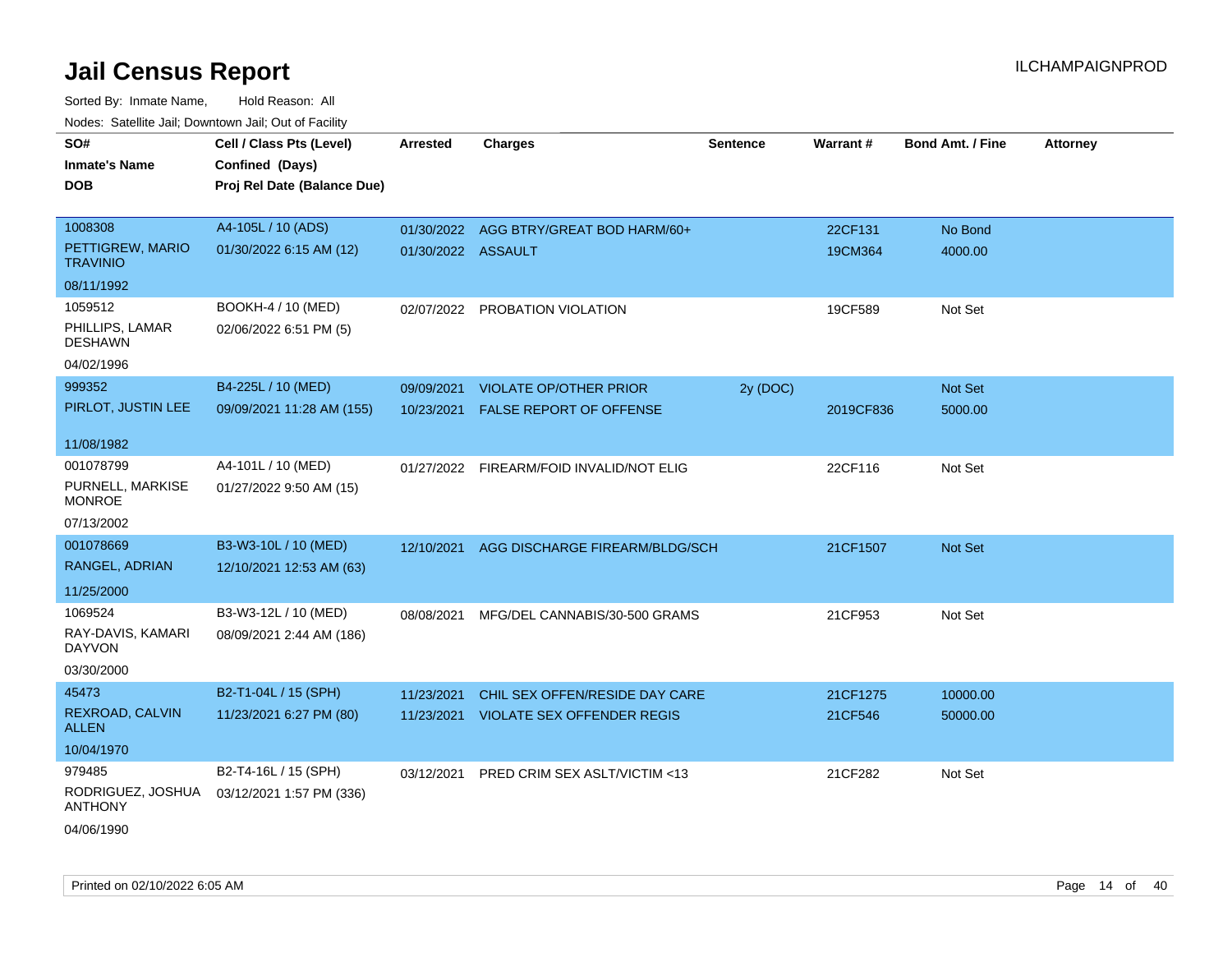# Jail Census Report

ILCHAMPAIGNPROD

Sorted By: Inmate Name, Hold Reason: All

Nodes: Satellite Jail; Downtown Jail; Out of Facility

| SO# / Inmate's Name / DOB | Cell / Class Pts (Level) / Confined (Days) / Proj Rel Date (Balance Due) | Arrested | Charges | Sentence | Warrant # | Bond Amt. / Fine | Attorney |
|---|---|---|---|---|---|---|---|
| 1008308<br>PETTIGREW, MARIO TRAVINIO<br>08/11/1992 | A4-105L / 10 (ADS)<br>01/30/2022 6:15 AM (12) | 01/30/2022 | AGG BTRY/GREAT BOD HARM/60+ | | 22CF131 | No Bond | |
| | | 01/30/2022 | ASSAULT | | 19CM364 | 4000.00 | |
| 1059512<br>PHILLIPS, LAMAR DESHAWN<br>04/02/1996 | BOOKH-4 / 10 (MED)<br>02/06/2022 6:51 PM (5) | 02/07/2022 | PROBATION VIOLATION | | 19CF589 | Not Set | |
| 999352<br>PIRLOT, JUSTIN LEE<br>11/08/1982 | B4-225L / 10 (MED)<br>09/09/2021 11:28 AM (155) | 09/09/2021 | VIOLATE OP/OTHER PRIOR | 2y (DOC) | | Not Set | |
| | | 10/23/2021 | FALSE REPORT OF OFFENSE | | 2019CF836 | 5000.00 | |
| 001078799<br>PURNELL, MARKISE MONROE<br>07/13/2002 | A4-101L / 10 (MED)<br>01/27/2022 9:50 AM (15) | 01/27/2022 | FIREARM/FOID INVALID/NOT ELIG | | 22CF116 | Not Set | |
| 001078669<br>RANGEL, ADRIAN<br>11/25/2000 | B3-W3-10L / 10 (MED)<br>12/10/2021 12:53 AM (63) | 12/10/2021 | AGG DISCHARGE FIREARM/BLDG/SCH | | 21CF1507 | Not Set | |
| 1069524<br>RAY-DAVIS, KAMARI DAYVON<br>03/30/2000 | B3-W3-12L / 10 (MED)<br>08/09/2021 2:44 AM (186) | 08/08/2021 | MFG/DEL CANNABIS/30-500 GRAMS | | 21CF953 | Not Set | |
| 45473<br>REXROAD, CALVIN ALLEN<br>10/04/1970 | B2-T1-04L / 15 (SPH)<br>11/23/2021 6:27 PM (80) | 11/23/2021 | CHIL SEX OFFEN/RESIDE DAY CARE | | 21CF1275 | 10000.00 | |
| | | 11/23/2021 | VIOLATE SEX OFFENDER REGIS | | 21CF546 | 50000.00 | |
| 979485<br>RODRIGUEZ, JOSHUA ANTHONY<br>04/06/1990 | B2-T4-16L / 15 (SPH)<br>03/12/2021 1:57 PM (336) | 03/12/2021 | PRED CRIM SEX ASLT/VICTIM <13 | | 21CF282 | Not Set | |

Printed on 02/10/2022 6:05 AM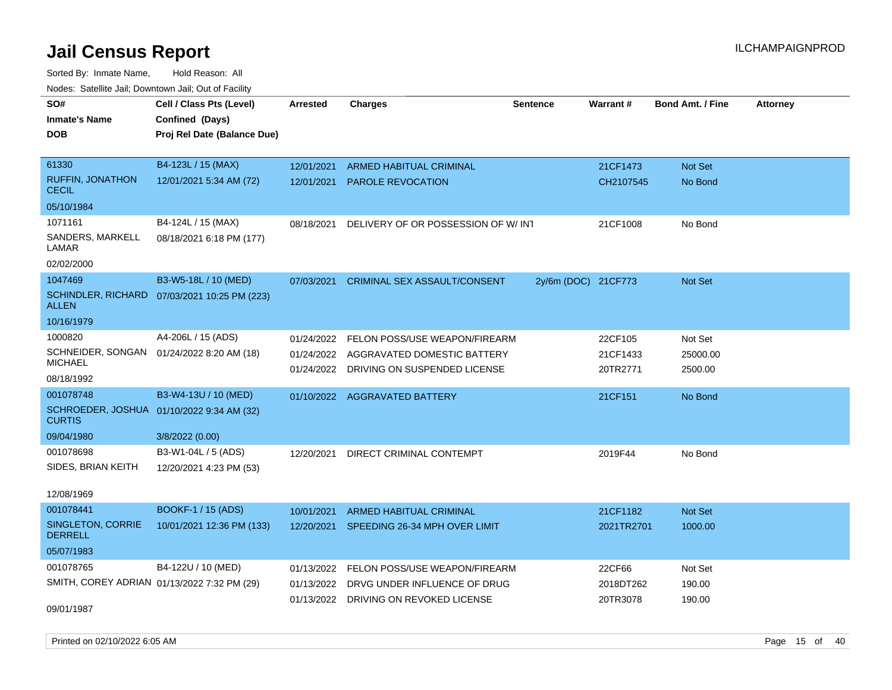# Jail Census Report

ILCHAMPAIGNPROD

Sorted By: Inmate Name, Hold Reason: All

Nodes: Satellite Jail; Downtown Jail; Out of Facility

| SO# / Inmate's Name / DOB | Cell / Class Pts (Level) / Confined (Days) / Proj Rel Date (Balance Due) | Arrested | Charges | Sentence | Warrant # | Bond Amt. / Fine | Attorney |
|---|---|---|---|---|---|---|---|
| 61330<br>RUFFIN, JONATHON CECIL<br>05/10/1984 | B4-123L / 15 (MAX)<br>12/01/2021 5:34 AM (72) | 12/01/2021 | ARMED HABITUAL CRIMINAL | | 21CF1473 | Not Set | |
| | | 12/01/2021 | PAROLE REVOCATION | | CH2107545 | No Bond | |
| 1071161<br>SANDERS, MARKELL LAMAR<br>02/02/2000 | B4-124L / 15 (MAX)<br>08/18/2021 6:18 PM (177) | 08/18/2021 | DELIVERY OF OR POSSESSION OF W/ INT | | 21CF1008 | No Bond | |
| 1047469<br>SCHINDLER, RICHARD ALLEN<br>10/16/1979 | B3-W5-18L / 10 (MED)<br>07/03/2021 10:25 PM (223) | 07/03/2021 | CRIMINAL SEX ASSAULT/CONSENT | 2y/6m (DOC) | 21CF773 | Not Set | |
| 1000820<br>SCHNEIDER, SONGAN MICHAEL<br>08/18/1992 | A4-206L / 15 (ADS)<br>01/24/2022 8:20 AM (18) | 01/24/2022 | FELON POSS/USE WEAPON/FIREARM | | 22CF105 | Not Set | |
| | | 01/24/2022 | AGGRAVATED DOMESTIC BATTERY | | 21CF1433 | 25000.00 | |
| | | 01/24/2022 | DRIVING ON SUSPENDED LICENSE | | 20TR2771 | 2500.00 | |
| 001078748<br>SCHROEDER, JOSHUA CURTIS<br>09/04/1980 | B3-W4-13U / 10 (MED)<br>01/10/2022 9:34 AM (32)<br>3/8/2022 (0.00) | 01/10/2022 | AGGRAVATED BATTERY | | 21CF151 | No Bond | |
| 001078698<br>SIDES, BRIAN KEITH<br>12/08/1969 | B3-W1-04L / 5 (ADS)<br>12/20/2021 4:23 PM (53) | 12/20/2021 | DIRECT CRIMINAL CONTEMPT | | 2019F44 | No Bond | |
| 001078441<br>SINGLETON, CORRIE DERRELL<br>05/07/1983 | BOOKF-1 / 15 (ADS)<br>10/01/2021 12:36 PM (133) | 10/01/2021 | ARMED HABITUAL CRIMINAL | | 21CF1182 | Not Set | |
| | | 12/20/2021 | SPEEDING 26-34 MPH OVER LIMIT | | 2021TR2701 | 1000.00 | |
| 001078765<br>SMITH, COREY ADRIAN<br>09/01/1987 | B4-122U / 10 (MED)<br>01/13/2022 7:32 PM (29) | 01/13/2022 | FELON POSS/USE WEAPON/FIREARM | | 22CF66 | Not Set | |
| | | 01/13/2022 | DRVG UNDER INFLUENCE OF DRUG | | 2018DT262 | 190.00 | |
| | | 01/13/2022 | DRIVING ON REVOKED LICENSE | | 20TR3078 | 190.00 | |

Printed on 02/10/2022 6:05 AM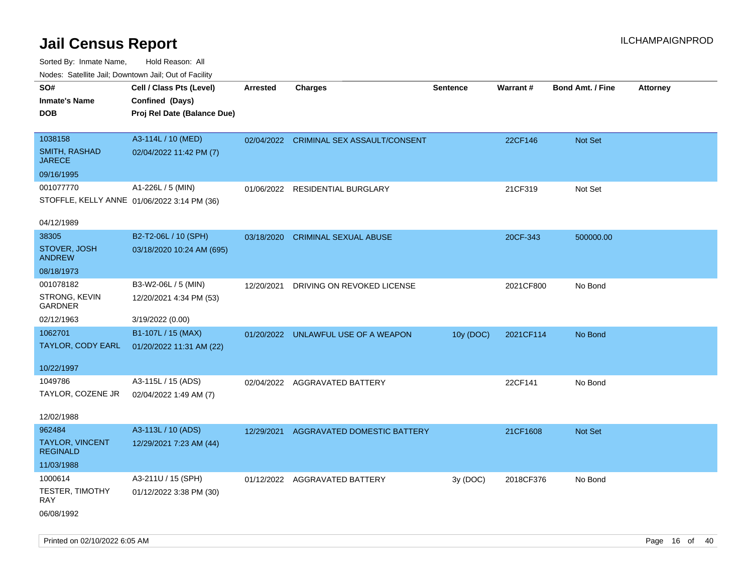# Jail Census Report

ILCHAMPAIGNPROD

Sorted By: Inmate Name, Hold Reason: All

Nodes: Satellite Jail; Downtown Jail; Out of Facility

| SO# / Inmate's Name / DOB | Cell / Class Pts (Level) / Confined (Days) / Proj Rel Date (Balance Due) | Arrested | Charges | Sentence | Warrant # | Bond Amt. / Fine | Attorney |
|---|---|---|---|---|---|---|---|
| 1038158 SMITH, RASHAD JARECE 09/16/1995 | A3-114L / 10 (MED) 02/04/2022 11:42 PM (7) | 02/04/2022 | CRIMINAL SEX ASSAULT/CONSENT | | 22CF146 | Not Set | |
| 001077770 STOFFLE, KELLY ANNE 04/12/1989 | A1-226L / 5 (MIN) 01/06/2022 3:14 PM (36) | 01/06/2022 | RESIDENTIAL BURGLARY | | 21CF319 | Not Set | |
| 38305 STOVER, JOSH ANDREW 08/18/1973 | B2-T2-06L / 10 (SPH) 03/18/2020 10:24 AM (695) | 03/18/2020 | CRIMINAL SEXUAL ABUSE | | 20CF-343 | 500000.00 | |
| 001078182 STRONG, KEVIN GARDNER 02/12/1963 | B3-W2-06L / 5 (MIN) 12/20/2021 4:34 PM (53) 3/19/2022 (0.00) | 12/20/2021 | DRIVING ON REVOKED LICENSE | | 2021CF800 | No Bond | |
| 1062701 TAYLOR, CODY EARL 10/22/1997 | B1-107L / 15 (MAX) 01/20/2022 11:31 AM (22) | 01/20/2022 | UNLAWFUL USE OF A WEAPON | 10y (DOC) | 2021CF114 | No Bond | |
| 1049786 TAYLOR, COZENE JR 12/02/1988 | A3-115L / 15 (ADS) 02/04/2022 1:49 AM (7) | 02/04/2022 | AGGRAVATED BATTERY | | 22CF141 | No Bond | |
| 962484 TAYLOR, VINCENT REGINALD 11/03/1988 | A3-113L / 10 (ADS) 12/29/2021 7:23 AM (44) | 12/29/2021 | AGGRAVATED DOMESTIC BATTERY | | 21CF1608 | Not Set | |
| 1000614 TESTER, TIMOTHY RAY 06/08/1992 | A3-211U / 15 (SPH) 01/12/2022 3:38 PM (30) | 01/12/2022 | AGGRAVATED BATTERY | 3y (DOC) | 2018CF376 | No Bond | |

Printed on 02/10/2022 6:05 AM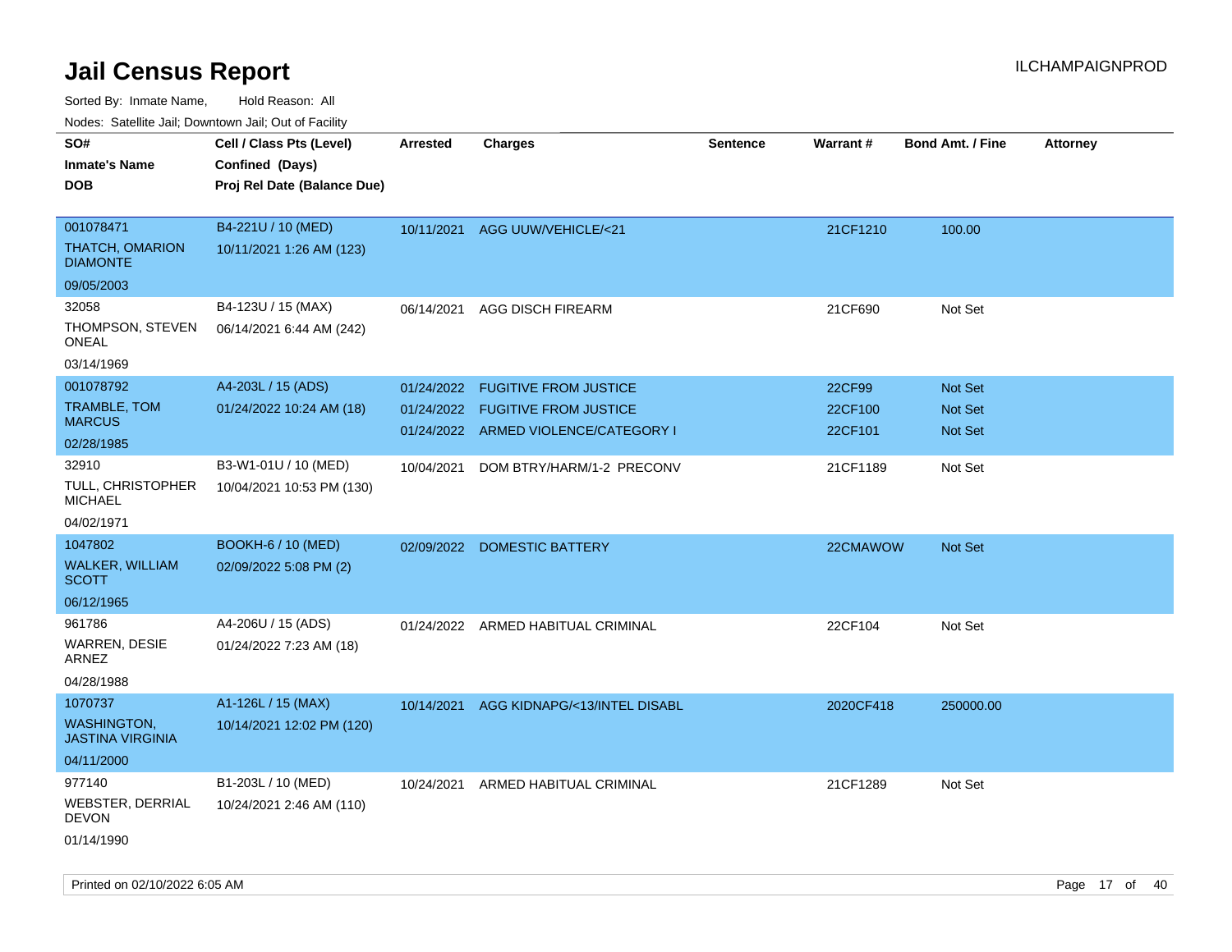# Jail Census Report

ILCHAMPAIGNPROD

Sorted By: Inmate Name, Hold Reason: All

Nodes: Satellite Jail; Downtown Jail; Out of Facility

| SO# / Inmate's Name / DOB | Cell / Class Pts (Level) / Confined (Days) / Proj Rel Date (Balance Due) | Arrested | Charges | Sentence | Warrant # | Bond Amt. / Fine | Attorney |
|---|---|---|---|---|---|---|---|
| 001078471<br>THATCH, OMARION DIAMONTE<br>09/05/2003 | B4-221U / 10 (MED)<br>10/11/2021 1:26 AM (123) | 10/11/2021 | AGG UUW/VEHICLE/<21 | | 21CF1210 | 100.00 | |
| 32058<br>THOMPSON, STEVEN ONEAL<br>03/14/1969 | B4-123U / 15 (MAX)<br>06/14/2021 6:44 AM (242) | 06/14/2021 | AGG DISCH FIREARM | | 21CF690 | Not Set | |
| 001078792<br>TRAMBLE, TOM MARCUS<br>02/28/1985 | A4-203L / 15 (ADS)<br>01/24/2022 10:24 AM (18) | 01/24/2022<br>01/24/2022<br>01/24/2022 | FUGITIVE FROM JUSTICE<br>FUGITIVE FROM JUSTICE<br>ARMED VIOLENCE/CATEGORY I | | 22CF99<br>22CF100<br>22CF101 | Not Set<br>Not Set<br>Not Set | |
| 32910<br>TULL, CHRISTOPHER MICHAEL<br>04/02/1971 | B3-W1-01U / 10 (MED)<br>10/04/2021 10:53 PM (130) | 10/04/2021 | DOM BTRY/HARM/1-2 PRECONV | | 21CF1189 | Not Set | |
| 1047802<br>WALKER, WILLIAM SCOTT<br>06/12/1965 | BOOKH-6 / 10 (MED)<br>02/09/2022 5:08 PM (2) | 02/09/2022 | DOMESTIC BATTERY | | 22CMAWOW | Not Set | |
| 961786<br>WARREN, DESIE ARNEZ<br>04/28/1988 | A4-206U / 15 (ADS)<br>01/24/2022 7:23 AM (18) | 01/24/2022 | ARMED HABITUAL CRIMINAL | | 22CF104 | Not Set | |
| 1070737<br>WASHINGTON, JASTINA VIRGINIA<br>04/11/2000 | A1-126L / 15 (MAX)<br>10/14/2021 12:02 PM (120) | 10/14/2021 | AGG KIDNAPG/<13/INTEL DISABL | | 2020CF418 | 250000.00 | |
| 977140<br>WEBSTER, DERRIAL DEVON<br>01/14/1990 | B1-203L / 10 (MED)<br>10/24/2021 2:46 AM (110) | 10/24/2021 | ARMED HABITUAL CRIMINAL | | 21CF1289 | Not Set | |

Printed on 02/10/2022 6:05 AM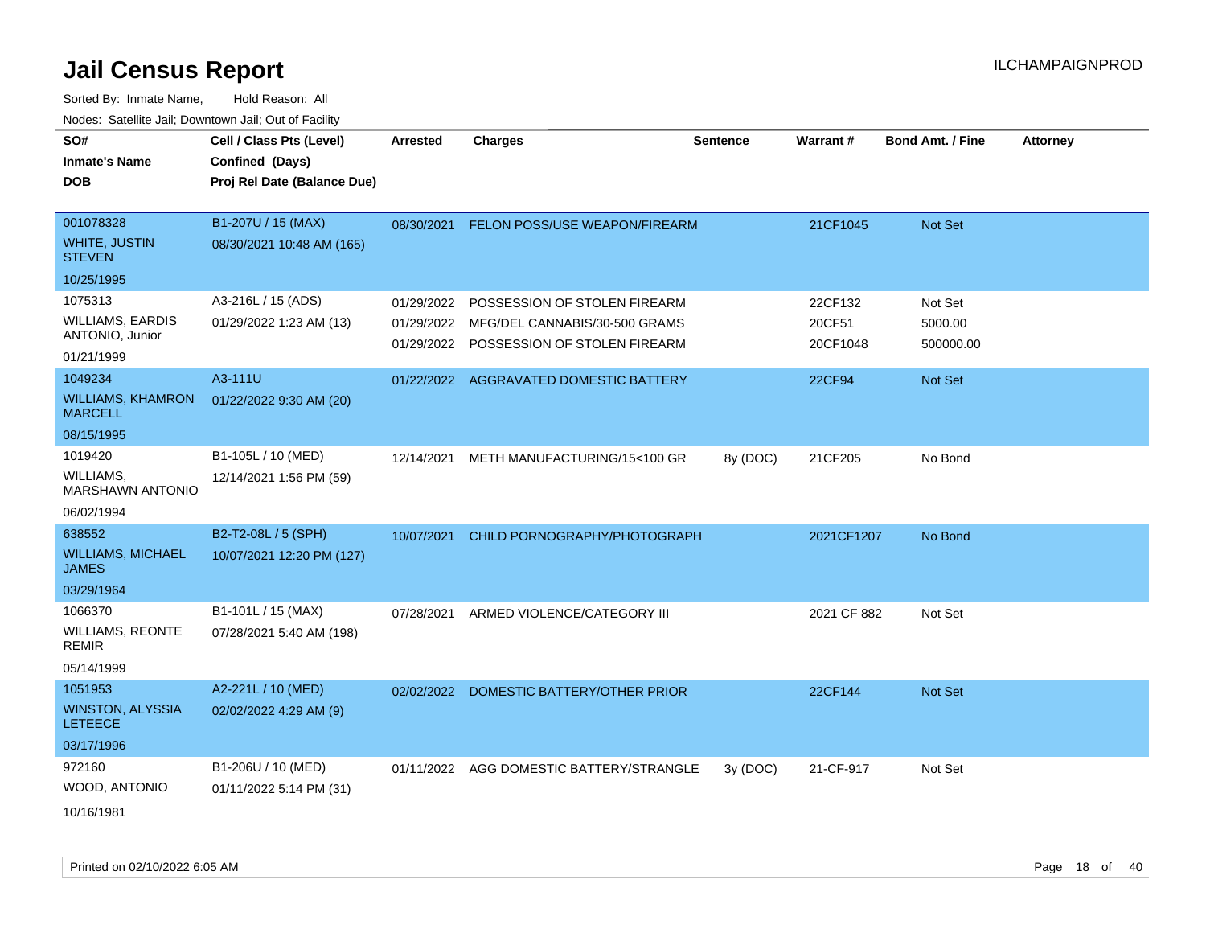# Jail Census Report

Sorted By: Inmate Name, Hold Reason: All

Nodes: Satellite Jail; Downtown Jail; Out of Facility

| SO# / Inmate's Name / DOB | Cell / Class Pts (Level) / Confined (Days) / Proj Rel Date (Balance Due) | Arrested | Charges | Sentence | Warrant # | Bond Amt. / Fine | Attorney |
|---|---|---|---|---|---|---|---|
| 001078328 WHITE, JUSTIN STEVEN 10/25/1995 | B1-207U / 15 (MAX) 08/30/2021 10:48 AM (165) | 08/30/2021 | FELON POSS/USE WEAPON/FIREARM | | 21CF1045 | Not Set | |
| 1075313 WILLIAMS, EARDIS ANTONIO, Junior 01/21/1999 | A3-216L / 15 (ADS) 01/29/2022 1:23 AM (13) | 01/29/2022 | POSSESSION OF STOLEN FIREARM | | 22CF132 | Not Set | |
| | | 01/29/2022 | MFG/DEL CANNABIS/30-500 GRAMS | | 20CF51 | 5000.00 | |
| | | 01/29/2022 | POSSESSION OF STOLEN FIREARM | | 20CF1048 | 500000.00 | |
| 1049234 WILLIAMS, KHAMRON MARCELL 08/15/1995 | A3-111U 01/22/2022 9:30 AM (20) | 01/22/2022 | AGGRAVATED DOMESTIC BATTERY | | 22CF94 | Not Set | |
| 1019420 WILLIAMS, MARSHAWN ANTONIO 06/02/1994 | B1-105L / 10 (MED) 12/14/2021 1:56 PM (59) | 12/14/2021 | METH MANUFACTURING/15<100 GR | 8y (DOC) | 21CF205 | No Bond | |
| 638552 WILLIAMS, MICHAEL JAMES 03/29/1964 | B2-T2-08L / 5 (SPH) 10/07/2021 12:20 PM (127) | 10/07/2021 | CHILD PORNOGRAPHY/PHOTOGRAPH | | 2021CF1207 | No Bond | |
| 1066370 WILLIAMS, REONTE REMIR 05/14/1999 | B1-101L / 15 (MAX) 07/28/2021 5:40 AM (198) | 07/28/2021 | ARMED VIOLENCE/CATEGORY III | | 2021 CF 882 | Not Set | |
| 1051953 WINSTON, ALYSSIA LETEECE 03/17/1996 | A2-221L / 10 (MED) 02/02/2022 4:29 AM (9) | 02/02/2022 | DOMESTIC BATTERY/OTHER PRIOR | | 22CF144 | Not Set | |
| 972160 WOOD, ANTONIO 10/16/1981 | B1-206U / 10 (MED) 01/11/2022 5:14 PM (31) | 01/11/2022 | AGG DOMESTIC BATTERY/STRANGLE | 3y (DOC) | 21-CF-917 | Not Set | |

Printed on 02/10/2022 6:05 AM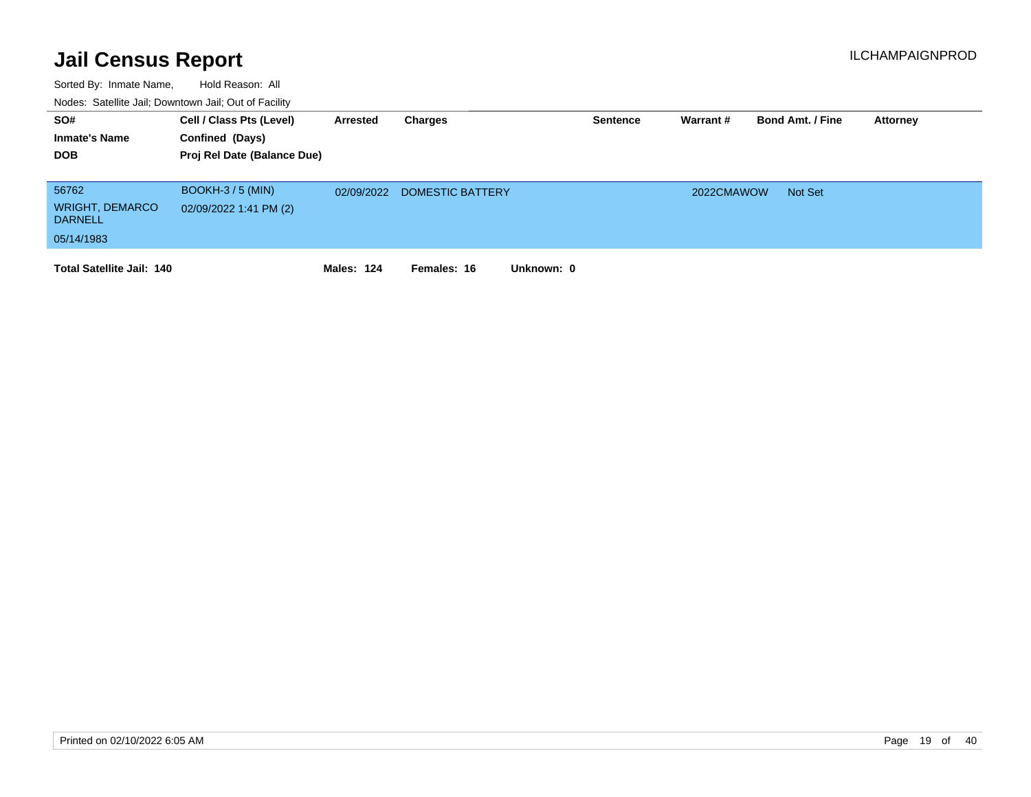# Jail Census Report

ILCHAMPAIGNPROD

Sorted By: Inmate Name, Hold Reason: All

Nodes: Satellite Jail; Downtown Jail; Out of Facility

| SO# / Inmate's Name / DOB | Cell / Class Pts (Level) / Confined (Days) / Proj Rel Date (Balance Due) | Arrested | Charges | Sentence | Warrant # | Bond Amt. / Fine | Attorney |
|---|---|---|---|---|---|---|---|
| 56762<br>WRIGHT, DEMARCO DARNELL<br>05/14/1983 | BOOKH-3 / 5 (MIN)<br>02/09/2022 1:41 PM (2) | 02/09/2022 | DOMESTIC BATTERY | | 2022CMAWOW | Not Set | |

**Total Satellite Jail: 140** **Males: 124** **Females: 16** **Unknown: 0**

Printed on 02/10/2022 6:05 AM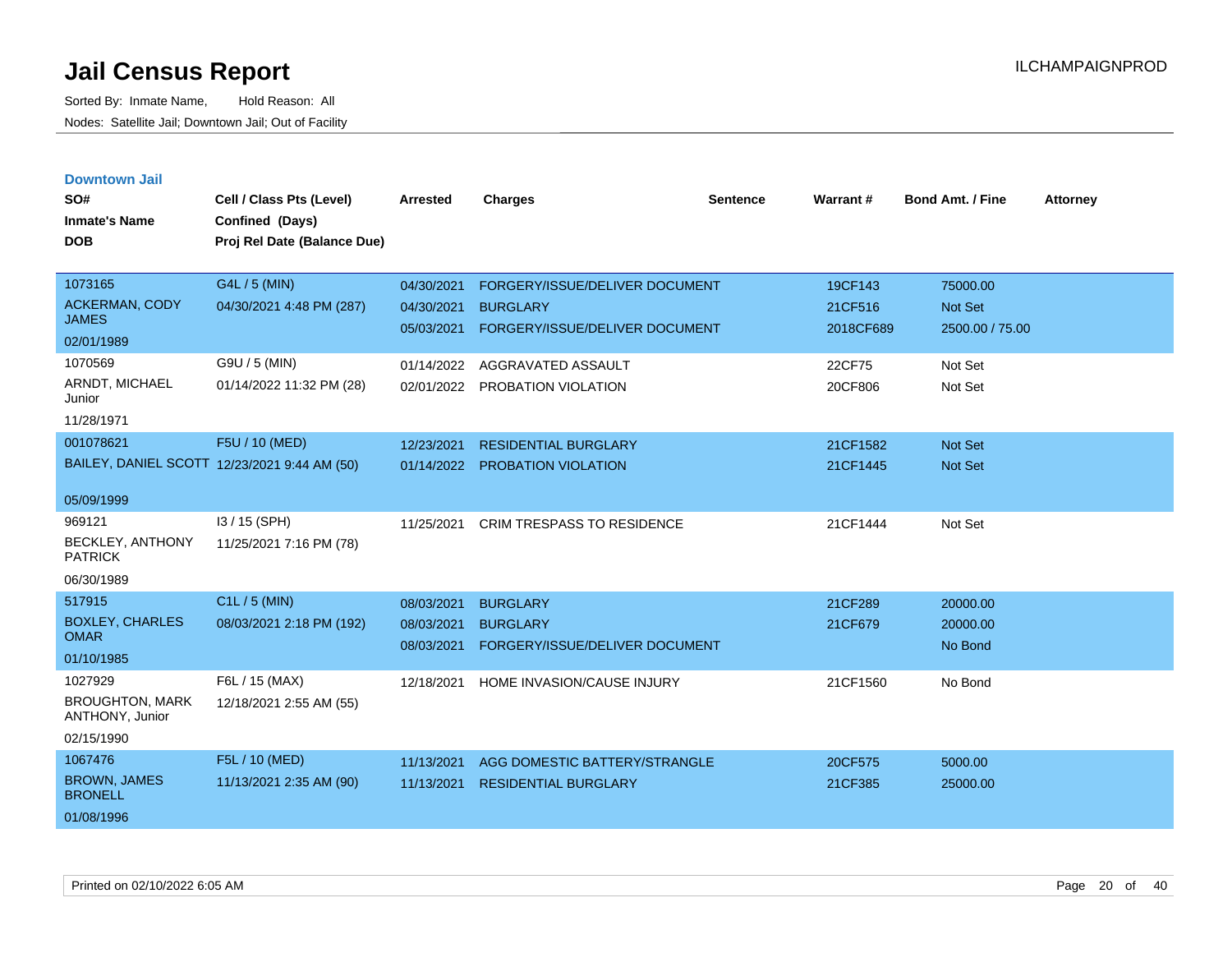# Jail Census Report

Sorted By: Inmate Name, Hold Reason: All

Nodes: Satellite Jail; Downtown Jail; Out of Facility

ILCHAMPAIGNPROD

## Downtown Jail

| SO# / Inmate's Name / DOB | Cell / Class Pts (Level) / Confined (Days) / Proj Rel Date (Balance Due) | Arrested | Charges | Sentence | Warrant # | Bond Amt. / Fine | Attorney |
|---|---|---|---|---|---|---|---|
| 1073165<br>ACKERMAN, CODY JAMES<br>02/01/1989 | G4L / 5 (MIN)<br>04/30/2021 4:48 PM (287) | 04/30/2021 | FORGERY/ISSUE/DELIVER DOCUMENT | | 19CF143 | 75000.00 | |
| | | 04/30/2021 | BURGLARY | | 21CF516 | Not Set | |
| | | 05/03/2021 | FORGERY/ISSUE/DELIVER DOCUMENT | | 2018CF689 | 2500.00 / 75.00 | |
| 1070569<br>ARNDT, MICHAEL Junior<br>11/28/1971 | G9U / 5 (MIN)<br>01/14/2022 11:32 PM (28) | 01/14/2022 | AGGRAVATED ASSAULT | | 22CF75 | Not Set | |
| | | 02/01/2022 | PROBATION VIOLATION | | 20CF806 | Not Set | |
| 001078621<br>BAILEY, DANIEL SCOTT<br>05/09/1999 | F5U / 10 (MED)<br>12/23/2021 9:44 AM (50) | 12/23/2021 | RESIDENTIAL BURGLARY | | 21CF1582 | Not Set | |
| | | 01/14/2022 | PROBATION VIOLATION | | 21CF1445 | Not Set | |
| 969121<br>BECKLEY, ANTHONY PATRICK<br>06/30/1989 | I3 / 15 (SPH)<br>11/25/2021 7:16 PM (78) | 11/25/2021 | CRIM TRESPASS TO RESIDENCE | | 21CF1444 | Not Set | |
| 517915<br>BOXLEY, CHARLES OMAR<br>01/10/1985 | C1L / 5 (MIN)<br>08/03/2021 2:18 PM (192) | 08/03/2021 | BURGLARY | | 21CF289 | 20000.00 | |
| | | 08/03/2021 | BURGLARY | | 21CF679 | 20000.00 | |
| | | 08/03/2021 | FORGERY/ISSUE/DELIVER DOCUMENT | | | No Bond | |
| 1027929<br>BROUGHTON, MARK ANTHONY, Junior<br>02/15/1990 | F6L / 15 (MAX)<br>12/18/2021 2:55 AM (55) | 12/18/2021 | HOME INVASION/CAUSE INJURY | | 21CF1560 | No Bond | |
| 1067476<br>BROWN, JAMES BRONELL<br>01/08/1996 | F5L / 10 (MED)<br>11/13/2021 2:35 AM (90) | 11/13/2021 | AGG DOMESTIC BATTERY/STRANGLE | | 20CF575 | 5000.00 | |
| | | 11/13/2021 | RESIDENTIAL BURGLARY | | 21CF385 | 25000.00 | |

Printed on 02/10/2022 6:05 AM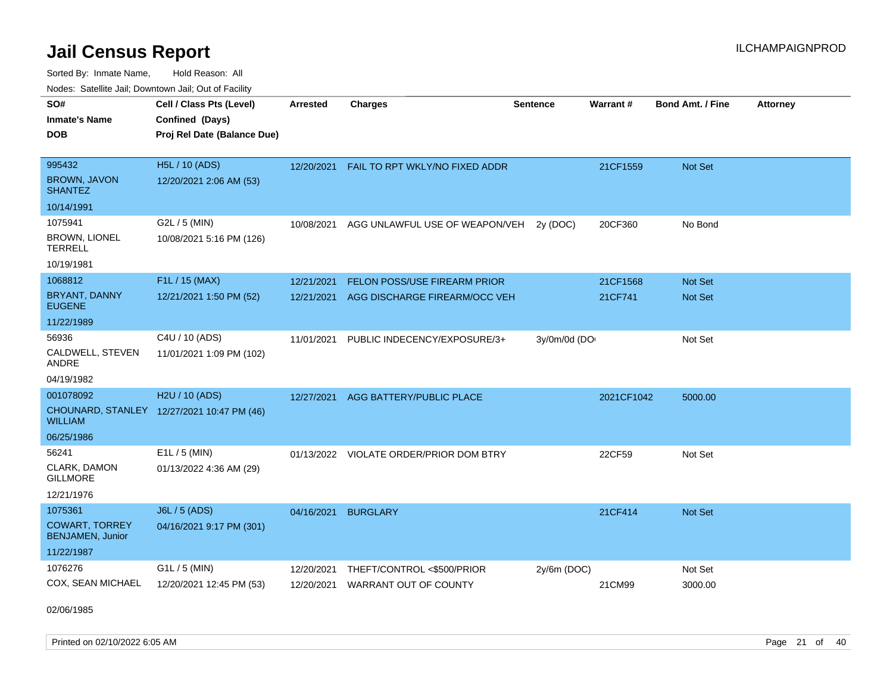# Jail Census Report

Sorted By: Inmate Name, Hold Reason: All

Nodes: Satellite Jail; Downtown Jail; Out of Facility

| SO# / Inmate's Name / DOB | Cell / Class Pts (Level) / Confined (Days) / Proj Rel Date (Balance Due) | Arrested | Charges | Sentence | Warrant # | Bond Amt. / Fine | Attorney |
|---|---|---|---|---|---|---|---|
| 995432<br>BROWN, JAVON SHANTEZ<br>10/14/1991 | H5L / 10 (ADS)<br>12/20/2021 2:06 AM (53) | 12/20/2021 | FAIL TO RPT WKLY/NO FIXED ADDR | | 21CF1559 | Not Set | |
| 1075941<br>BROWN, LIONEL TERRELL<br>10/19/1981 | G2L / 5 (MIN)<br>10/08/2021 5:16 PM (126) | 10/08/2021 | AGG UNLAWFUL USE OF WEAPON/VEH | 2y (DOC) | 20CF360 | No Bond | |
| 1068812<br>BRYANT, DANNY EUGENE<br>11/22/1989 | F1L / 15 (MAX)<br>12/21/2021 1:50 PM (52) | 12/21/2021<br>12/21/2021 | FELON POSS/USE FIREARM PRIOR<br>AGG DISCHARGE FIREARM/OCC VEH | | 21CF1568<br>21CF741 | Not Set<br>Not Set | |
| 56936<br>CALDWELL, STEVEN ANDRE<br>04/19/1982 | C4U / 10 (ADS)<br>11/01/2021 1:09 PM (102) | 11/01/2021 | PUBLIC INDECENCY/EXPOSURE/3+ | 3y/0m/0d (DO | | Not Set | |
| 001078092<br>CHOUNARD, STANLEY WILLIAM<br>06/25/1986 | H2U / 10 (ADS)<br>12/27/2021 10:47 PM (46) | 12/27/2021 | AGG BATTERY/PUBLIC PLACE | | 2021CF1042 | 5000.00 | |
| 56241<br>CLARK, DAMON GILLMORE<br>12/21/1976 | E1L / 5 (MIN)<br>01/13/2022 4:36 AM (29) | 01/13/2022 | VIOLATE ORDER/PRIOR DOM BTRY | | 22CF59 | Not Set | |
| 1075361<br>COWART, TORREY BENJAMEN, Junior<br>11/22/1987 | J6L / 5 (ADS)<br>04/16/2021 9:17 PM (301) | 04/16/2021 | BURGLARY | | 21CF414 | Not Set | |
| 1076276<br>COX, SEAN MICHAEL<br>02/06/1985 | G1L / 5 (MIN)<br>12/20/2021 12:45 PM (53) | 12/20/2021<br>12/20/2021 | THEFT/CONTROL <$500/PRIOR<br>WARRANT OUT OF COUNTY | 2y/6m (DOC) | <br>21CM99 | Not Set<br>3000.00 | |

Printed on 02/10/2022 6:05 AM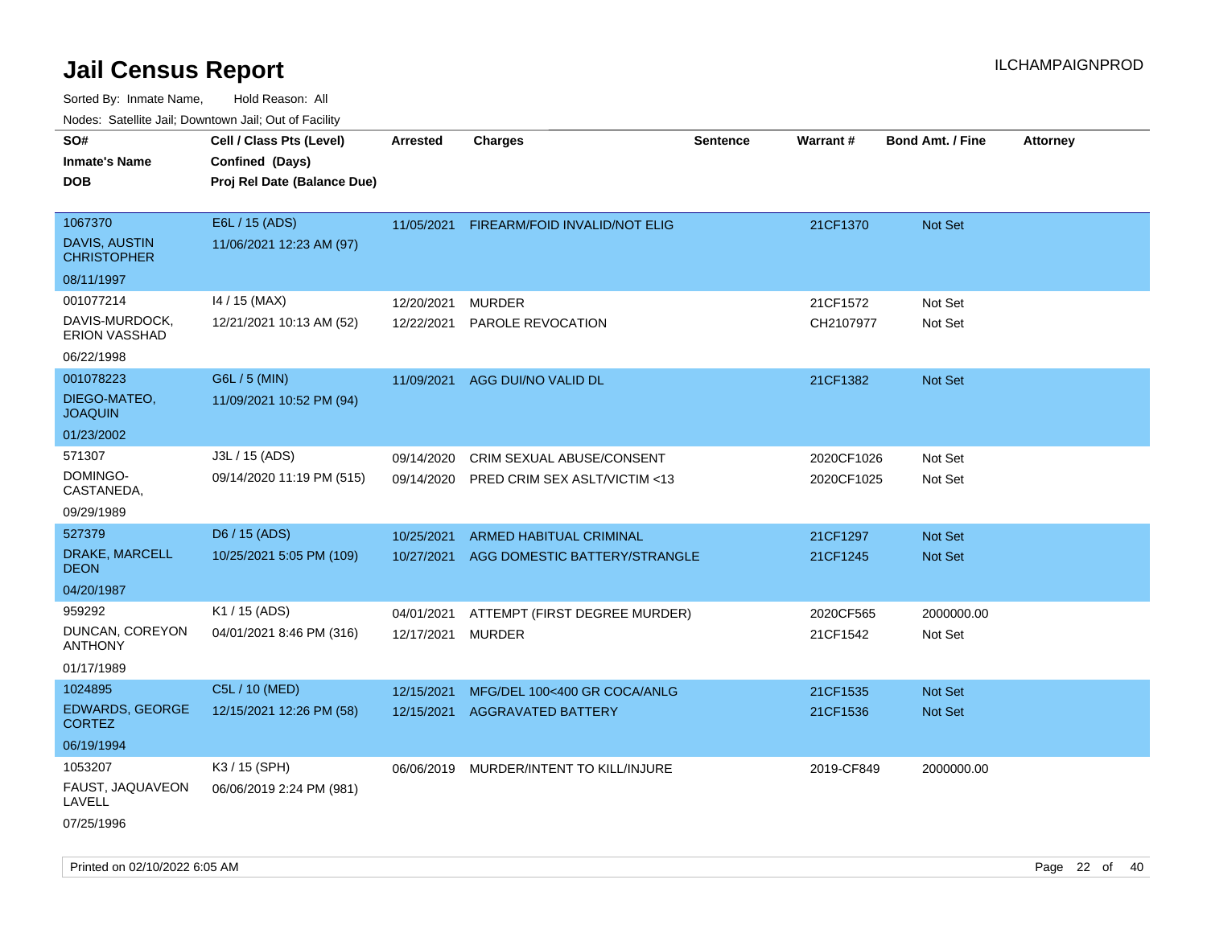# Jail Census Report

ILCHAMPAIGNPROD

Sorted By: Inmate Name, Hold Reason: All

Nodes: Satellite Jail; Downtown Jail; Out of Facility

| SO# / Inmate's Name / DOB | Cell / Class Pts (Level) / Confined (Days) / Proj Rel Date (Balance Due) | Arrested | Charges | Sentence | Warrant # | Bond Amt. / Fine | Attorney |
|---|---|---|---|---|---|---|---|
| 1067370<br>DAVIS, AUSTIN CHRISTOPHER<br>08/11/1997 | E6L / 15 (ADS)<br>11/06/2021 12:23 AM (97) | 11/05/2021 | FIREARM/FOID INVALID/NOT ELIG | | 21CF1370 | Not Set | |
| 001077214<br>DAVIS-MURDOCK, ERION VASSHAD<br>06/22/1998 | I4 / 15 (MAX)<br>12/21/2021 10:13 AM (52) | 12/20/2021<br>12/22/2021 | MURDER<br>PAROLE REVOCATION | | 21CF1572<br>CH2107977 | Not Set<br>Not Set | |
| 001078223<br>DIEGO-MATEO, JOAQUIN<br>01/23/2002 | G6L / 5 (MIN)<br>11/09/2021 10:52 PM (94) | 11/09/2021 | AGG DUI/NO VALID DL | | 21CF1382 | Not Set | |
| 571307<br>DOMINGO-CASTANEDA,<br>09/29/1989 | J3L / 15 (ADS)<br>09/14/2020 11:19 PM (515) | 09/14/2020<br>09/14/2020 | CRIM SEXUAL ABUSE/CONSENT<br>PRED CRIM SEX ASLT/VICTIM <13 | | 2020CF1026<br>2020CF1025 | Not Set<br>Not Set | |
| 527379<br>DRAKE, MARCELL DEON<br>04/20/1987 | D6 / 15 (ADS)<br>10/25/2021 5:05 PM (109) | 10/25/2021<br>10/27/2021 | ARMED HABITUAL CRIMINAL<br>AGG DOMESTIC BATTERY/STRANGLE | | 21CF1297<br>21CF1245 | Not Set<br>Not Set | |
| 959292<br>DUNCAN, COREYON ANTHONY<br>01/17/1989 | K1 / 15 (ADS)<br>04/01/2021 8:46 PM (316) | 04/01/2021<br>12/17/2021 | ATTEMPT (FIRST DEGREE MURDER)<br>MURDER | | 2020CF565<br>21CF1542 | 2000000.00<br>Not Set | |
| 1024895<br>EDWARDS, GEORGE CORTEZ<br>06/19/1994 | C5L / 10 (MED)<br>12/15/2021 12:26 PM (58) | 12/15/2021<br>12/15/2021 | MFG/DEL 100<400 GR COCA/ANLG<br>AGGRAVATED BATTERY | | 21CF1535<br>21CF1536 | Not Set<br>Not Set | |
| 1053207<br>FAUST, JAQUAVEON LAVELL<br>07/25/1996 | K3 / 15 (SPH)<br>06/06/2019 2:24 PM (981) | 06/06/2019 | MURDER/INTENT TO KILL/INJURE | | 2019-CF849 | 2000000.00 | |

Printed on 02/10/2022 6:05 AM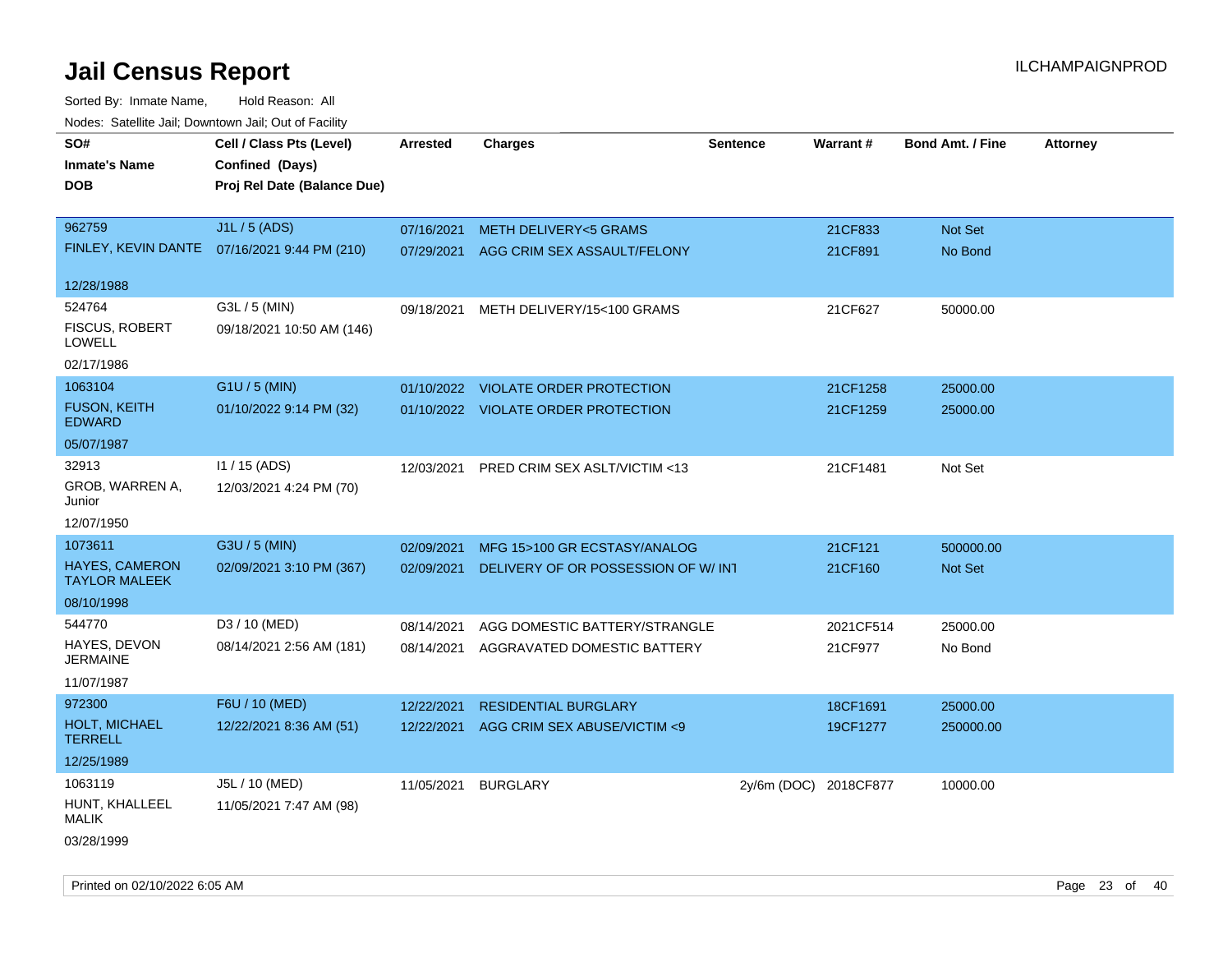# Jail Census Report

ILCHAMPAIGNPROD

Sorted By: Inmate Name, Hold Reason: All

Nodes: Satellite Jail; Downtown Jail; Out of Facility

| SO# / Inmate's Name / DOB | Cell / Class Pts (Level) / Confined (Days) / Proj Rel Date (Balance Due) | Arrested | Charges | Sentence | Warrant # | Bond Amt. / Fine | Attorney |
|---|---|---|---|---|---|---|---|
| 962759<br>FINLEY, KEVIN DANTE<br>12/28/1988 | J1L / 5 (ADS)<br>07/16/2021 9:44 PM (210) | 07/16/2021<br>07/29/2021 | METH DELIVERY<5 GRAMS<br>AGG CRIM SEX ASSAULT/FELONY | | 21CF833<br>21CF891 | Not Set<br>No Bond | |
| 524764<br>FISCUS, ROBERT LOWELL<br>02/17/1986 | G3L / 5 (MIN)<br>09/18/2021 10:50 AM (146) | 09/18/2021 | METH DELIVERY/15<100 GRAMS | | 21CF627 | 50000.00 | |
| 1063104<br>FUSON, KEITH EDWARD<br>05/07/1987 | G1U / 5 (MIN)<br>01/10/2022 9:14 PM (32) | 01/10/2022<br>01/10/2022 | VIOLATE ORDER PROTECTION<br>VIOLATE ORDER PROTECTION | | 21CF1258<br>21CF1259 | 25000.00<br>25000.00 | |
| 32913<br>GROB, WARREN A, Junior<br>12/07/1950 | I1 / 15 (ADS)<br>12/03/2021 4:24 PM (70) | 12/03/2021 | PRED CRIM SEX ASLT/VICTIM <13 | | 21CF1481 | Not Set | |
| 1073611<br>HAYES, CAMERON TAYLOR MALEEK<br>08/10/1998 | G3U / 5 (MIN)<br>02/09/2021 3:10 PM (367) | 02/09/2021<br>02/09/2021 | MFG 15>100 GR ECSTASY/ANALOG<br>DELIVERY OF OR POSSESSION OF W/ INT | | 21CF121<br>21CF160 | 500000.00<br>Not Set | |
| 544770<br>HAYES, DEVON JERMAINE<br>11/07/1987 | D3 / 10 (MED)<br>08/14/2021 2:56 AM (181) | 08/14/2021<br>08/14/2021 | AGG DOMESTIC BATTERY/STRANGLE<br>AGGRAVATED DOMESTIC BATTERY | | 2021CF514<br>21CF977 | 25000.00<br>No Bond | |
| 972300<br>HOLT, MICHAEL TERRELL<br>12/25/1989 | F6U / 10 (MED)<br>12/22/2021 8:36 AM (51) | 12/22/2021<br>12/22/2021 | RESIDENTIAL BURGLARY<br>AGG CRIM SEX ABUSE/VICTIM <9 | | 18CF1691<br>19CF1277 | 25000.00<br>250000.00 | |
| 1063119<br>HUNT, KHALLEEL MALIK<br>03/28/1999 | J5L / 10 (MED)<br>11/05/2021 7:47 AM (98) | 11/05/2021 | BURGLARY | 2y/6m (DOC) | 2018CF877 | 10000.00 | |

Printed on 02/10/2022 6:05 AM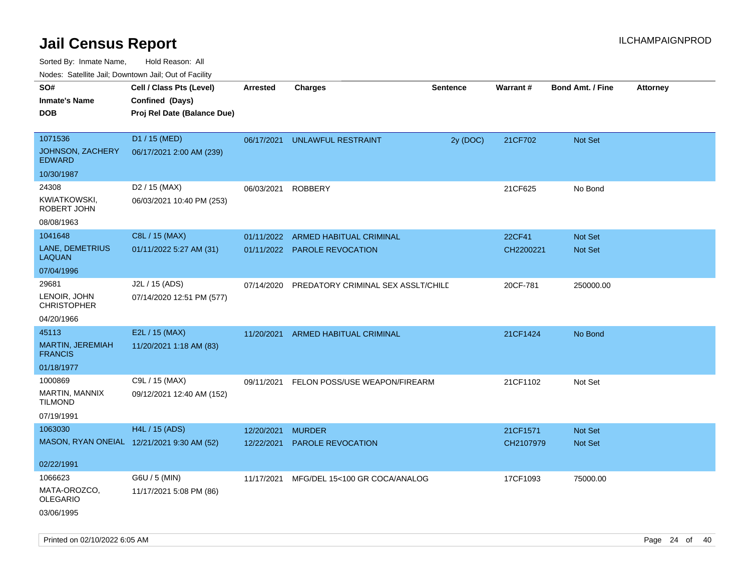# Jail Census Report

ILCHAMPAIGNPROD

Sorted By: Inmate Name, Hold Reason: All

Nodes: Satellite Jail; Downtown Jail; Out of Facility

| SO# / Inmate's Name / DOB | Cell / Class Pts (Level) / Confined (Days) / Proj Rel Date (Balance Due) | Arrested | Charges | Sentence | Warrant # | Bond Amt. / Fine | Attorney |
|---|---|---|---|---|---|---|---|
| 1071536<br>JOHNSON, ZACHERY EDWARD<br>10/30/1987 | D1 / 15 (MED)<br>06/17/2021 2:00 AM (239) | 06/17/2021 | UNLAWFUL RESTRAINT | 2y (DOC) | 21CF702 | Not Set | |
| 24308<br>KWIATKOWSKI, ROBERT JOHN<br>08/08/1963 | D2 / 15 (MAX)<br>06/03/2021 10:40 PM (253) | 06/03/2021 | ROBBERY | | 21CF625 | No Bond | |
| 1041648<br>LANE, DEMETRIUS LAQUAN<br>07/04/1996 | C8L / 15 (MAX)<br>01/11/2022 5:27 AM (31) | 01/11/2022<br>01/11/2022 | ARMED HABITUAL CRIMINAL<br>PAROLE REVOCATION | | 22CF41<br>CH2200221 | Not Set<br>Not Set | |
| 29681<br>LENOIR, JOHN CHRISTOPHER<br>04/20/1966 | J2L / 15 (ADS)<br>07/14/2020 12:51 PM (577) | 07/14/2020 | PREDATORY CRIMINAL SEX ASSLT/CHILD | | 20CF-781 | 250000.00 | |
| 45113<br>MARTIN, JEREMIAH FRANCIS<br>01/18/1977 | E2L / 15 (MAX)<br>11/20/2021 1:18 AM (83) | 11/20/2021 | ARMED HABITUAL CRIMINAL | | 21CF1424 | No Bond | |
| 1000869<br>MARTIN, MANNIX TILMOND<br>07/19/1991 | C9L / 15 (MAX)<br>09/12/2021 12:40 AM (152) | 09/11/2021 | FELON POSS/USE WEAPON/FIREARM | | 21CF1102 | Not Set | |
| 1063030<br>MASON, RYAN ONEIAL<br>02/22/1991 | H4L / 15 (ADS)<br>12/21/2021 9:30 AM (52) | 12/20/2021<br>12/22/2021 | MURDER<br>PAROLE REVOCATION | | 21CF1571<br>CH2107979 | Not Set<br>Not Set | |
| 1066623<br>MATA-OROZCO, OLEGARIO<br>03/06/1995 | G6U / 5 (MIN)<br>11/17/2021 5:08 PM (86) | 11/17/2021 | MFG/DEL 15<100 GR COCA/ANALOG | | 17CF1093 | 75000.00 | |

Printed on 02/10/2022 6:05 AM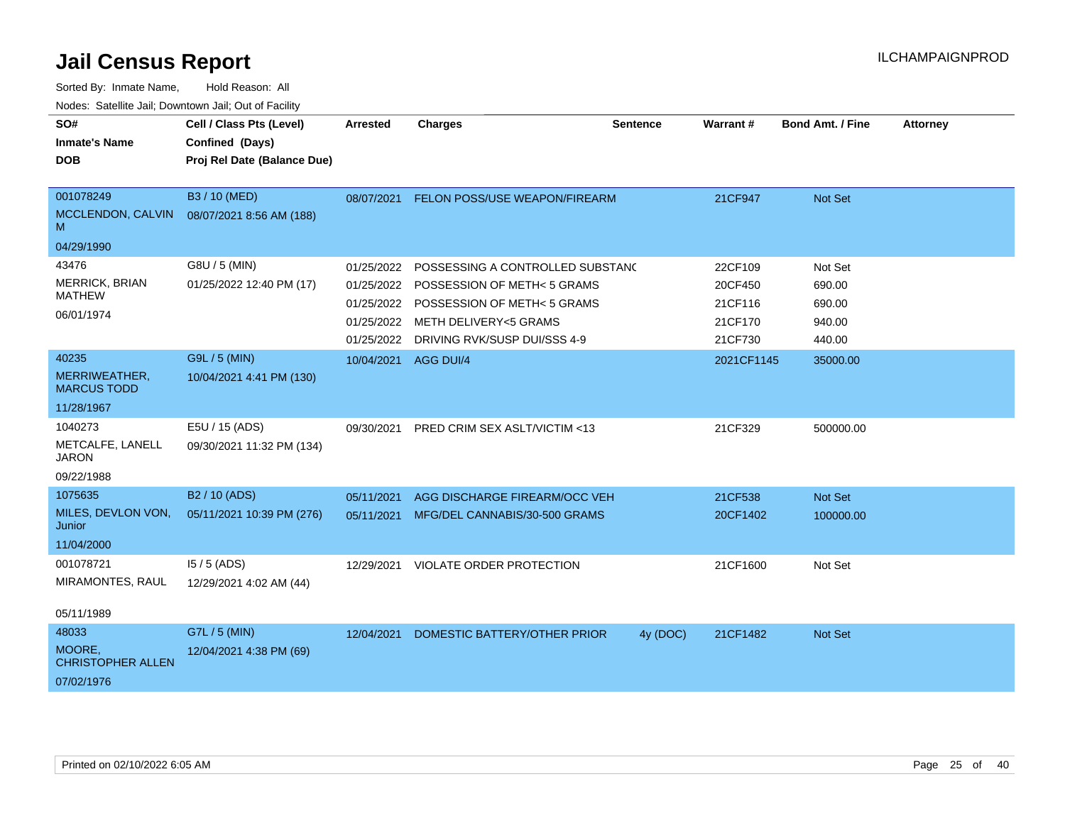# Jail Census Report

ILCHAMPAIGNPROD

Sorted By: Inmate Name, Hold Reason: All

Nodes: Satellite Jail; Downtown Jail; Out of Facility

| SO# / Inmate's Name / DOB | Cell / Class Pts (Level) / Confined (Days) / Proj Rel Date (Balance Due) | Arrested | Charges | Sentence | Warrant # | Bond Amt. / Fine | Attorney |
|---|---|---|---|---|---|---|---|
| 001078249<br>MCCLENDON, CALVIN M<br>04/29/1990 | B3 / 10 (MED)<br>08/07/2021 8:56 AM (188) | 08/07/2021 | FELON POSS/USE WEAPON/FIREARM | | 21CF947 | Not Set | |
| 43476<br>MERRICK, BRIAN MATHEW<br>06/01/1974 | G8U / 5 (MIN)<br>01/25/2022 12:40 PM (17) | 01/25/2022 | POSSESSING A CONTROLLED SUBSTANC | | 22CF109 | Not Set | |
| | | 01/25/2022 | POSSESSION OF METH< 5 GRAMS | | 20CF450 | 690.00 | |
| | | 01/25/2022 | POSSESSION OF METH< 5 GRAMS | | 21CF116 | 690.00 | |
| | | 01/25/2022 | METH DELIVERY<5 GRAMS | | 21CF170 | 940.00 | |
| | | 01/25/2022 | DRIVING RVK/SUSP DUI/SSS 4-9 | | 21CF730 | 440.00 | |
| 40235<br>MERRIWEATHER, MARCUS TODD<br>11/28/1967 | G9L / 5 (MIN)<br>10/04/2021 4:41 PM (130) | 10/04/2021 | AGG DUI/4 | | 2021CF1145 | 35000.00 | |
| 1040273<br>METCALFE, LANELL JARON<br>09/22/1988 | E5U / 15 (ADS)<br>09/30/2021 11:32 PM (134) | 09/30/2021 | PRED CRIM SEX ASLT/VICTIM <13 | | 21CF329 | 500000.00 | |
| 1075635<br>MILES, DEVLON VON, Junior<br>11/04/2000 | B2 / 10 (ADS)<br>05/11/2021 10:39 PM (276) | 05/11/2021 | AGG DISCHARGE FIREARM/OCC VEH | | 21CF538 | Not Set | |
| | | 05/11/2021 | MFG/DEL CANNABIS/30-500 GRAMS | | 20CF1402 | 100000.00 | |
| 001078721<br>MIRAMONTES, RAUL<br>05/11/1989 | I5 / 5 (ADS)<br>12/29/2021 4:02 AM (44) | 12/29/2021 | VIOLATE ORDER PROTECTION | | 21CF1600 | Not Set | |
| 48033<br>MOORE, CHRISTOPHER ALLEN<br>07/02/1976 | G7L / 5 (MIN)<br>12/04/2021 4:38 PM (69) | 12/04/2021 | DOMESTIC BATTERY/OTHER PRIOR | 4y (DOC) | 21CF1482 | Not Set | |

Printed on 02/10/2022 6:05 AM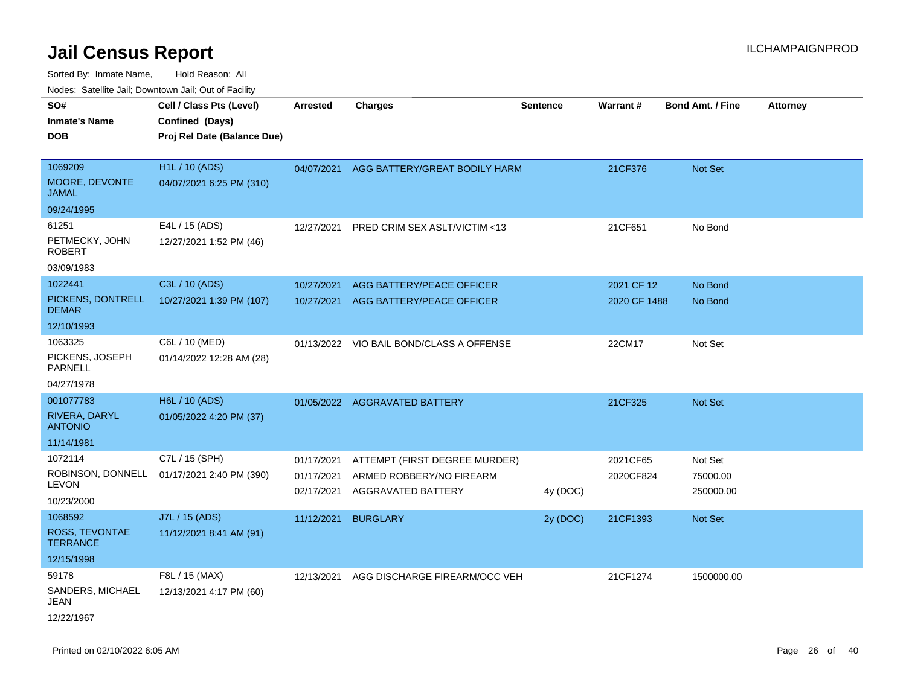# Jail Census Report

Sorted By: Inmate Name, Hold Reason: All

Nodes: Satellite Jail; Downtown Jail; Out of Facility

| SO# / Inmate's Name / DOB | Cell / Class Pts (Level) / Confined (Days) / Proj Rel Date (Balance Due) | Arrested | Charges | Sentence | Warrant # | Bond Amt. / Fine | Attorney |
|---|---|---|---|---|---|---|---|
| 1069209<br>MOORE, DEVONTE JAMAL<br>09/24/1995 | H1L / 10 (ADS)<br>04/07/2021 6:25 PM (310) | 04/07/2021 | AGG BATTERY/GREAT BODILY HARM | | 21CF376 | Not Set | |
| 61251<br>PETMECKY, JOHN ROBERT<br>03/09/1983 | E4L / 15 (ADS)<br>12/27/2021 1:52 PM (46) | 12/27/2021 | PRED CRIM SEX ASLT/VICTIM <13 | | 21CF651 | No Bond | |
| 1022441<br>PICKENS, DONTRELL DEMAR<br>12/10/1993 | C3L / 10 (ADS)<br>10/27/2021 1:39 PM (107) | 10/27/2021<br>10/27/2021 | AGG BATTERY/PEACE OFFICER<br>AGG BATTERY/PEACE OFFICER | | 2021 CF 12<br>2020 CF 1488 | No Bond<br>No Bond | |
| 1063325<br>PICKENS, JOSEPH PARNELL<br>04/27/1978 | C6L / 10 (MED)<br>01/14/2022 12:28 AM (28) | 01/13/2022 | VIO BAIL BOND/CLASS A OFFENSE | | 22CM17 | Not Set | |
| 001077783<br>RIVERA, DARYL ANTONIO<br>11/14/1981 | H6L / 10 (ADS)<br>01/05/2022 4:20 PM (37) | 01/05/2022 | AGGRAVATED BATTERY | | 21CF325 | Not Set | |
| 1072114<br>ROBINSON, DONNELL LEVON<br>10/23/2000 | C7L / 15 (SPH)<br>01/17/2021 2:40 PM (390) | 01/17/2021<br>01/17/2021<br>02/17/2021 | ATTEMPT (FIRST DEGREE MURDER)<br>ARMED ROBBERY/NO FIREARM<br>AGGRAVATED BATTERY | <br><br>4y (DOC) | 2021CF65<br>2020CF824 | Not Set<br>75000.00<br>250000.00 | |
| 1068592<br>ROSS, TEVONTAE TERRANCE<br>12/15/1998 | J7L / 15 (ADS)<br>11/12/2021 8:41 AM (91) | 11/12/2021 | BURGLARY | 2y (DOC) | 21CF1393 | Not Set | |
| 59178<br>SANDERS, MICHAEL JEAN<br>12/22/1967 | F8L / 15 (MAX)<br>12/13/2021 4:17 PM (60) | 12/13/2021 | AGG DISCHARGE FIREARM/OCC VEH | | 21CF1274 | 1500000.00 | |

Printed on 02/10/2022 6:05 AM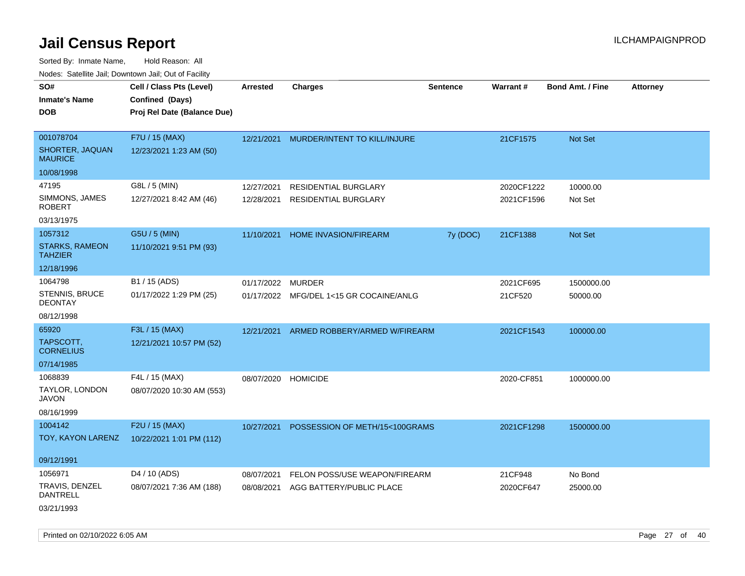# Jail Census Report

ILCHAMPAIGNPROD

Sorted By: Inmate Name, Hold Reason: All

Nodes: Satellite Jail; Downtown Jail; Out of Facility

| SO#<br>Inmate's Name<br>DOB | Cell / Class Pts (Level)<br>Confined (Days)<br>Proj Rel Date (Balance Due) | Arrested | Charges | Sentence | Warrant # | Bond Amt. / Fine | Attorney |
|---|---|---|---|---|---|---|---|
| 001078704<br>SHORTER, JAQUAN MAURICE<br>10/08/1998 | F7U / 15 (MAX)<br>12/23/2021 1:23 AM (50) | 12/21/2021 | MURDER/INTENT TO KILL/INJURE | | 21CF1575 | Not Set | |
| 47195<br>SIMMONS, JAMES ROBERT<br>03/13/1975 | G8L / 5 (MIN)<br>12/27/2021 8:42 AM (46) | 12/27/2021<br>12/28/2021 | RESIDENTIAL BURGLARY<br>RESIDENTIAL BURGLARY | | 2020CF1222<br>2021CF1596 | 10000.00<br>Not Set | |
| 1057312<br>STARKS, RAMEON TAHZIER<br>12/18/1996 | G5U / 5 (MIN)<br>11/10/2021 9:51 PM (93) | 11/10/2021 | HOME INVASION/FIREARM | 7y (DOC) | 21CF1388 | Not Set | |
| 1064798<br>STENNIS, BRUCE DEONTAY<br>08/12/1998 | B1 / 15 (ADS)<br>01/17/2022 1:29 PM (25) | 01/17/2022<br>01/17/2022 | MURDER<br>MFG/DEL 1<15 GR COCAINE/ANLG | | 2021CF695<br>21CF520 | 1500000.00<br>50000.00 | |
| 65920<br>TAPSCOTT, CORNELIUS<br>07/14/1985 | F3L / 15 (MAX)<br>12/21/2021 10:57 PM (52) | 12/21/2021 | ARMED ROBBERY/ARMED W/FIREARM | | 2021CF1543 | 100000.00 | |
| 1068839<br>TAYLOR, LONDON JAVON<br>08/16/1999 | F4L / 15 (MAX)<br>08/07/2020 10:30 AM (553) | 08/07/2020 | HOMICIDE | | 2020-CF851 | 1000000.00 | |
| 1004142<br>TOY, KAYON LARENZ<br>09/12/1991 | F2U / 15 (MAX)<br>10/22/2021 1:01 PM (112) | 10/27/2021 | POSSESSION OF METH/15<100GRAMS | | 2021CF1298 | 1500000.00 | |
| 1056971<br>TRAVIS, DENZEL DANTRELL<br>03/21/1993 | D4 / 10 (ADS)<br>08/07/2021 7:36 AM (188) | 08/07/2021<br>08/08/2021 | FELON POSS/USE WEAPON/FIREARM<br>AGG BATTERY/PUBLIC PLACE | | 21CF948<br>2020CF647 | No Bond<br>25000.00 | |

Printed on 02/10/2022 6:05 AM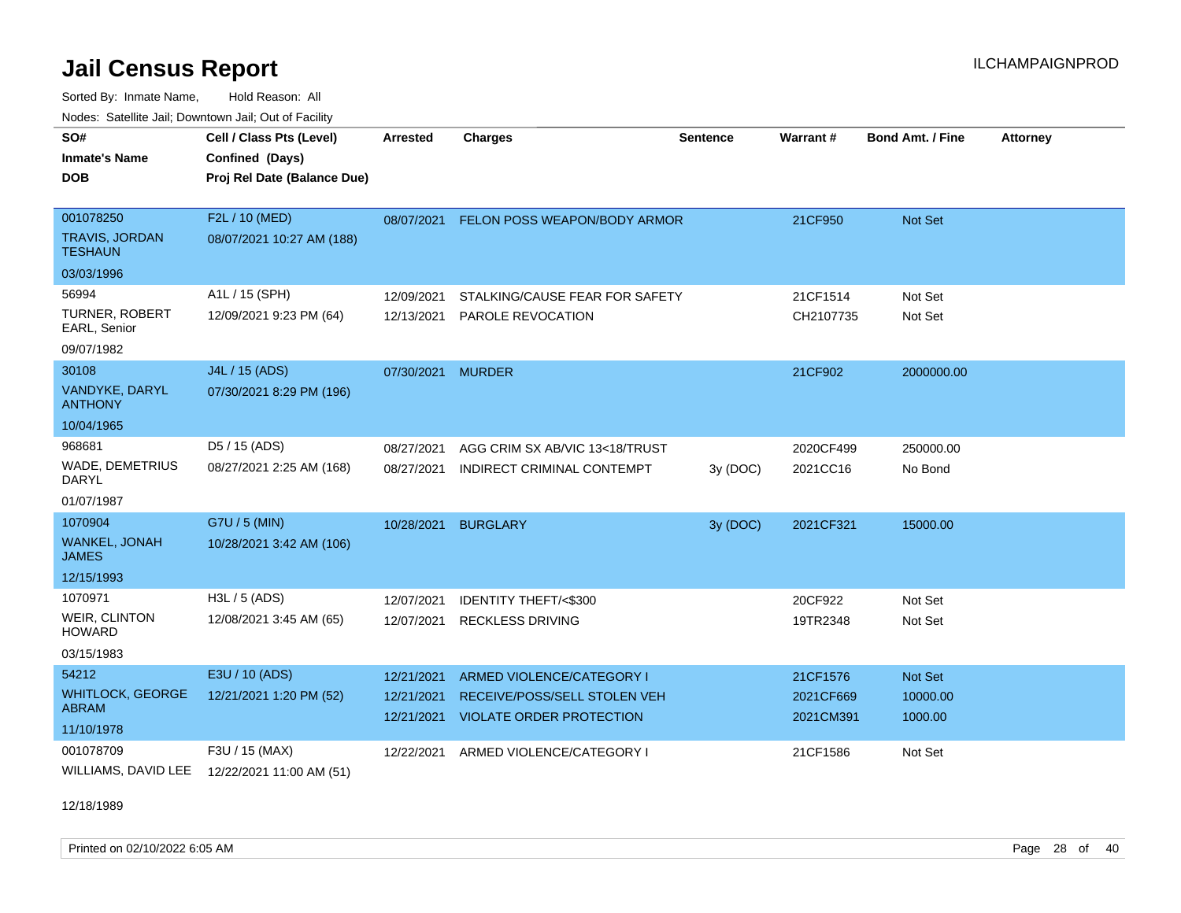# Jail Census Report

Sorted By: Inmate Name, Hold Reason: All

Nodes: Satellite Jail; Downtown Jail; Out of Facility

| SO# / Inmate's Name / DOB | Cell / Class Pts (Level) / Confined (Days) / Proj Rel Date (Balance Due) | Arrested | Charges | Sentence | Warrant # | Bond Amt. / Fine | Attorney |
|---|---|---|---|---|---|---|---|
| 001078250<br>TRAVIS, JORDAN TESHAUN<br>03/03/1996 | F2L / 10 (MED)<br>08/07/2021 10:27 AM (188) | 08/07/2021 | FELON POSS WEAPON/BODY ARMOR | | 21CF950 | Not Set | |
| 56994<br>TURNER, ROBERT EARL, Senior<br>09/07/1982 | A1L / 15 (SPH)<br>12/09/2021 9:23 PM (64) | 12/09/2021 | STALKING/CAUSE FEAR FOR SAFETY | | 21CF1514 | Not Set | |
| | | 12/13/2021 | PAROLE REVOCATION | | CH2107735 | Not Set | |
| 30108<br>VANDYKE, DARYL ANTHONY<br>10/04/1965 | J4L / 15 (ADS)<br>07/30/2021 8:29 PM (196) | 07/30/2021 | MURDER | | 21CF902 | 2000000.00 | |
| 968681<br>WADE, DEMETRIUS DARYL<br>01/07/1987 | D5 / 15 (ADS)<br>08/27/2021 2:25 AM (168) | 08/27/2021 | AGG CRIM SX AB/VIC 13<18/TRUST | | 2020CF499 | 250000.00 | |
| | | 08/27/2021 | INDIRECT CRIMINAL CONTEMPT | 3y (DOC) | 2021CC16 | No Bond | |
| 1070904<br>WANKEL, JONAH JAMES<br>12/15/1993 | G7U / 5 (MIN)<br>10/28/2021 3:42 AM (106) | 10/28/2021 | BURGLARY | 3y (DOC) | 2021CF321 | 15000.00 | |
| 1070971<br>WEIR, CLINTON HOWARD<br>03/15/1983 | H3L / 5 (ADS)<br>12/08/2021 3:45 AM (65) | 12/07/2021 | IDENTITY THEFT/<$300 | | 20CF922 | Not Set | |
| | | 12/07/2021 | RECKLESS DRIVING | | 19TR2348 | Not Set | |
| 54212<br>WHITLOCK, GEORGE ABRAM<br>11/10/1978 | E3U / 10 (ADS)<br>12/21/2021 1:20 PM (52) | 12/21/2021 | ARMED VIOLENCE/CATEGORY I | | 21CF1576 | Not Set | |
| | | 12/21/2021 | RECEIVE/POSS/SELL STOLEN VEH | | 2021CF669 | 10000.00 | |
| | | 12/21/2021 | VIOLATE ORDER PROTECTION | | 2021CM391 | 1000.00 | |
| 001078709<br>WILLIAMS, DAVID LEE<br>12/18/1989 | F3U / 15 (MAX)<br>12/22/2021 11:00 AM (51) | 12/22/2021 | ARMED VIOLENCE/CATEGORY I | | 21CF1586 | Not Set | |

Printed on 02/10/2022 6:05 AM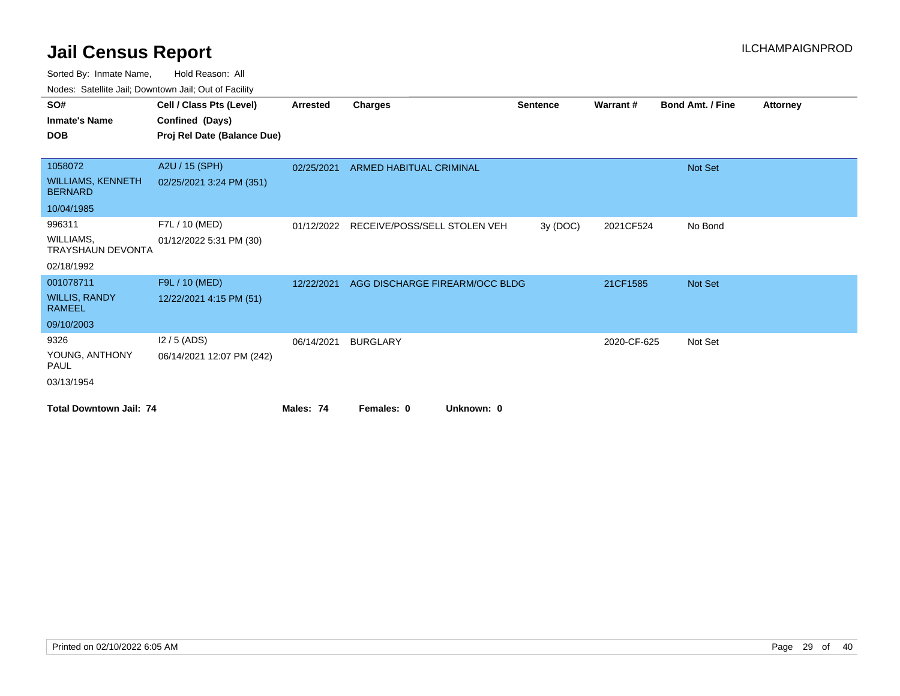# Jail Census Report

ILCHAMPAIGNPROD

Sorted By: Inmate Name, Hold Reason: All

Nodes: Satellite Jail; Downtown Jail; Out of Facility

| SO# / Inmate's Name / DOB | Cell / Class Pts (Level) / Confined (Days) / Proj Rel Date (Balance Due) | Arrested | Charges | Sentence | Warrant # | Bond Amt. / Fine | Attorney |
|---|---|---|---|---|---|---|---|
| 1058072 WILLIAMS, KENNETH BERNARD 10/04/1985 | A2U / 15 (SPH) 02/25/2021 3:24 PM (351) | 02/25/2021 | ARMED HABITUAL CRIMINAL | | | Not Set | |
| 996311 WILLIAMS, TRAYSHAUN DEVONTA 02/18/1992 | F7L / 10 (MED) 01/12/2022 5:31 PM (30) | 01/12/2022 | RECEIVE/POSS/SELL STOLEN VEH | 3y (DOC) | 2021CF524 | No Bond | |
| 001078711 WILLIS, RANDY RAMEEL 09/10/2003 | F9L / 10 (MED) 12/22/2021 4:15 PM (51) | 12/22/2021 | AGG DISCHARGE FIREARM/OCC BLDG | | 21CF1585 | Not Set | |
| 9326 YOUNG, ANTHONY PAUL 03/13/1954 | I2 / 5 (ADS) 06/14/2021 12:07 PM (242) | 06/14/2021 | BURGLARY | | 2020-CF-625 | Not Set | |

**Total Downtown Jail: 74** **Males: 74** **Females: 0** **Unknown: 0**

Printed on 02/10/2022 6:05 AM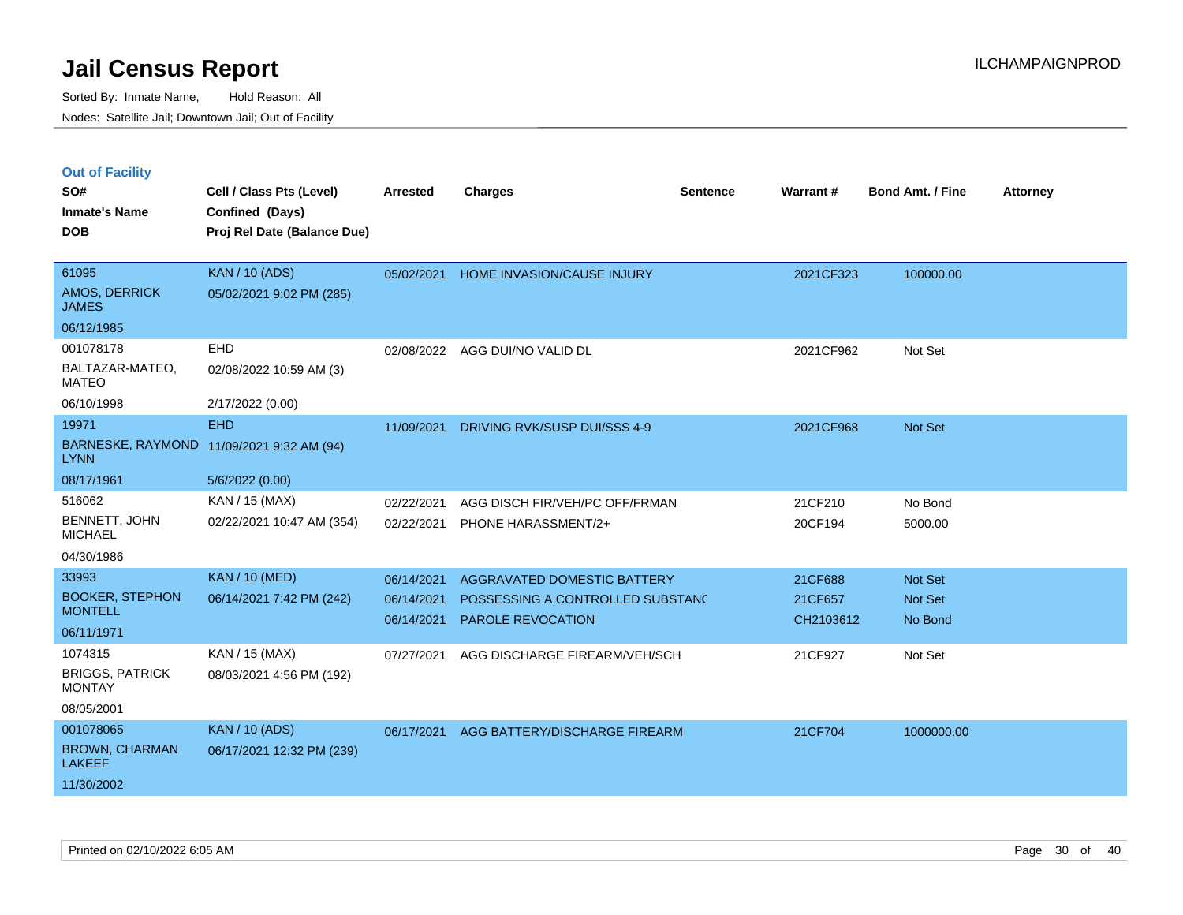# Jail Census Report

Sorted By: Inmate Name, Hold Reason: All

Nodes: Satellite Jail; Downtown Jail; Out of Facility

ILCHAMPAIGNPROD

## Out of Facility

| SO# / Inmate's Name / DOB | Cell / Class Pts (Level) / Confined (Days) / Proj Rel Date (Balance Due) | Arrested | Charges | Sentence | Warrant # | Bond Amt. / Fine | Attorney |
|---|---|---|---|---|---|---|---|
| 61095<br>AMOS, DERRICK JAMES<br>06/12/1985 | KAN / 10 (ADS)<br>05/02/2021 9:02 PM (285) | 05/02/2021 | HOME INVASION/CAUSE INJURY | | 2021CF323 | 100000.00 | |
| 001078178<br>BALTAZAR-MATEO, MATEO<br>06/10/1998 | EHD<br>02/08/2022 10:59 AM (3)<br>2/17/2022 (0.00) | 02/08/2022 | AGG DUI/NO VALID DL | | 2021CF962 | Not Set | |
| 19971<br>BARNESKE, RAYMOND LYNN<br>08/17/1961 | EHD<br>11/09/2021 9:32 AM (94)<br>5/6/2022 (0.00) | 11/09/2021 | DRIVING RVK/SUSP DUI/SSS 4-9 | | 2021CF968 | Not Set | |
| 516062<br>BENNETT, JOHN MICHAEL<br>04/30/1986 | KAN / 15 (MAX)<br>02/22/2021 10:47 AM (354) | 02/22/2021<br>02/22/2021 | AGG DISCH FIR/VEH/PC OFF/FRMAN<br>PHONE HARASSMENT/2+ | | 21CF210<br>20CF194 | No Bond<br>5000.00 | |
| 33993<br>BOOKER, STEPHON MONTELL<br>06/11/1971 | KAN / 10 (MED)<br>06/14/2021 7:42 PM (242) | 06/14/2021<br>06/14/2021<br>06/14/2021 | AGGRAVATED DOMESTIC BATTERY<br>POSSESSING A CONTROLLED SUBSTANC<br>PAROLE REVOCATION | | 21CF688<br>21CF657<br>CH2103612 | Not Set<br>Not Set<br>No Bond | |
| 1074315<br>BRIGGS, PATRICK MONTAY<br>08/05/2001 | KAN / 15 (MAX)<br>08/03/2021 4:56 PM (192) | 07/27/2021 | AGG DISCHARGE FIREARM/VEH/SCH | | 21CF927 | Not Set | |
| 001078065<br>BROWN, CHARMAN LAKEEF<br>11/30/2002 | KAN / 10 (ADS)<br>06/17/2021 12:32 PM (239) | 06/17/2021 | AGG BATTERY/DISCHARGE FIREARM | | 21CF704 | 1000000.00 | |

Printed on 02/10/2022 6:05 AM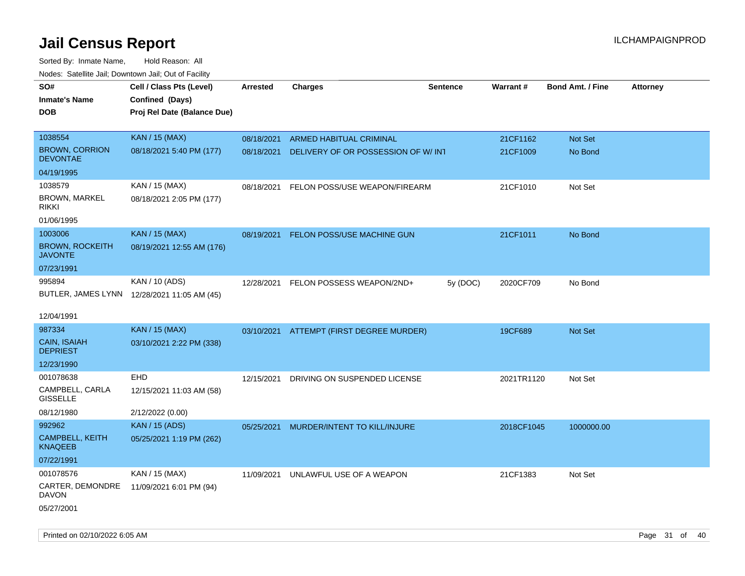# Jail Census Report

ILCHAMPAIGNPROD

Sorted By: Inmate Name, Hold Reason: All

Nodes: Satellite Jail; Downtown Jail; Out of Facility

| SO# / Inmate's Name / DOB | Cell / Class Pts (Level) / Confined (Days) / Proj Rel Date (Balance Due) | Arrested | Charges | Sentence | Warrant # | Bond Amt. / Fine | Attorney |
|---|---|---|---|---|---|---|---|
| 1038554<br>BROWN, CORRION DEVONTAE<br>04/19/1995 | KAN / 15 (MAX)<br>08/18/2021 5:40 PM (177) | 08/18/2021<br>08/18/2021 | ARMED HABITUAL CRIMINAL<br>DELIVERY OF OR POSSESSION OF W/ INT | | 21CF1162<br>21CF1009 | Not Set<br>No Bond | |
| 1038579<br>BROWN, MARKEL RIKKI<br>01/06/1995 | KAN / 15 (MAX)<br>08/18/2021 2:05 PM (177) | 08/18/2021 | FELON POSS/USE WEAPON/FIREARM | | 21CF1010 | Not Set | |
| 1003006<br>BROWN, ROCKEITH JAVONTE<br>07/23/1991 | KAN / 15 (MAX)<br>08/19/2021 12:55 AM (176) | 08/19/2021 | FELON POSS/USE MACHINE GUN | | 21CF1011 | No Bond | |
| 995894<br>BUTLER, JAMES LYNN<br>12/04/1991 | KAN / 10 (ADS)<br>12/28/2021 11:05 AM (45) | 12/28/2021 | FELON POSSESS WEAPON/2ND+ | 5y (DOC) | 2020CF709 | No Bond | |
| 987334<br>CAIN, ISAIAH DEPRIEST<br>12/23/1990 | KAN / 15 (MAX)<br>03/10/2021 2:22 PM (338) | 03/10/2021 | ATTEMPT (FIRST DEGREE MURDER) | | 19CF689 | Not Set | |
| 001078638<br>CAMPBELL, CARLA GISSELLE<br>08/12/1980 | EHD<br>12/15/2021 11:03 AM (58)<br>2/12/2022 (0.00) | 12/15/2021 | DRIVING ON SUSPENDED LICENSE | | 2021TR1120 | Not Set | |
| 992962<br>CAMPBELL, KEITH KNAQEEB<br>07/22/1991 | KAN / 15 (ADS)<br>05/25/2021 1:19 PM (262) | 05/25/2021 | MURDER/INTENT TO KILL/INJURE | | 2018CF1045 | 1000000.00 | |
| 001078576<br>CARTER, DEMONDRE DAVON<br>05/27/2001 | KAN / 15 (MAX)<br>11/09/2021 6:01 PM (94) | 11/09/2021 | UNLAWFUL USE OF A WEAPON | | 21CF1383 | Not Set | |

Printed on 02/10/2022 6:05 AM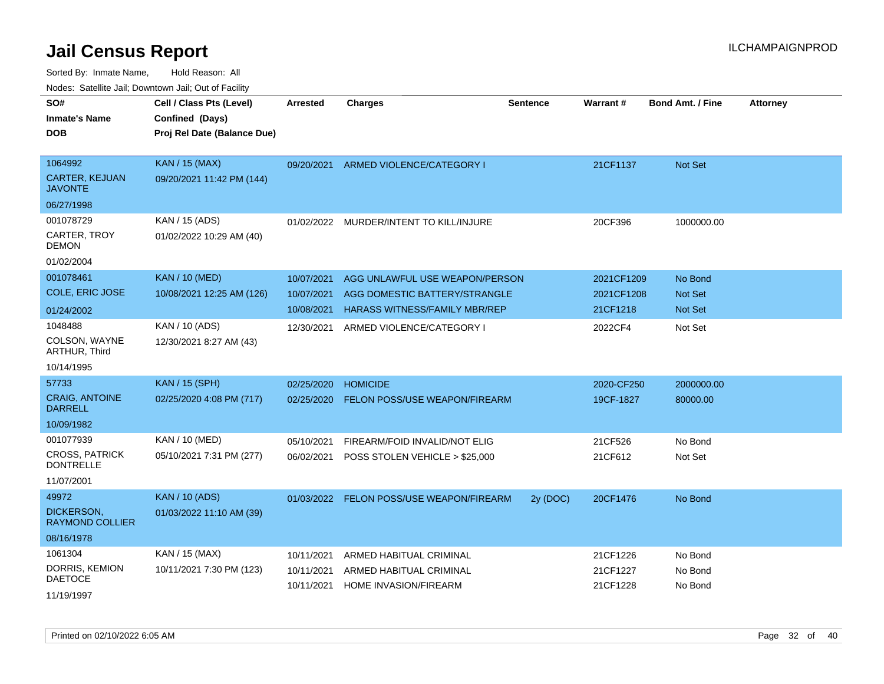# Jail Census Report

ILCHAMPAIGNPROD

Sorted By: Inmate Name, Hold Reason: All

Nodes: Satellite Jail; Downtown Jail; Out of Facility

| SO# / Inmate's Name / DOB | Cell / Class Pts (Level) / Confined (Days) / Proj Rel Date (Balance Due) | Arrested | Charges | Sentence | Warrant # | Bond Amt. / Fine | Attorney |
|---|---|---|---|---|---|---|---|
| 1064992<br>CARTER, KEJUAN JAVONTE<br>06/27/1998 | KAN / 15 (MAX)<br>09/20/2021 11:42 PM (144) | 09/20/2021 | ARMED VIOLENCE/CATEGORY I | | 21CF1137 | Not Set | |
| 001078729<br>CARTER, TROY DEMON<br>01/02/2004 | KAN / 15 (ADS)<br>01/02/2022 10:29 AM (40) | 01/02/2022 | MURDER/INTENT TO KILL/INJURE | | 20CF396 | 1000000.00 | |
| 001078461<br>COLE, ERIC JOSE<br>01/24/2002 | KAN / 10 (MED)<br>10/08/2021 12:25 AM (126) | 10/07/2021 | AGG UNLAWFUL USE WEAPON/PERSON | | 2021CF1209 | No Bond | |
| | | 10/07/2021 | AGG DOMESTIC BATTERY/STRANGLE | | 2021CF1208 | Not Set | |
| | | 10/08/2021 | HARASS WITNESS/FAMILY MBR/REP | | 21CF1218 | Not Set | |
| 1048488<br>COLSON, WAYNE ARTHUR, Third<br>10/14/1995 | KAN / 10 (ADS)<br>12/30/2021 8:27 AM (43) | 12/30/2021 | ARMED VIOLENCE/CATEGORY I | | 2022CF4 | Not Set | |
| 57733<br>CRAIG, ANTOINE DARRELL<br>10/09/1982 | KAN / 15 (SPH)<br>02/25/2020 4:08 PM (717) | 02/25/2020 | HOMICIDE | | 2020-CF250 | 2000000.00 | |
| | | 02/25/2020 | FELON POSS/USE WEAPON/FIREARM | | 19CF-1827 | 80000.00 | |
| 001077939<br>CROSS, PATRICK DONTRELLE<br>11/07/2001 | KAN / 10 (MED)<br>05/10/2021 7:31 PM (277) | 05/10/2021 | FIREARM/FOID INVALID/NOT ELIG | | 21CF526 | No Bond | |
| | | 06/02/2021 | POSS STOLEN VEHICLE > $25,000 | | 21CF612 | Not Set | |
| 49972<br>DICKERSON, RAYMOND COLLIER<br>08/16/1978 | KAN / 10 (ADS)<br>01/03/2022 11:10 AM (39) | 01/03/2022 | FELON POSS/USE WEAPON/FIREARM | 2y (DOC) | 20CF1476 | No Bond | |
| 1061304<br>DORRIS, KEMION DAETOCE<br>11/19/1997 | KAN / 15 (MAX)<br>10/11/2021 7:30 PM (123) | 10/11/2021 | ARMED HABITUAL CRIMINAL | | 21CF1226 | No Bond | |
| | | 10/11/2021 | ARMED HABITUAL CRIMINAL | | 21CF1227 | No Bond | |
| | | 10/11/2021 | HOME INVASION/FIREARM | | 21CF1228 | No Bond | |

Printed on 02/10/2022 6:05 AM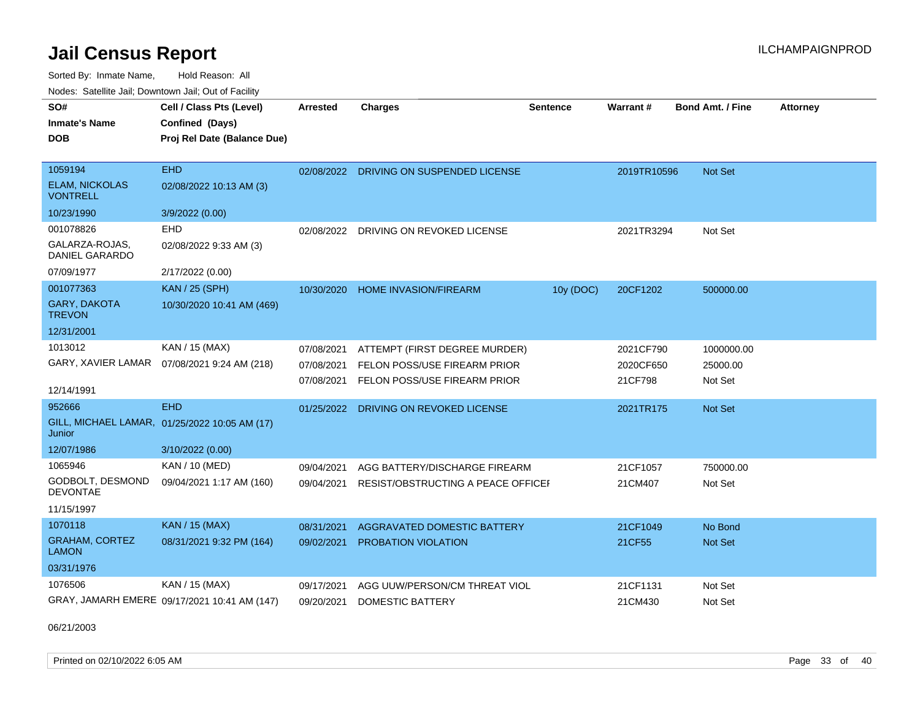# Jail Census Report

ILCHAMPAIGNPROD

Sorted By: Inmate Name, Hold Reason: All

Nodes: Satellite Jail; Downtown Jail; Out of Facility

| SO# / Inmate's Name / DOB | Cell / Class Pts (Level) / Confined (Days) / Proj Rel Date (Balance Due) | Arrested | Charges | Sentence | Warrant # | Bond Amt. / Fine | Attorney |
|---|---|---|---|---|---|---|---|
| 1059194<br>ELAM, NICKOLAS VONTRELL<br>10/23/1990 | EHD<br>02/08/2022 10:13 AM (3)<br>3/9/2022 (0.00) | 02/08/2022 | DRIVING ON SUSPENDED LICENSE | | 2019TR10596 | Not Set | |
| 001078826<br>GALARZA-ROJAS, DANIEL GARARDO<br>07/09/1977 | EHD<br>02/08/2022 9:33 AM (3)<br>2/17/2022 (0.00) | 02/08/2022 | DRIVING ON REVOKED LICENSE | | 2021TR3294 | Not Set | |
| 001077363<br>GARY, DAKOTA TREVON<br>12/31/2001 | KAN / 25 (SPH)<br>10/30/2020 10:41 AM (469) | 10/30/2020 | HOME INVASION/FIREARM | 10y (DOC) | 20CF1202 | 500000.00 | |
| 1013012<br>GARY, XAVIER LAMAR<br>12/14/1991 | KAN / 15 (MAX)<br>07/08/2021 9:24 AM (218) | 07/08/2021 | ATTEMPT (FIRST DEGREE MURDER) | | 2021CF790 | 1000000.00 | |
| | | 07/08/2021 | FELON POSS/USE FIREARM PRIOR | | 2020CF650 | 25000.00 | |
| | | 07/08/2021 | FELON POSS/USE FIREARM PRIOR | | 21CF798 | Not Set | |
| 952666<br>GILL, MICHAEL LAMAR, Junior<br>12/07/1986 | EHD<br>01/25/2022 10:05 AM (17)<br>3/10/2022 (0.00) | 01/25/2022 | DRIVING ON REVOKED LICENSE | | 2021TR175 | Not Set | |
| 1065946<br>GODBOLT, DESMOND DEVONTAE<br>11/15/1997 | KAN / 10 (MED)<br>09/04/2021 1:17 AM (160) | 09/04/2021 | AGG BATTERY/DISCHARGE FIREARM | | 21CF1057 | 750000.00 | |
| | | 09/04/2021 | RESIST/OBSTRUCTING A PEACE OFFICEI | | 21CM407 | Not Set | |
| 1070118<br>GRAHAM, CORTEZ LAMON<br>03/31/1976 | KAN / 15 (MAX)<br>08/31/2021 9:32 PM (164) | 08/31/2021 | AGGRAVATED DOMESTIC BATTERY | | 21CF1049 | No Bond | |
| | | 09/02/2021 | PROBATION VIOLATION | | 21CF55 | Not Set | |
| 1076506<br>GRAY, JAMARH EMERE<br>06/21/2003 | KAN / 15 (MAX)<br>09/17/2021 10:41 AM (147) | 09/17/2021 | AGG UUW/PERSON/CM THREAT VIOL | | 21CF1131 | Not Set | |
| | | 09/20/2021 | DOMESTIC BATTERY | | 21CM430 | Not Set | |

Printed on 02/10/2022 6:05 AM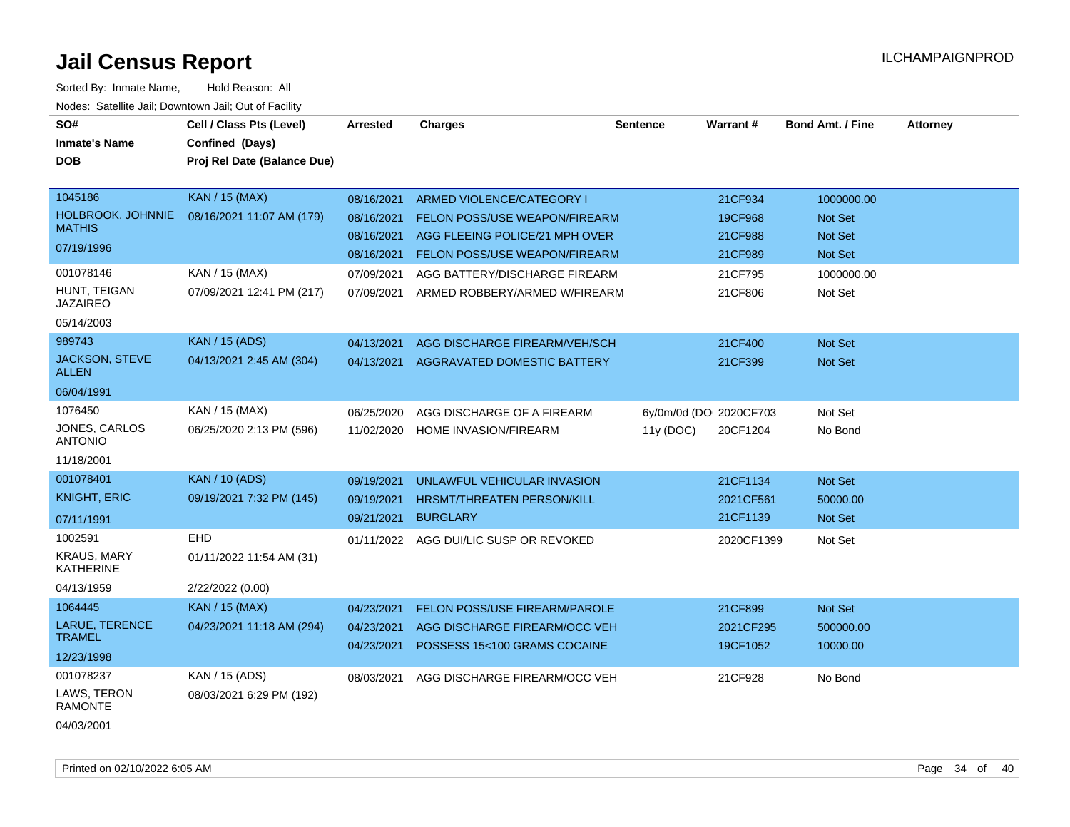# Jail Census Report

ILCHAMPAIGNPROD

Sorted By: Inmate Name, Hold Reason: All

Nodes: Satellite Jail; Downtown Jail; Out of Facility

| SO# / Inmate's Name / DOB | Cell / Class Pts (Level) / Confined (Days) / Proj Rel Date (Balance Due) | Arrested | Charges | Sentence | Warrant # | Bond Amt. / Fine | Attorney |
|---|---|---|---|---|---|---|---|
| 1045186 HOLBROOK, JOHNNIE MATHIS 07/19/1996 | KAN / 15 (MAX) 08/16/2021 11:07 AM (179) | 08/16/2021 | ARMED VIOLENCE/CATEGORY I | | 21CF934 | 1000000.00 | |
| | | 08/16/2021 | FELON POSS/USE WEAPON/FIREARM | | 19CF968 | Not Set | |
| | | 08/16/2021 | AGG FLEEING POLICE/21 MPH OVER | | 21CF988 | Not Set | |
| | | 08/16/2021 | FELON POSS/USE WEAPON/FIREARM | | 21CF989 | Not Set | |
| 001078146 HUNT, TEIGAN JAZAIREO 05/14/2003 | KAN / 15 (MAX) 07/09/2021 12:41 PM (217) | 07/09/2021 | AGG BATTERY/DISCHARGE FIREARM | | 21CF795 | 1000000.00 | |
| | | 07/09/2021 | ARMED ROBBERY/ARMED W/FIREARM | | 21CF806 | Not Set | |
| 989743 JACKSON, STEVE ALLEN 06/04/1991 | KAN / 15 (ADS) 04/13/2021 2:45 AM (304) | 04/13/2021 | AGG DISCHARGE FIREARM/VEH/SCH | | 21CF400 | Not Set | |
| | | 04/13/2021 | AGGRAVATED DOMESTIC BATTERY | | 21CF399 | Not Set | |
| 1076450 JONES, CARLOS ANTONIO 11/18/2001 | KAN / 15 (MAX) 06/25/2020 2:13 PM (596) | 06/25/2020 | AGG DISCHARGE OF A FIREARM | 6y/0m/0d (DOC) | 2020CF703 | Not Set | |
| | | 11/02/2020 | HOME INVASION/FIREARM | 11y (DOC) | 20CF1204 | No Bond | |
| 001078401 KNIGHT, ERIC 07/11/1991 | KAN / 10 (ADS) 09/19/2021 7:32 PM (145) | 09/19/2021 | UNLAWFUL VEHICULAR INVASION | | 21CF1134 | Not Set | |
| | | 09/19/2021 | HRSMT/THREATEN PERSON/KILL | | 2021CF561 | 50000.00 | |
| | | 09/21/2021 | BURGLARY | | 21CF1139 | Not Set | |
| 1002591 KRAUS, MARY KATHERINE 04/13/1959 | EHD 01/11/2022 11:54 AM (31) 2/22/2022 (0.00) | 01/11/2022 | AGG DUI/LIC SUSP OR REVOKED | | 2020CF1399 | Not Set | |
| 1064445 LARUE, TERENCE TRAMEL 12/23/1998 | KAN / 15 (MAX) 04/23/2021 11:18 AM (294) | 04/23/2021 | FELON POSS/USE FIREARM/PAROLE | | 21CF899 | Not Set | |
| | | 04/23/2021 | AGG DISCHARGE FIREARM/OCC VEH | | 2021CF295 | 500000.00 | |
| | | 04/23/2021 | POSSESS 15<100 GRAMS COCAINE | | 19CF1052 | 10000.00 | |
| 001078237 LAWS, TERON RAMONTE 04/03/2001 | KAN / 15 (ADS) 08/03/2021 6:29 PM (192) | 08/03/2021 | AGG DISCHARGE FIREARM/OCC VEH | | 21CF928 | No Bond | |

Printed on 02/10/2022 6:05 AM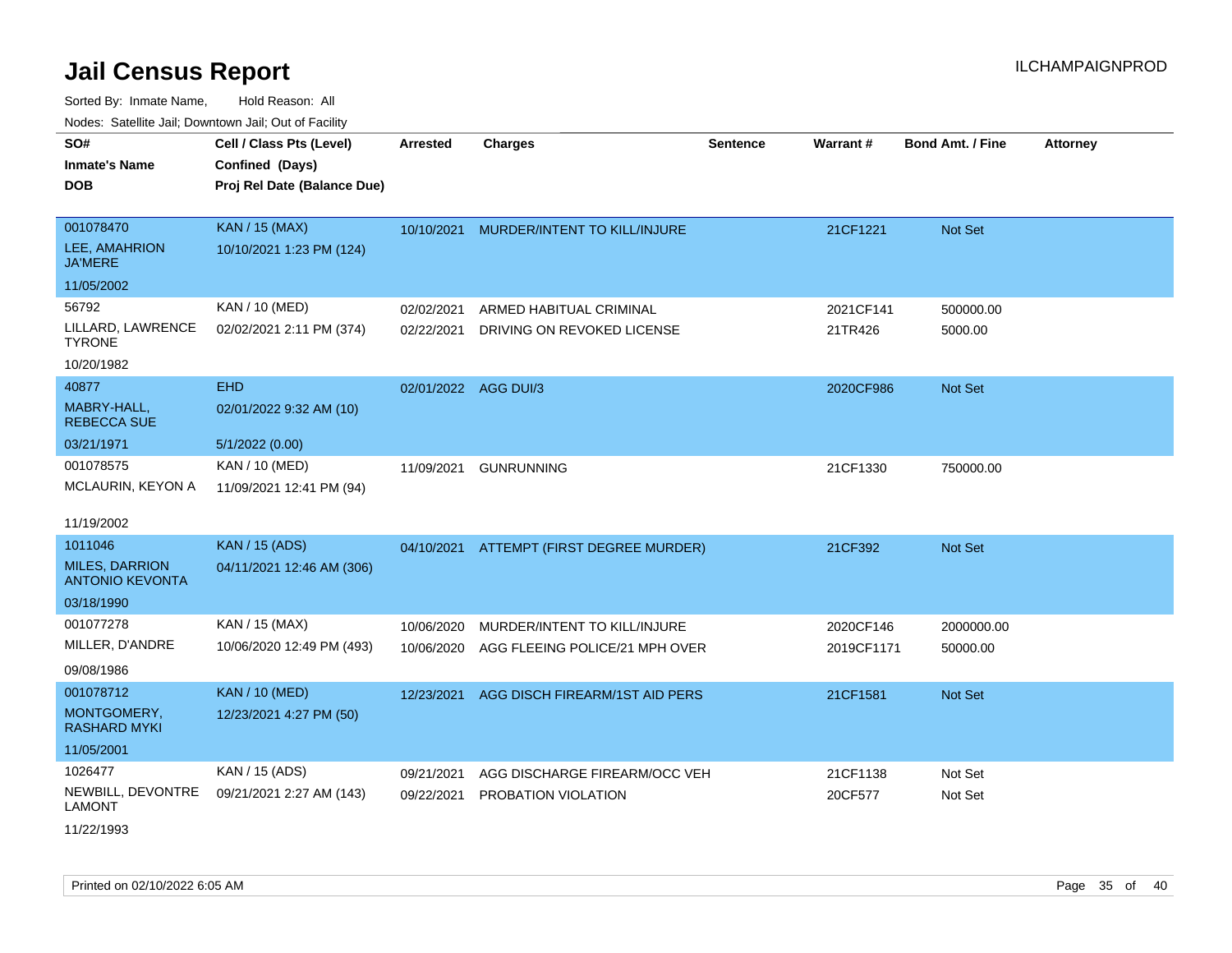# Jail Census Report

ILCHAMPAIGNPROD

Sorted By: Inmate Name, Hold Reason: All

Nodes: Satellite Jail; Downtown Jail; Out of Facility

| SO# / Inmate's Name / DOB | Cell / Class Pts (Level) / Confined (Days) / Proj Rel Date (Balance Due) | Arrested | Charges | Sentence | Warrant # | Bond Amt. / Fine | Attorney |
|---|---|---|---|---|---|---|---|
| 001078470<br>LEE, AMAHRION JA'MERE<br>11/05/2002 | KAN / 15 (MAX)<br>10/10/2021 1:23 PM (124) | 10/10/2021 | MURDER/INTENT TO KILL/INJURE | | 21CF1221 | Not Set | |
| 56792<br>LILLARD, LAWRENCE TYRONE<br>10/20/1982 | KAN / 10 (MED)<br>02/02/2021 2:11 PM (374) | 02/02/2021<br>02/22/2021 | ARMED HABITUAL CRIMINAL<br>DRIVING ON REVOKED LICENSE | | 2021CF141<br>21TR426 | 500000.00<br>5000.00 | |
| 40877<br>MABRY-HALL, REBECCA SUE<br>03/21/1971 | EHD<br>02/01/2022 9:32 AM (10)<br>5/1/2022 (0.00) | 02/01/2022 | AGG DUI/3 | | 2020CF986 | Not Set | |
| 001078575<br>MCLAURIN, KEYON A<br>11/19/2002 | KAN / 10 (MED)<br>11/09/2021 12:41 PM (94) | 11/09/2021 | GUNRUNNING | | 21CF1330 | 750000.00 | |
| 1011046<br>MILES, DARRION ANTONIO KEVONTA<br>03/18/1990 | KAN / 15 (ADS)<br>04/11/2021 12:46 AM (306) | 04/10/2021 | ATTEMPT (FIRST DEGREE MURDER) | | 21CF392 | Not Set | |
| 001077278<br>MILLER, D'ANDRE<br>09/08/1986 | KAN / 15 (MAX)<br>10/06/2020 12:49 PM (493) | 10/06/2020<br>10/06/2020 | MURDER/INTENT TO KILL/INJURE<br>AGG FLEEING POLICE/21 MPH OVER | | 2020CF146<br>2019CF1171 | 2000000.00<br>50000.00 | |
| 001078712<br>MONTGOMERY, RASHARD MYKI<br>11/05/2001 | KAN / 10 (MED)<br>12/23/2021 4:27 PM (50) | 12/23/2021 | AGG DISCH FIREARM/1ST AID PERS | | 21CF1581 | Not Set | |
| 1026477<br>NEWBILL, DEVONTRE LAMONT<br>11/22/1993 | KAN / 15 (ADS)<br>09/21/2021 2:27 AM (143) | 09/21/2021<br>09/22/2021 | AGG DISCHARGE FIREARM/OCC VEH<br>PROBATION VIOLATION | | 21CF1138<br>20CF577 | Not Set<br>Not Set | |

Printed on 02/10/2022 6:05 AM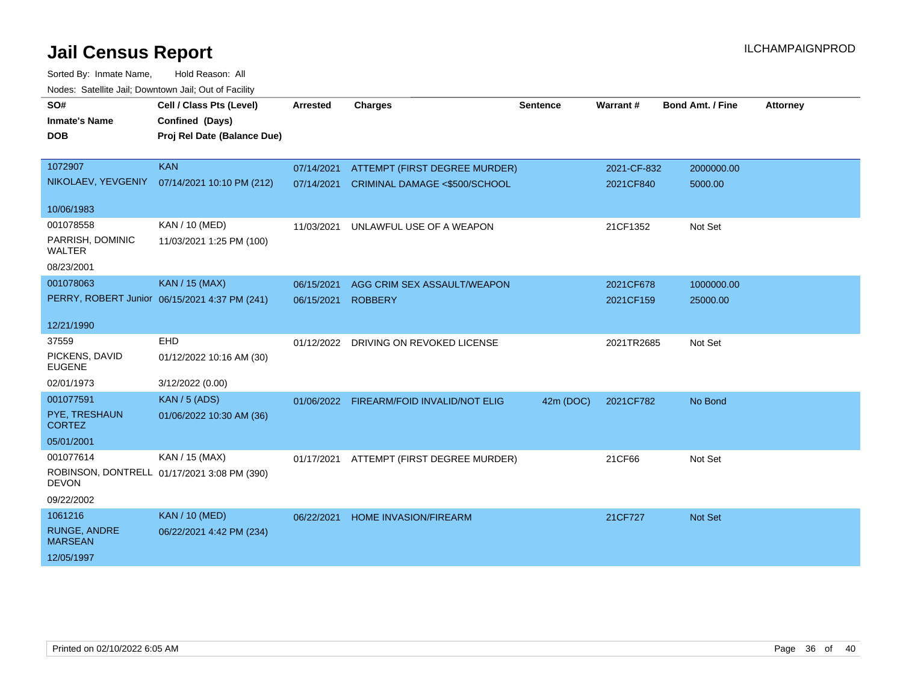# Jail Census Report

ILCHAMPAIGNPROD

Sorted By: Inmate Name, Hold Reason: All

Nodes: Satellite Jail; Downtown Jail; Out of Facility

| SO# / Inmate's Name / DOB | Cell / Class Pts (Level) / Confined (Days) / Proj Rel Date (Balance Due) | Arrested | Charges | Sentence | Warrant # | Bond Amt. / Fine | Attorney |
|---|---|---|---|---|---|---|---|
| 1072907<br>NIKOLAEV, YEVGENIY<br>10/06/1983 | KAN<br>07/14/2021 10:10 PM (212) | 07/14/2021 | ATTEMPT (FIRST DEGREE MURDER) | | 2021-CF-832 | 2000000.00 | |
| | | 07/14/2021 | CRIMINAL DAMAGE <$500/SCHOOL | | 2021CF840 | 5000.00 | |
| 001078558<br>PARRISH, DOMINIC WALTER<br>08/23/2001 | KAN / 10 (MED)<br>11/03/2021 1:25 PM (100) | 11/03/2021 | UNLAWFUL USE OF A WEAPON | | 21CF1352 | Not Set | |
| 001078063<br>PERRY, ROBERT Junior<br>12/21/1990 | KAN / 15 (MAX)<br>06/15/2021 4:37 PM (241) | 06/15/2021 | AGG CRIM SEX ASSAULT/WEAPON | | 2021CF678 | 1000000.00 | |
| | | 06/15/2021 | ROBBERY | | 2021CF159 | 25000.00 | |
| 37559<br>PICKENS, DAVID EUGENE<br>02/01/1973 | EHD<br>01/12/2022 10:16 AM (30)<br>3/12/2022 (0.00) | 01/12/2022 | DRIVING ON REVOKED LICENSE | | 2021TR2685 | Not Set | |
| 001077591<br>PYE, TRESHAUN CORTEZ<br>05/01/2001 | KAN / 5 (ADS)<br>01/06/2022 10:30 AM (36) | 01/06/2022 | FIREARM/FOID INVALID/NOT ELIG | 42m (DOC) | 2021CF782 | No Bond | |
| 001077614<br>ROBINSON, DONTRELL DEVON<br>09/22/2002 | KAN / 15 (MAX)<br>01/17/2021 3:08 PM (390) | 01/17/2021 | ATTEMPT (FIRST DEGREE MURDER) | | 21CF66 | Not Set | |
| 1061216<br>RUNGE, ANDRE MARSEAN<br>12/05/1997 | KAN / 10 (MED)<br>06/22/2021 4:42 PM (234) | 06/22/2021 | HOME INVASION/FIREARM | | 21CF727 | Not Set | |

Printed on 02/10/2022 6:05 AM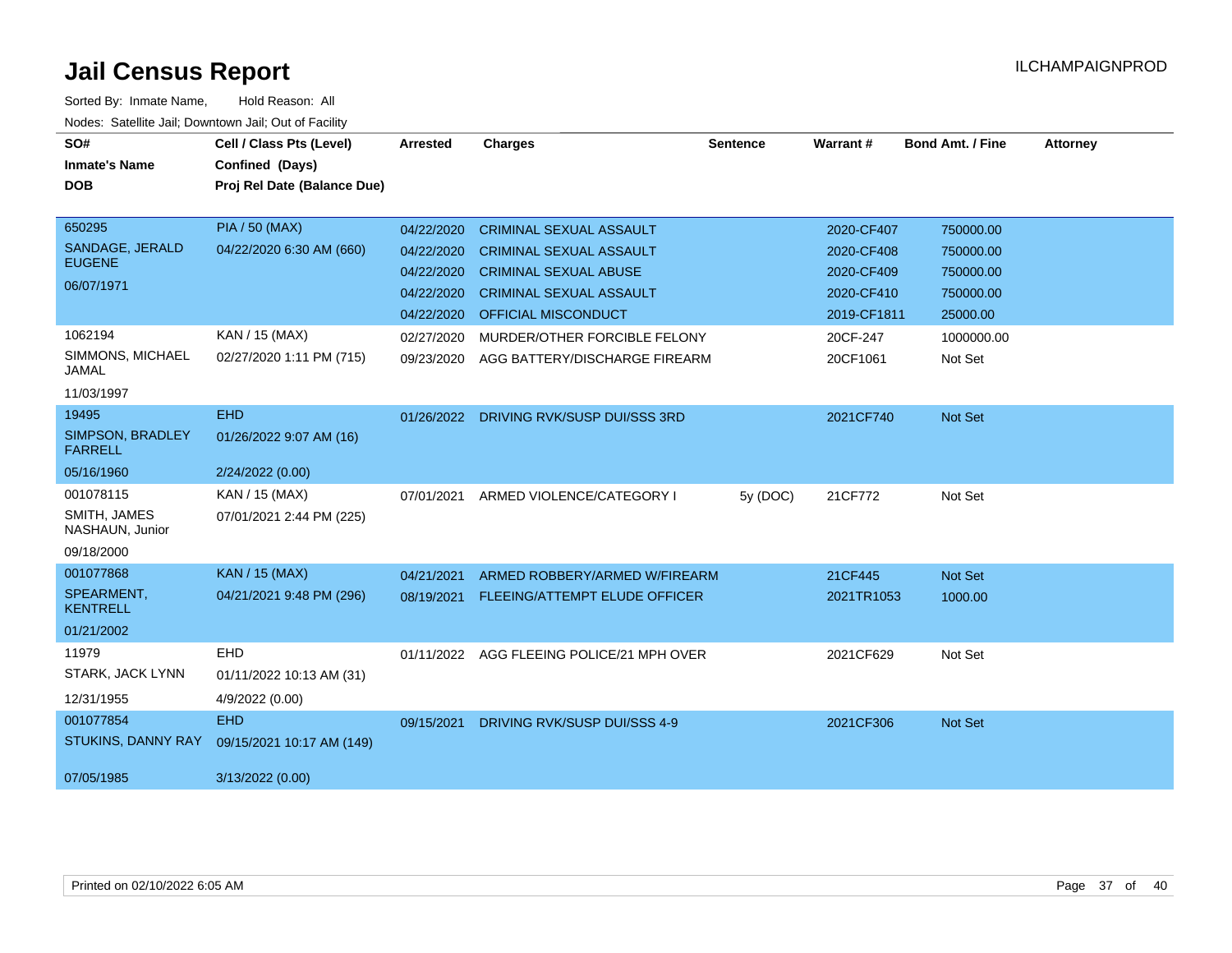# Jail Census Report

ILCHAMPAIGNPROD

Sorted By: Inmate Name, Hold Reason: All

Nodes: Satellite Jail; Downtown Jail; Out of Facility

| SO# / Inmate's Name / DOB | Cell / Class Pts (Level) / Confined (Days) / Proj Rel Date (Balance Due) | Arrested | Charges | Sentence | Warrant # | Bond Amt. / Fine | Attorney |
|---|---|---|---|---|---|---|---|
| 650295 SANDAGE, JERALD EUGENE 06/07/1971 | PIA / 50 (MAX) 04/22/2020 6:30 AM (660) | 04/22/2020 | CRIMINAL SEXUAL ASSAULT | | 2020-CF407 | 750000.00 | |
| | | 04/22/2020 | CRIMINAL SEXUAL ASSAULT | | 2020-CF408 | 750000.00 | |
| | | 04/22/2020 | CRIMINAL SEXUAL ABUSE | | 2020-CF409 | 750000.00 | |
| | | 04/22/2020 | CRIMINAL SEXUAL ASSAULT | | 2020-CF410 | 750000.00 | |
| | | 04/22/2020 | OFFICIAL MISCONDUCT | | 2019-CF1811 | 25000.00 | |
| 1062194 SIMMONS, MICHAEL JAMAL 11/03/1997 | KAN / 15 (MAX) 02/27/2020 1:11 PM (715) | 02/27/2020 | MURDER/OTHER FORCIBLE FELONY | | 20CF-247 | 1000000.00 | |
| | | 09/23/2020 | AGG BATTERY/DISCHARGE FIREARM | | 20CF1061 | Not Set | |
| 19495 SIMPSON, BRADLEY FARRELL 05/16/1960 | EHD 01/26/2022 9:07 AM (16) 2/24/2022 (0.00) | 01/26/2022 | DRIVING RVK/SUSP DUI/SSS 3RD | | 2021CF740 | Not Set | |
| 001078115 SMITH, JAMES NASHAUN, Junior 09/18/2000 | KAN / 15 (MAX) 07/01/2021 2:44 PM (225) | 07/01/2021 | ARMED VIOLENCE/CATEGORY I | 5y (DOC) | 21CF772 | Not Set | |
| 001077868 SPEARMENT, KENTRELL 01/21/2002 | KAN / 15 (MAX) 04/21/2021 9:48 PM (296) | 04/21/2021 | ARMED ROBBERY/ARMED W/FIREARM | | 21CF445 | Not Set | |
| | | 08/19/2021 | FLEEING/ATTEMPT ELUDE OFFICER | | 2021TR1053 | 1000.00 | |
| 11979 STARK, JACK LYNN 12/31/1955 | EHD 01/11/2022 10:13 AM (31) 4/9/2022 (0.00) | 01/11/2022 | AGG FLEEING POLICE/21 MPH OVER | | 2021CF629 | Not Set | |
| 001077854 STUKINS, DANNY RAY 07/05/1985 | EHD 09/15/2021 10:17 AM (149) 3/13/2022 (0.00) | 09/15/2021 | DRIVING RVK/SUSP DUI/SSS 4-9 | | 2021CF306 | Not Set | |

Printed on 02/10/2022 6:05 AM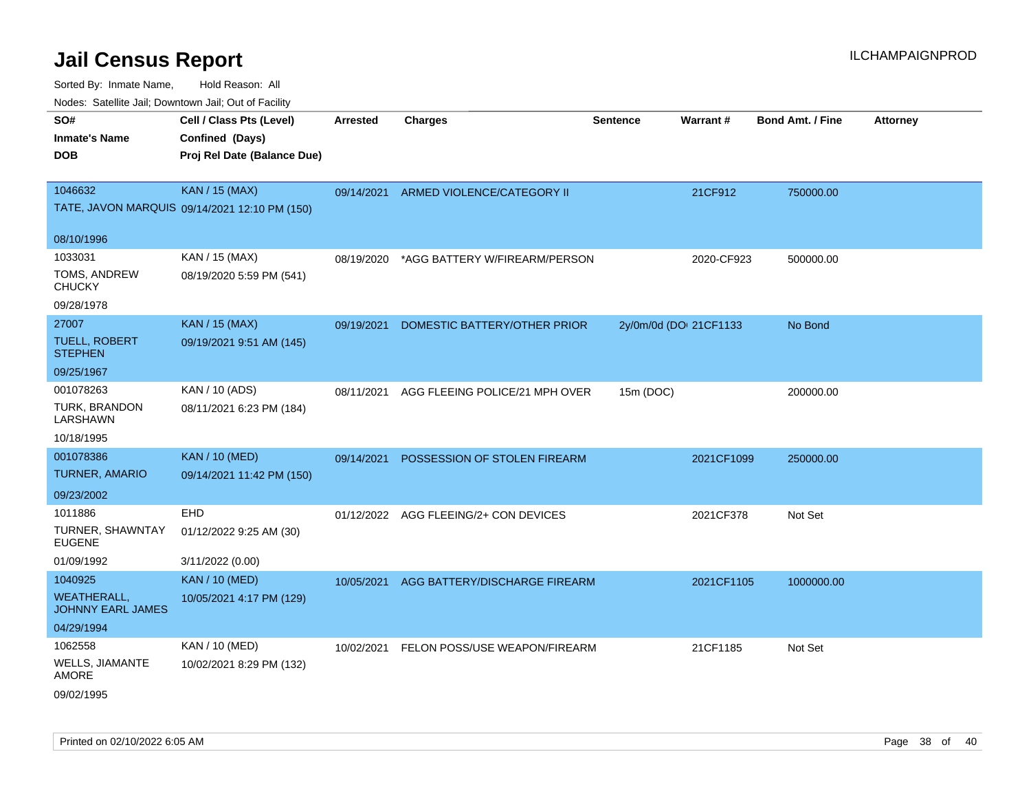# Jail Census Report

ILCHAMPAIGNPROD

Sorted By: Inmate Name, Hold Reason: All

Nodes: Satellite Jail; Downtown Jail; Out of Facility

| SO# / Inmate's Name / DOB | Cell / Class Pts (Level) / Confined (Days) / Proj Rel Date (Balance Due) | Arrested | Charges | Sentence | Warrant # | Bond Amt. / Fine | Attorney |
|---|---|---|---|---|---|---|---|
| 1046632<br>TATE, JAVON MARQUIS<br>08/10/1996 | KAN / 15 (MAX)<br>09/14/2021 12:10 PM (150) | 09/14/2021 | ARMED VIOLENCE/CATEGORY II | | 21CF912 | 750000.00 | |
| 1033031<br>TOMS, ANDREW CHUCKY<br>09/28/1978 | KAN / 15 (MAX)<br>08/19/2020 5:59 PM (541) | 08/19/2020 | *AGG BATTERY W/FIREARM/PERSON | | 2020-CF923 | 500000.00 | |
| 27007<br>TUELL, ROBERT STEPHEN<br>09/25/1967 | KAN / 15 (MAX)<br>09/19/2021 9:51 AM (145) | 09/19/2021 | DOMESTIC BATTERY/OTHER PRIOR | 2y/0m/0d (DO | 21CF1133 | No Bond | |
| 001078263<br>TURK, BRANDON LARSHAWN<br>10/18/1995 | KAN / 10 (ADS)<br>08/11/2021 6:23 PM (184) | 08/11/2021 | AGG FLEEING POLICE/21 MPH OVER | 15m (DOC) | | 200000.00 | |
| 001078386<br>TURNER, AMARIO<br>09/23/2002 | KAN / 10 (MED)<br>09/14/2021 11:42 PM (150) | 09/14/2021 | POSSESSION OF STOLEN FIREARM | | 2021CF1099 | 250000.00 | |
| 1011886<br>TURNER, SHAWNTAY EUGENE<br>01/09/1992 | EHD<br>01/12/2022 9:25 AM (30)<br>3/11/2022 (0.00) | 01/12/2022 | AGG FLEEING/2+ CON DEVICES | | 2021CF378 | Not Set | |
| 1040925<br>WEATHERALL, JOHNNY EARL JAMES<br>04/29/1994 | KAN / 10 (MED)<br>10/05/2021 4:17 PM (129) | 10/05/2021 | AGG BATTERY/DISCHARGE FIREARM | | 2021CF1105 | 1000000.00 | |
| 1062558<br>WELLS, JIAMANTE AMORE<br>09/02/1995 | KAN / 10 (MED)<br>10/02/2021 8:29 PM (132) | 10/02/2021 | FELON POSS/USE WEAPON/FIREARM | | 21CF1185 | Not Set | |

Printed on 02/10/2022 6:05 AM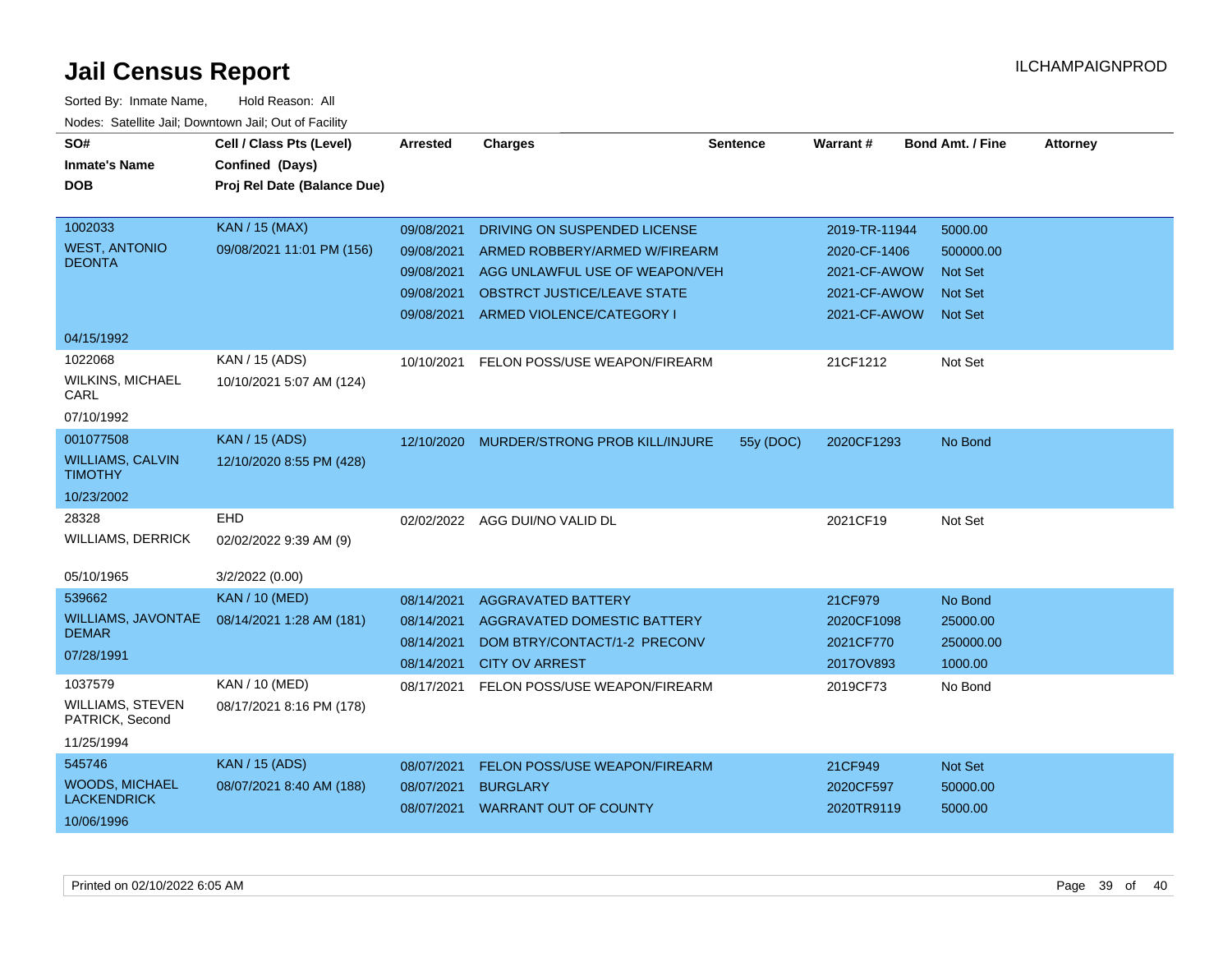# Jail Census Report

Sorted By: Inmate Name, Hold Reason: All

Nodes: Satellite Jail; Downtown Jail; Out of Facility

| SO# / Inmate's Name / DOB | Cell / Class Pts (Level) / Confined (Days) / Proj Rel Date (Balance Due) | Arrested | Charges | Sentence | Warrant # | Bond Amt. / Fine | Attorney |
|---|---|---|---|---|---|---|---|
| 1002033<br>WEST, ANTONIO DEONTA<br>04/15/1992 | KAN / 15 (MAX)<br>09/08/2021 11:01 PM (156) | 09/08/2021 | DRIVING ON SUSPENDED LICENSE | | 2019-TR-11944 | 5000.00 | |
| | | 09/08/2021 | ARMED ROBBERY/ARMED W/FIREARM | | 2020-CF-1406 | 500000.00 | |
| | | 09/08/2021 | AGG UNLAWFUL USE OF WEAPON/VEH | | 2021-CF-AWOW | Not Set | |
| | | 09/08/2021 | OBSTRCT JUSTICE/LEAVE STATE | | 2021-CF-AWOW | Not Set | |
| | | 09/08/2021 | ARMED VIOLENCE/CATEGORY I | | 2021-CF-AWOW | Not Set | |
| 1022068<br>WILKINS, MICHAEL CARL<br>07/10/1992 | KAN / 15 (ADS)<br>10/10/2021 5:07 AM (124) | 10/10/2021 | FELON POSS/USE WEAPON/FIREARM | | 21CF1212 | Not Set | |
| 001077508<br>WILLIAMS, CALVIN TIMOTHY<br>10/23/2002 | KAN / 15 (ADS)<br>12/10/2020 8:55 PM (428) | 12/10/2020 | MURDER/STRONG PROB KILL/INJURE | 55y (DOC) | 2020CF1293 | No Bond | |
| 28328<br>WILLIAMS, DERRICK<br>05/10/1965 | EHD<br>02/02/2022 9:39 AM (9)<br>3/2/2022 (0.00) | 02/02/2022 | AGG DUI/NO VALID DL | | 2021CF19 | Not Set | |
| 539662<br>WILLIAMS, JAVONTAE DEMAR<br>07/28/1991 | KAN / 10 (MED)<br>08/14/2021 1:28 AM (181) | 08/14/2021 | AGGRAVATED BATTERY | | 21CF979 | No Bond | |
| | | 08/14/2021 | AGGRAVATED DOMESTIC BATTERY | | 2020CF1098 | 25000.00 | |
| | | 08/14/2021 | DOM BTRY/CONTACT/1-2 PRECONV | | 2021CF770 | 250000.00 | |
| | | 08/14/2021 | CITY OV ARREST | | 2017OV893 | 1000.00 | |
| 1037579<br>WILLIAMS, STEVEN PATRICK, Second<br>11/25/1994 | KAN / 10 (MED)<br>08/17/2021 8:16 PM (178) | 08/17/2021 | FELON POSS/USE WEAPON/FIREARM | | 2019CF73 | No Bond | |
| 545746<br>WOODS, MICHAEL LACKENDRICK<br>10/06/1996 | KAN / 15 (ADS)<br>08/07/2021 8:40 AM (188) | 08/07/2021 | FELON POSS/USE WEAPON/FIREARM | | 21CF949 | Not Set | |
| | | 08/07/2021 | BURGLARY | | 2020CF597 | 50000.00 | |
| | | 08/07/2021 | WARRANT OUT OF COUNTY | | 2020TR9119 | 5000.00 | |

Printed on 02/10/2022 6:05 AM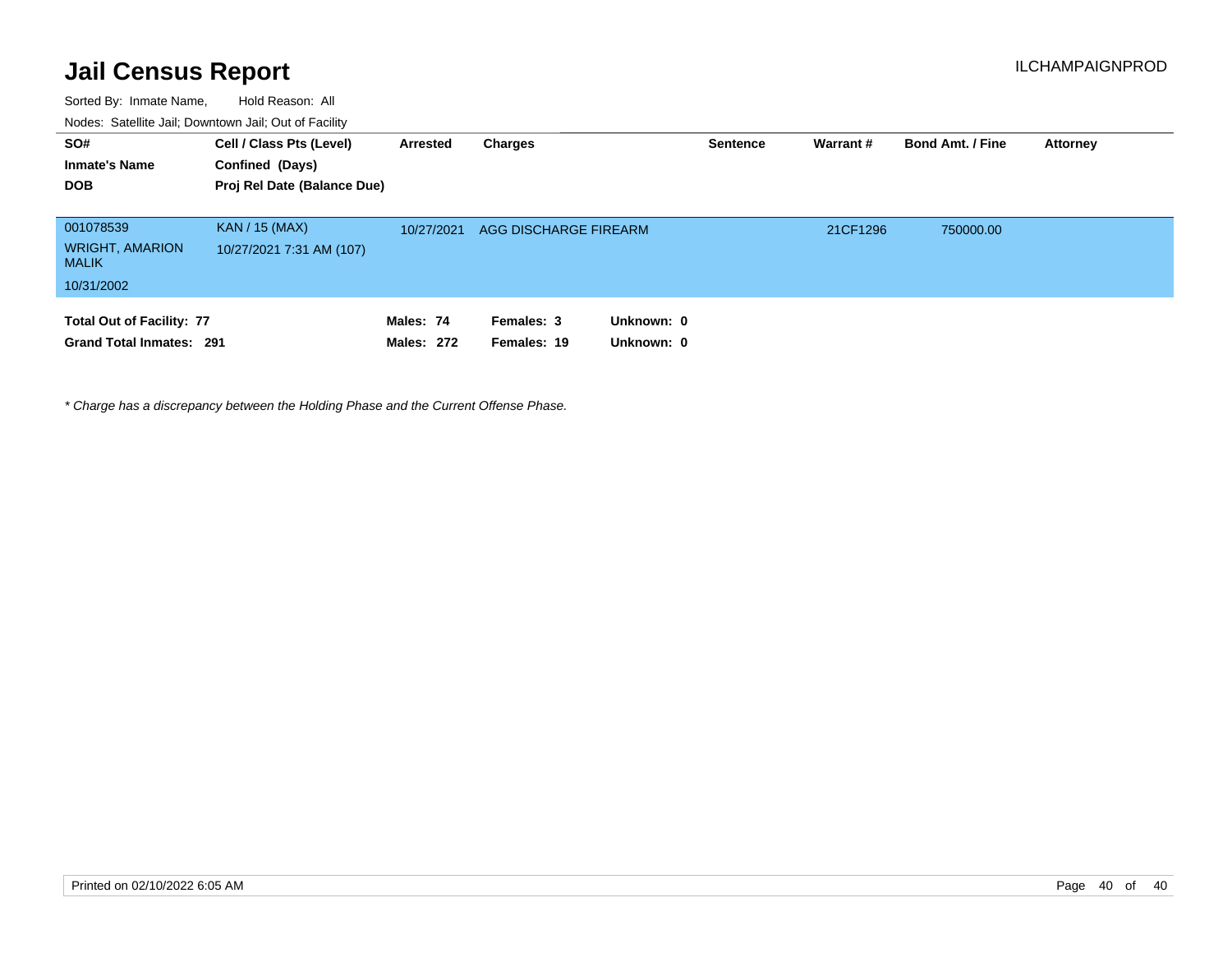# Jail Census Report

ILCHAMPAIGNPROD

Sorted By: Inmate Name, Hold Reason: All

Nodes: Satellite Jail; Downtown Jail; Out of Facility

| SO# / Inmate's Name / DOB | Cell / Class Pts (Level) / Confined (Days) / Proj Rel Date (Balance Due) | Arrested | Charges | Sentence | Warrant # | Bond Amt. / Fine | Attorney |
|---|---|---|---|---|---|---|---|
| 001078539<br>WRIGHT, AMARION MALIK<br>10/31/2002 | KAN / 15 (MAX)<br>10/27/2021 7:31 AM (107) | 10/27/2021 | AGG DISCHARGE FIREARM | | 21CF1296 | 750000.00 | |

| | | | |
|---|---|---|---|
| **Total Out of Facility: 77** | **Males: 74** | **Females: 3** | **Unknown: 0** |
| **Grand Total Inmates: 291** | **Males: 272** | **Females: 19** | **Unknown: 0** |

*\* Charge has a discrepancy between the Holding Phase and the Current Offense Phase.*

Printed on 02/10/2022 6:05 AM